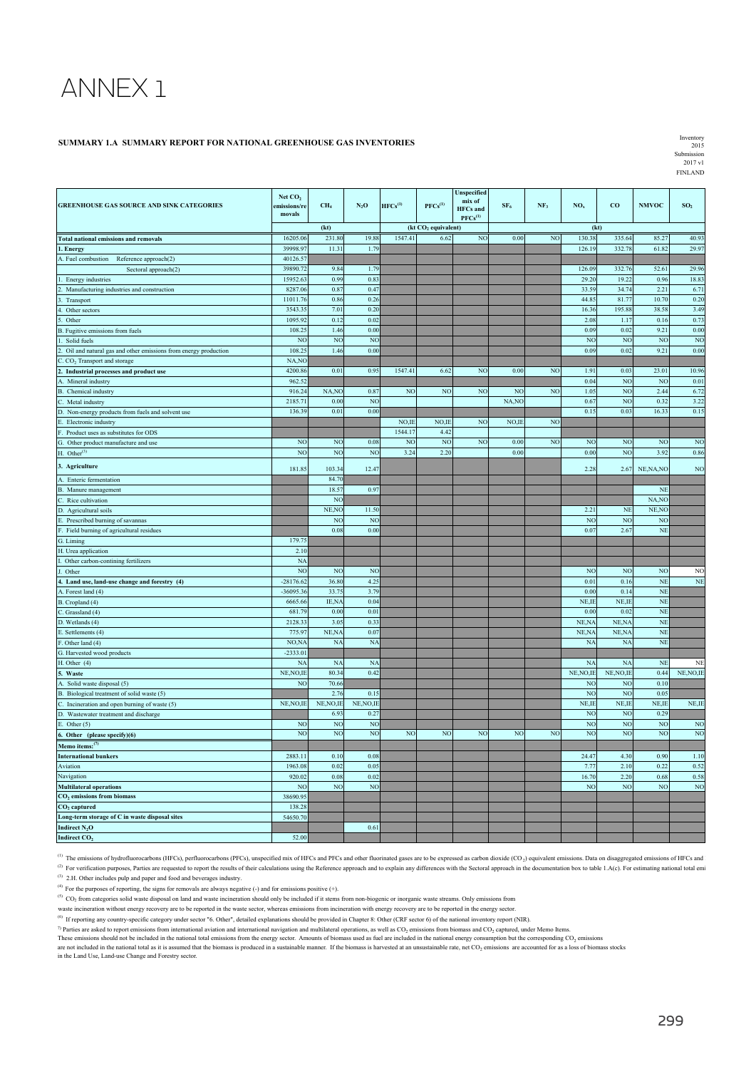# ANNEX 1

**SUMMARY 1.A SUMMARY REPORT FOR NATIONAL GREENHOUSE GAS INVENTORIES**

Inventory 2015
Submission 2017 v1
FINLAND

| GREENHOUSE GAS SOURCE AND SINK CATEGORIES | Net $CO_2$ emissions/removals | $CH_4$ | $N_2O$ | HFCs[1] | PFCs[1] | Unspecified mix of HFCs and PFCs[1] | $SF_6$ | $NF_3$ | $NO_x$ | CO | NMVOC | $SO_2$ |
|---|---|---|---|---|---|---|---|---|---|---|---|---|
| | (kt) | | | (kt $CO_2$ equivalent) | | | | | (kt) | | | |
| **Total national emissions and removals** | 16205.06 | 231.80 | 19.88 | 1547.41 | 6.62 | NO | 0.00 | NO | 130.38 | 335.64 | 85.27 | 40.93 |
| **1. Energy** | 39998.97 | 11.31 | 1.79 | | | | | | 126.19 | 332.78 | 61.82 | 29.97 |
| A. Fuel combustion Reference approach(2) | 40126.57 | | | | | | | | | | | |
| Sectoral approach(2) | 39890.72 | 9.84 | 1.79 | | | | | | 126.09 | 332.76 | 52.61 | 29.96 |
| 1. Energy industries | 15952.63 | 0.99 | 0.83 | | | | | | 29.20 | 19.22 | 0.96 | 18.83 |
| 2. Manufacturing industries and construction | 8287.06 | 0.87 | 0.47 | | | | | | 33.59 | 34.74 | 2.21 | 6.71 |
| 3. Transport | 11011.76 | 0.86 | 0.26 | | | | | | 44.85 | 81.77 | 10.70 | 0.20 |
| 4. Other sectors | 3543.35 | 7.01 | 0.20 | | | | | | 16.36 | 195.88 | 38.58 | 3.49 |
| 5. Other | 1095.92 | 0.12 | 0.02 | | | | | | 2.08 | 1.17 | 0.16 | 0.73 |
| B. Fugitive emissions from fuels | 108.25 | 1.46 | 0.00 | | | | | | 0.09 | 0.02 | 9.21 | 0.00 |
| 1. Solid fuels | NO | NO | NO | | | | | | NO | NO | NO | NO |
| 2. Oil and natural gas and other emissions from energy production | 108.25 | 1.46 | 0.00 | | | | | | 0.09 | 0.02 | 9.21 | 0.00 |
| C. $CO_2$ Transport and storage | NA,NO | | | | | | | | | | | |
| **2. Industrial processes and product use** | 4200.86 | 0.01 | 0.95 | 1547.41 | 6.62 | NO | 0.00 | NO | 1.91 | 0.03 | 23.01 | 10.96 |
| A. Mineral industry | 962.52 | | | | | | | | 0.04 | NO | NO | 0.01 |
| B. Chemical industry | 916.24 | NA,NO | 0.87 | NO | NO | NO | NO | NO | 1.05 | NO | 2.44 | 6.72 |
| C. Metal industry | 2185.71 | 0.00 | NO | | | | NA,NO | | 0.67 | NO | 0.32 | 3.22 |
| D. Non-energy products from fuels and solvent use | 136.39 | 0.01 | 0.00 | | | | | | 0.15 | 0.03 | 16.33 | 0.15 |
| E. Electronic industry | | | | NO,IE | NO,IE | NO | NO,IE | NO | | | | |
| F. Product uses as substitutes for ODS | | | | 1544.17 | 4.42 | | | | | | | |
| G. Other product manufacture and use | NO | NO | 0.08 | NO | NO | NO | 0.00 | NO | NO | NO | NO | NO |
| H. Other[3] | NO | NO | NO | 3.24 | 2.20 | | 0.00 | | 0.00 | NO | 3.92 | 0.86 |
| **3. Agriculture** | 181.85 | 103.34 | 12.47 | | | | | | 2.28 | 2.67 | NE,NA,NO | NO |
| A. Enteric fermentation | | 84.70 | | | | | | | | | | |
| B. Manure management | | 18.57 | 0.97 | | | | | | | | NE | |
| C. Rice cultivation | | NO | | | | | | | | | NA,NO | |
| D. Agricultural soils | | NE,NO | 11.50 | | | | | | 2.21 | NE | NE,NO | |
| E. Prescribed burning of savannas | | NO | NO | | | | | | NO | NO | NO | |
| F. Field burning of agricultural residues | | 0.08 | 0.00 | | | | | | 0.07 | 2.67 | NE | |
| G. Liming | 179.75 | | | | | | | | | | | |
| H. Urea application | 2.10 | | | | | | | | | | | |
| I. Other carbon-contining fertilizers | NA | | | | | | | | | | | |
| J. Other | NO | NO | NO | | | | | | NO | NO | NO | NO |
| **4. Land use, land-use change and forestry (4)** | -28176.62 | 36.80 | 4.25 | | | | | | 0.01 | 0.16 | NE | NE |
| A. Forest land (4) | -36095.36 | 33.75 | 3.79 | | | | | | 0.00 | 0.14 | NE | |
| B. Cropland (4) | 6665.66 | IE,NA | 0.04 | | | | | | NE,IE | NE,IE | NE | |
| C. Grassland (4) | 681.79 | 0.00 | 0.01 | | | | | | 0.00 | 0.02 | NE | |
| D. Wetlands (4) | 2128.33 | 3.05 | 0.33 | | | | | | NE,NA | NE,NA | NE | |
| E. Settlements (4) | 775.97 | NE,NA | 0.07 | | | | | | NE,NA | NE,NA | NE | |
| F. Other land (4) | NO,NA | NA | NA | | | | | | NA | NA | NE | |
| G. Harvested wood products | -2333.01 | | | | | | | | | | | |
| H. Other (4) | NA | NA | NA | | | | | | NA | NA | NE | NE |
| **5. Waste** | NE,NO,IE | 80.34 | 0.42 | | | | | | NE,NO,IE | NE,NO,IE | 0.44 | NE,NO,IE |
| A. Solid waste disposal (5) | NO | 70.66 | | | | | | | NO | NO | 0.10 | |
| B. Biological treatment of solid waste (5) | | 2.76 | 0.15 | | | | | | NO | NO | 0.05 | |
| C. Incineration and open burning of waste (5) | NE,NO,IE | NE,NO,IE | NE,NO,IE | | | | | | NE,IE | NE,IE | NE,IE | NE,IE |
| D. Wastewater treatment and discharge | | 6.93 | 0.27 | | | | | | NO | NO | 0.29 | |
| E. Other (5) | NO | NO | NO | | | | | | NO | NO | NO | NO |
| **6. Other (please specify)(6)** | NO | NO | NO | NO | NO | NO | NO | NO | NO | NO | NO | NO |
| **Memo items:**[7] | | | | | | | | | | | | |
| **International bunkers** | 2883.11 | 0.10 | 0.08 | | | | | | 24.47 | 4.30 | 0.90 | 1.10 |
| Aviation | 1963.08 | 0.02 | 0.05 | | | | | | 7.77 | 2.10 | 0.22 | 0.52 |
| Navigation | 920.02 | 0.08 | 0.02 | | | | | | 16.70 | 2.20 | 0.68 | 0.58 |
| **Multilateral operations** | NO | NO | NO | | | | | | NO | NO | NO | NO |
| **$CO_2$ emissions from biomass** | 38690.95 | | | | | | | | | | | |
| **$CO_2$ captured** | 138.28 | | | | | | | | | | | |
| **Long-term storage of C in waste disposal sites** | 54650.70 | | | | | | | | | | | |
| **Indirect $N_2O$** | | | 0.61 | | | | | | | | | |
| **Indirect $CO_2$** | 52.00 | | | | | | | | | | | |

[1] The emissions of hydrofluorocarbons (HFCs), perfluorocarbons (PFCs), unspecified mix of HFCs and PFCs and other fluorinated gases are to be expressed as carbon dioxide ($CO_2$) equivalent emissions. Data on disaggregated emissions of HFCs and

[2] For verification purposes, Parties are requested to report the results of their calculations using the Reference approach and to explain any differences with the Sectoral approach in the documentation box to table 1.A(c). For estimating national total emi

[3] 2.H. Other includes pulp and paper and food and beverages industry.

[4] For the purposes of reporting, the signs for removals are always negative (-) and for emissions positive (+).

[5] $CO_2$ from categories solid waste disposal on land and waste incineration should only be included if it stems from non-biogenic or inorganic waste streams. Only emissions from waste incineration without energy recovery are to be reported in the waste sector, whereas emissions from incineration with energy recovery are to be reported in the energy sector.

[6] If reporting any country-specific category under sector "6. Other", detailed explanations should be provided in Chapter 8: Other (CRF sector 6) of the national inventory report (NIR).

[7] Parties are asked to report emissions from international aviation and international navigation and multilateral operations, as well as $CO_2$ emissions from biomass and $CO_2$ captured, under Memo Items. These emissions should not be included in the national total emissions from the energy sector. Amounts of biomass used as fuel are included in the national energy consumption but the corresponding $CO_2$ emissions are not included in the national total as it is assumed that the biomass is produced in a sustainable manner. If the biomass is harvested at an unsustainable rate, net $CO_2$ emissions are accounted for as a loss of biomass stocks in the Land Use, Land-use Change and Forestry sector.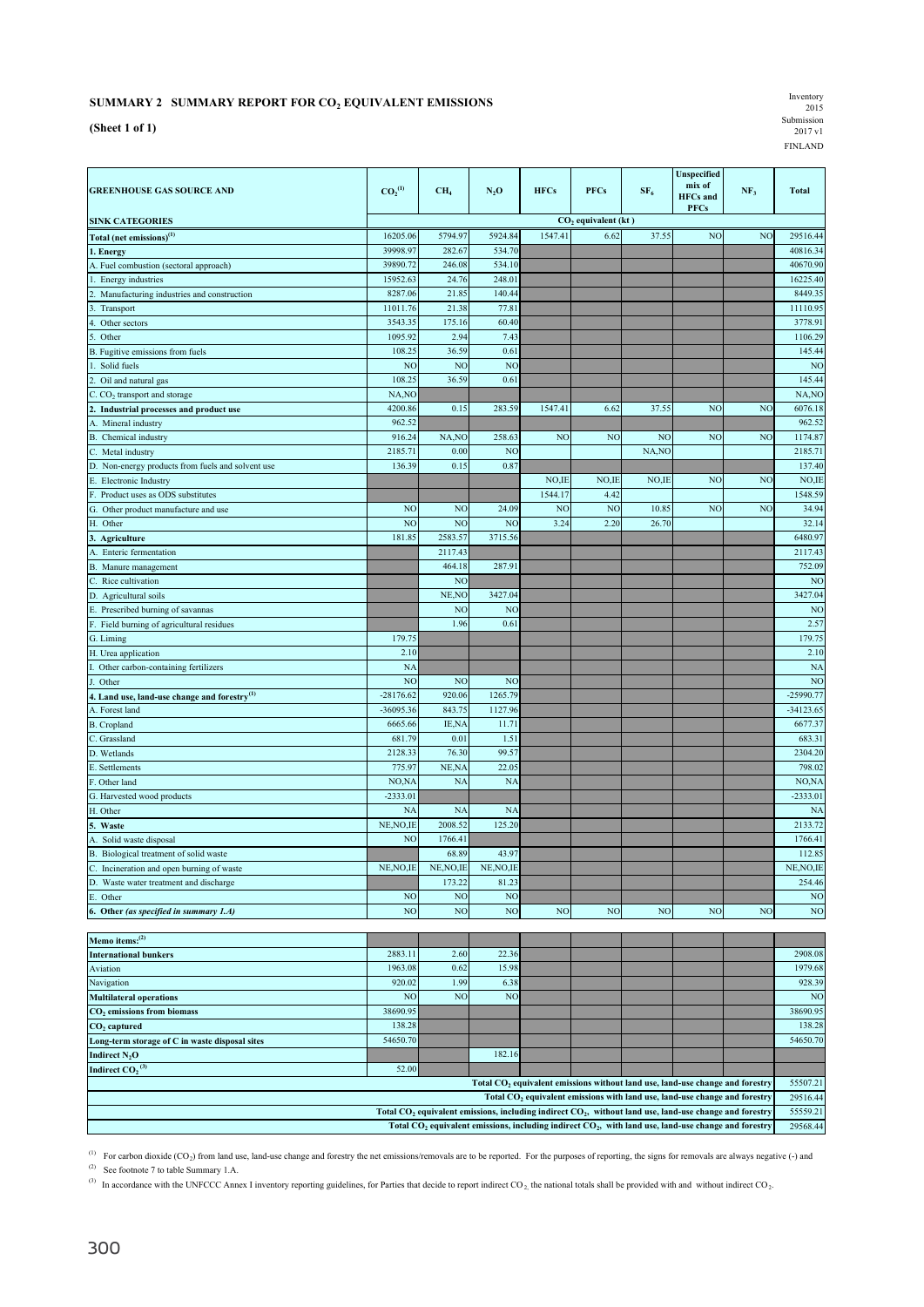# SUMMARY 2 SUMMARY REPORT FOR $CO_2$ EQUIVALENT EMISSIONS

**(Sheet 1 of 1)**

Inventory 2015
Submission 2017 v1
FINLAND

| GREENHOUSE GAS SOURCE AND SINK CATEGORIES | $CO_2$[(1)] | $CH_4$ | $N_2O$ | HFCs | PFCs | $SF_6$ | Unspecified mix of HFCs and PFCs | $NF_3$ | Total |
|---|---|---|---|---|---|---|---|---|---|
| | $CO_2$ equivalent (kt) | | | | | | | | |
| **Total (net emissions)[(1)]** | 16205.06 | 5794.97 | 5924.84 | 1547.41 | 6.62 | 37.55 | NO | NO | 29516.44 |
| **1. Energy** | 39998.97 | 282.67 | 534.70 | | | | | | 40816.34 |
| A. Fuel combustion (sectoral approach) | 39890.72 | 246.08 | 534.10 | | | | | | 40670.90 |
| 1. Energy industries | 15952.63 | 24.76 | 248.01 | | | | | | 16225.40 |
| 2. Manufacturing industries and construction | 8287.06 | 21.85 | 140.44 | | | | | | 8449.35 |
| 3. Transport | 11011.76 | 21.38 | 77.81 | | | | | | 11110.95 |
| 4. Other sectors | 3543.35 | 175.16 | 60.40 | | | | | | 3778.91 |
| 5. Other | 1095.92 | 2.94 | 7.43 | | | | | | 1106.29 |
| B. Fugitive emissions from fuels | 108.25 | 36.59 | 0.61 | | | | | | 145.44 |
| 1. Solid fuels | NO | NO | NO | | | | | | NO |
| 2. Oil and natural gas | 108.25 | 36.59 | 0.61 | | | | | | 145.44 |
| C. $CO_2$ transport and storage | NA,NO | | | | | | | | NA,NO |
| **2. Industrial processes and product use** | 4200.86 | 0.15 | 283.59 | 1547.41 | 6.62 | 37.55 | NO | NO | 6076.18 |
| A. Mineral industry | 962.52 | | | | | | | | 962.52 |
| B. Chemical industry | 916.24 | NA,NO | 258.63 | NO | NO | NO | NO | NO | 1174.87 |
| C. Metal industry | 2185.71 | 0.00 | NO | | | NA,NO | | | 2185.71 |
| D. Non-energy products from fuels and solvent use | 136.39 | 0.15 | 0.87 | | | | | | 137.40 |
| E. Electronic Industry | | | | NO,IE | NO,IE | NO,IE | NO | NO | NO,IE |
| F. Product uses as ODS substitutes | | | | 1544.17 | 4.42 | | | | 1548.59 |
| G. Other product manufacture and use | NO | NO | 24.09 | NO | NO | 10.85 | NO | NO | 34.94 |
| H. Other | NO | NO | NO | 3.24 | 2.20 | 26.70 | | | 32.14 |
| **3. Agriculture** | 181.85 | 2583.57 | 3715.56 | | | | | | 6480.97 |
| A. Enteric fermentation | | 2117.43 | | | | | | | 2117.43 |
| B. Manure management | | 464.18 | 287.91 | | | | | | 752.09 |
| C. Rice cultivation | | NO | | | | | | | NO |
| D. Agricultural soils | | NE,NO | 3427.04 | | | | | | 3427.04 |
| E. Prescribed burning of savannas | | NO | NO | | | | | | NO |
| F. Field burning of agricultural residues | | 1.96 | 0.61 | | | | | | 2.57 |
| G. Liming | 179.75 | | | | | | | | 179.75 |
| H. Urea application | 2.10 | | | | | | | | 2.10 |
| I. Other carbon-containing fertilizers | NA | | | | | | | | NA |
| J. Other | NO | NO | NO | | | | | | NO |
| **4. Land use, land-use change and forestry[(1)]** | -28176.62 | 920.06 | 1265.79 | | | | | | -25990.77 |
| A. Forest land | -36095.36 | 843.75 | 1127.96 | | | | | | -34123.65 |
| B. Cropland | 6665.66 | IE,NA | 11.71 | | | | | | 6677.37 |
| C. Grassland | 681.79 | 0.01 | 1.51 | | | | | | 683.31 |
| D. Wetlands | 2128.33 | 76.30 | 99.57 | | | | | | 2304.20 |
| E. Settlements | 775.97 | NE,NA | 22.05 | | | | | | 798.02 |
| F. Other land | NO,NA | NA | NA | | | | | | NO,NA |
| G. Harvested wood products | -2333.01 | | | | | | | | -2333.01 |
| H. Other | NA | NA | NA | | | | | | NA |
| **5. Waste** | NE,NO,IE | 2008.52 | 125.20 | | | | | | 2133.72 |
| A. Solid waste disposal | NO | 1766.41 | | | | | | | 1766.41 |
| B. Biological treatment of solid waste | | 68.89 | 43.97 | | | | | | 112.85 |
| C. Incineration and open burning of waste | NE,NO,IE | NE,NO,IE | NE,NO,IE | | | | | | NE,NO,IE |
| D. Waste water treatment and discharge | | 173.22 | 81.23 | | | | | | 254.46 |
| E. Other | NO | NO | NO | | | | | | NO |
| **6. Other *(as specified in summary 1.A)*** | NO | NO | NO | NO | NO | NO | NO | NO | NO |
| | | | | | | | | | |
| **Memo items:[(2)]** | | | | | | | | | |
| **International bunkers** | 2883.11 | 2.60 | 22.36 | | | | | | 2908.08 |
| Aviation | 1963.08 | 0.62 | 15.98 | | | | | | 1979.68 |
| Navigation | 920.02 | 1.99 | 6.38 | | | | | | 928.39 |
| **Multilateral operations** | NO | NO | NO | | | | | | NO |
| **$CO_2$ emissions from biomass** | 38690.95 | | | | | | | | 38690.95 |
| **$CO_2$ captured** | 138.28 | | | | | | | | 138.28 |
| **Long-term storage of C in waste disposal sites** | 54650.70 | | | | | | | | 54650.70 |
| **Indirect $N_2O$** | | | 182.16 | | | | | | |
| **Indirect $CO_2$[(3)]** | 52.00 | | | | | | | | |
| **Total $CO_2$ equivalent emissions without land use, land-use change and forestry** | | | | | | | | | 55507.21 |
| **Total $CO_2$ equivalent emissions with land use, land-use change and forestry** | | | | | | | | | 29516.44 |
| **Total $CO_2$ equivalent emissions, including indirect $CO_2$, without land use, land-use change and forestry** | | | | | | | | | 55559.21 |
| **Total $CO_2$ equivalent emissions, including indirect $CO_2$, with land use, land-use change and forestry** | | | | | | | | | 29568.44 |

[(1)] For carbon dioxide ($CO_2$) from land use, land-use change and forestry the net emissions/removals are to be reported. For the purposes of reporting, the signs for removals are always negative (-) and

[(2)] See footnote 7 to table Summary 1.A.

[(3)] In accordance with the UNFCCC Annex I inventory reporting guidelines, for Parties that decide to report indirect $CO_2$, the national totals shall be provided with and without indirect $CO_2$.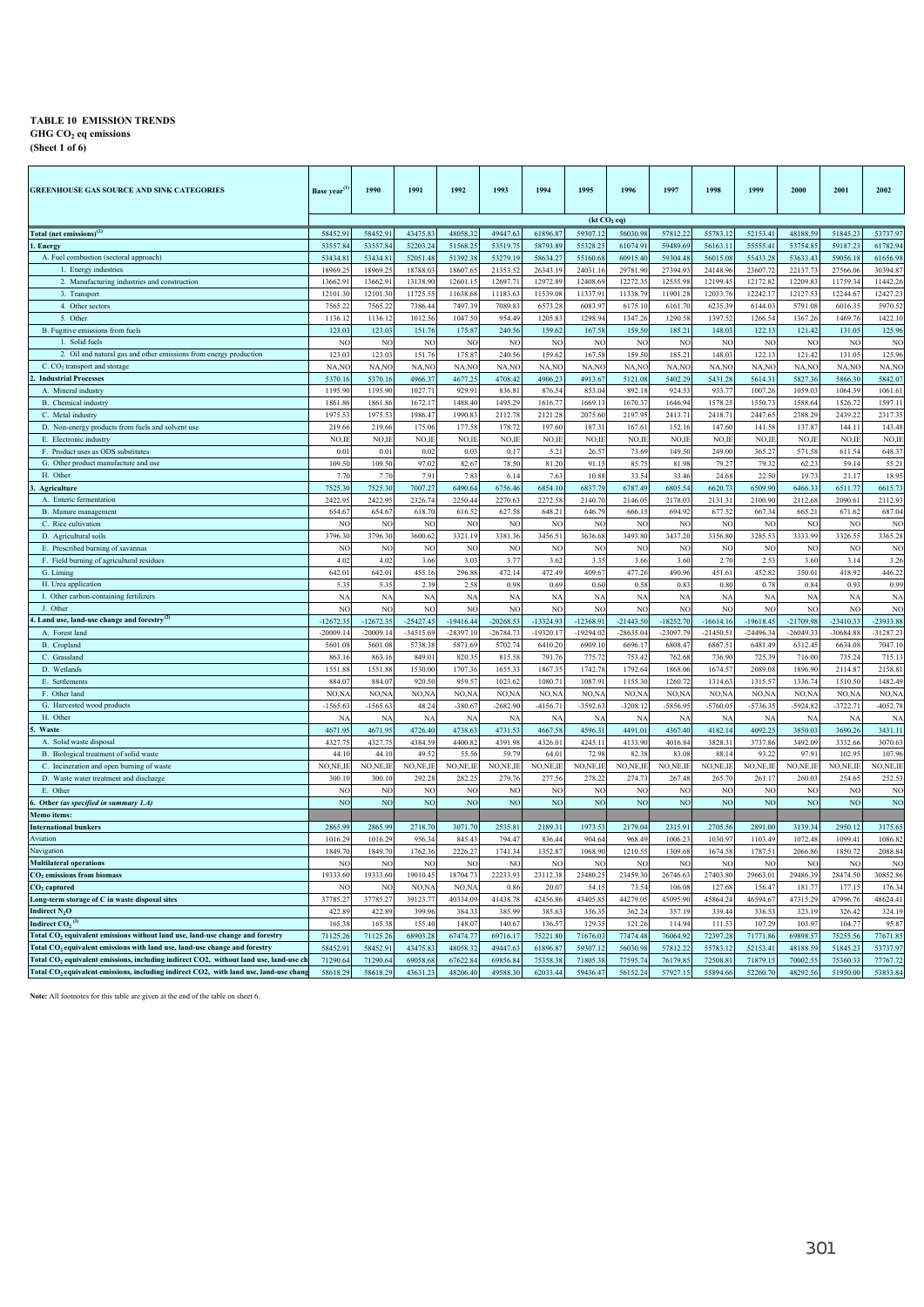**TABLE 10 EMISSION TRENDS**
**GHG $CO_2$ eq emissions**
**(Sheet 1 of 6)**

| GREENHOUSE GAS SOURCE AND SINK CATEGORIES | Base year[1] | 1990 | 1991 | 1992 | 1993 | 1994 | 1995 | 1996 | 1997 | 1998 | 1999 | 2000 | 2001 | 2002 |
|---|---|---|---|---|---|---|---|---|---|---|---|---|---|---|
| | (kt $CO_2$ eq) | | | | | | | | | | | | | |
| **Total (net emissions)[2]** | 58452.91 | 58452.91 | 43475.83 | 48058.32 | 49447.63 | 61896.87 | 59307.12 | 56030.98 | 57812.22 | 55783.12 | 52153.41 | 48188.59 | 51845.23 | 53737.97 |
| **1. Energy** | 53557.84 | 53557.84 | 52203.24 | 51568.25 | 53519.75 | 58793.89 | 55328.25 | 61074.91 | 59489.69 | 56163.11 | 55555.41 | 53754.85 | 59187.23 | 61782.94 |
| A. Fuel combustion (sectoral approach) | 53434.81 | 53434.81 | 52051.48 | 51392.38 | 53279.19 | 58634.27 | 55160.68 | 60915.40 | 59304.48 | 56015.08 | 55433.28 | 53633.43 | 59056.18 | 61656.98 |
| 1. Energy industries | 18969.25 | 18969.25 | 18788.03 | 18607.65 | 21353.52 | 26343.19 | 24031.16 | 29781.90 | 27394.93 | 24148.96 | 23607.72 | 22137.73 | 27566.06 | 30394.87 |
| 2. Manufacturing industries and construction | 13662.91 | 13662.91 | 13138.90 | 12601.15 | 12697.71 | 12972.89 | 12408.69 | 12272.35 | 12555.98 | 12199.45 | 12172.82 | 12209.83 | 11759.34 | 11442.26 |
| 3. Transport | 12101.30 | 12101.30 | 11725.55 | 11638.68 | 11183.63 | 11539.08 | 11337.91 | 11338.79 | 11901.28 | 12033.76 | 12242.17 | 12127.53 | 12244.67 | 12427.23 |
| 4. Other sectors | 7565.22 | 7565.22 | 7386.44 | 7497.39 | 7089.83 | 6573.28 | 6083.97 | 6175.10 | 6161.70 | 6235.39 | 6144.03 | 5791.08 | 6016.35 | 5970.52 |
| 5. Other | 1136.12 | 1136.12 | 1012.56 | 1047.50 | 954.49 | 1205.83 | 1298.94 | 1347.26 | 1290.58 | 1397.52 | 1266.54 | 1367.26 | 1469.76 | 1422.10 |
| B. Fugitive emissions from fuels | 123.03 | 123.03 | 151.76 | 175.87 | 240.56 | 159.62 | 167.58 | 159.50 | 185.21 | 148.03 | 122.13 | 121.42 | 131.05 | 125.96 |
| 1. Solid fuels | NO | NO | NO | NO | NO | NO | NO | NO | NO | NO | NO | NO | NO | NO |
| 2. Oil and natural gas and other emissions from energy production | 123.03 | 123.03 | 151.76 | 175.87 | 240.56 | 159.62 | 167.58 | 159.50 | 185.21 | 148.03 | 122.13 | 121.42 | 131.05 | 125.96 |
| C. $CO_2$ transport and storage | NA,NO | NA,NO | NA,NO | NA,NO | NA,NO | NA,NO | NA,NO | NA,NO | NA,NO | NA,NO | NA,NO | NA,NO | NA,NO | NA,NO |
| **2. Industrial Processes** | 5370.16 | 5370.16 | 4966.37 | 4677.25 | 4708.42 | 4906.23 | 4913.67 | 5121.08 | 5402.29 | 5431.28 | 5614.31 | 5827.36 | 5866.30 | 5842.07 |
| A. Mineral industry | 1195.90 | 1195.90 | 1027.71 | 929.91 | 836.81 | 876.54 | 853.04 | 892.18 | 924.53 | 933.77 | 1007.26 | 1059.03 | 1064.39 | 1061.61 |
| B. Chemical industry | 1861.86 | 1861.86 | 1672.17 | 1488.40 | 1495.29 | 1616.77 | 1669.13 | 1670.37 | 1646.94 | 1578.25 | 1550.73 | 1588.64 | 1526.72 | 1597.11 |
| C. Metal industry | 1975.53 | 1975.53 | 1986.47 | 1990.83 | 2112.78 | 2121.28 | 2075.60 | 2197.95 | 2413.71 | 2418.71 | 2447.65 | 2388.29 | 2439.22 | 2317.35 |
| D. Non-energy products from fuels and solvent use | 219.66 | 219.66 | 175.06 | 177.58 | 178.72 | 197.60 | 187.31 | 167.61 | 152.16 | 147.60 | 141.58 | 137.87 | 144.11 | 143.48 |
| E. Electronic industry | NO,IE | NO,IE | NO,IE | NO,IE | NO,IE | NO,IE | NO,IE | NO,IE | NO,IE | NO,IE | NO,IE | NO,IE | NO,IE | NO,IE |
| F. Product uses as ODS substitutes | 0.01 | 0.01 | 0.02 | 0.03 | 0.17 | 5.21 | 26.57 | 73.69 | 149.50 | 249.00 | 365.27 | 571.58 | 611.54 | 648.37 |
| G. Other product manufacture and use | 109.50 | 109.50 | 97.02 | 82.67 | 78.50 | 81.20 | 91.15 | 85.75 | 81.98 | 79.27 | 79.32 | 62.23 | 59.14 | 55.21 |
| H. Other | 7.70 | 7.70 | 7.91 | 7.83 | 6.14 | 7.63 | 10.88 | 33.54 | 33.46 | 24.68 | 22.50 | 19.73 | 21.17 | 18.95 |
| **3. Agriculture** | 7525.30 | 7525.30 | 7007.27 | 6490.64 | 6756.46 | 6854.10 | 6837.79 | 6787.49 | 6805.54 | 6620.73 | 6509.90 | 6466.33 | 6511.77 | 6615.73 |
| A. Enteric fermentation | 2422.95 | 2422.95 | 2326.74 | 2250.44 | 2270.63 | 2272.58 | 2140.70 | 2146.05 | 2178.03 | 2131.31 | 2100.90 | 2112.68 | 2090.61 | 2112.93 |
| B. Manure management | 654.67 | 654.67 | 618.70 | 616.52 | 627.58 | 648.21 | 646.79 | 666.15 | 694.92 | 677.52 | 667.34 | 665.21 | 671.62 | 687.04 |
| C. Rice cultivation | NO | NO | NO | NO | NO | NO | NO | NO | NO | NO | NO | NO | NO | NO |
| D. Agricultural soils | 3796.30 | 3796.30 | 3600.62 | 3321.19 | 3381.36 | 3456.51 | 3636.68 | 3493.80 | 3437.20 | 3356.80 | 3285.53 | 3333.99 | 3326.55 | 3365.28 |
| E. Prescribed burning of savannas | NO | NO | NO | NO | NO | NO | NO | NO | NO | NO | NO | NO | NO | NO |
| F. Field burning of agricultural residues | 4.02 | 4.02 | 3.66 | 3.03 | 3.77 | 3.62 | 3.35 | 3.66 | 3.60 | 2.70 | 2.53 | 3.60 | 3.14 | 3.26 |
| G. Liming | 642.01 | 642.01 | 455.16 | 296.88 | 472.14 | 472.49 | 409.67 | 477.26 | 490.96 | 451.61 | 452.82 | 350.01 | 418.92 | 446.22 |
| H. Urea application | 5.35 | 5.35 | 2.39 | 2.58 | 0.98 | 0.69 | 0.60 | 0.58 | 0.83 | 0.80 | 0.78 | 0.84 | 0.93 | 0.99 |
| I. Other carbon-containing fertilizers | NA | NA | NA | NA | NA | NA | NA | NA | NA | NA | NA | NA | NA | NA |
| J. Other | NO | NO | NO | NO | NO | NO | NO | NO | NO | NO | NO | NO | NO | NO |
| **4. Land use, land-use change and forestry[2]** | -12672.35 | -12672.35 | -25427.45 | -19416.44 | -20268.53 | -13324.93 | -12368.91 | -21443.50 | -18252.70 | -16614.16 | -19618.45 | -21709.98 | -23410.33 | -23933.88 |
| A. Forest land | -20009.14 | -20009.14 | -34515.69 | -28397.10 | -26784.73 | -19320.17 | -19294.02 | -28635.04 | -23097.79 | -21450.51 | -24496.34 | -26049.33 | -30684.88 | -31287.23 |
| B. Cropland | 5601.08 | 5601.08 | 5738.38 | 5871.69 | 5702.74 | 6410.20 | 6909.10 | 6696.17 | 6808.47 | 6867.51 | 6481.49 | 6312.45 | 6634.08 | 7047.10 |
| C. Grassland | 863.16 | 863.16 | 849.01 | 820.35 | 815.58 | 791.76 | 775.72 | 753.42 | 762.68 | 736.90 | 725.39 | 716.00 | 735.24 | 715.13 |
| D. Wetlands | 1551.88 | 1551.88 | 1530.00 | 1707.36 | 1655.33 | 1867.35 | 1742.78 | 1792.64 | 1868.06 | 1674.57 | 2089.08 | 1896.90 | 2114.87 | 2158.81 |
| E. Settlements | 884.07 | 884.07 | 920.50 | 959.57 | 1023.62 | 1080.71 | 1087.91 | 1155.30 | 1260.72 | 1314.63 | 1315.57 | 1336.74 | 1510.50 | 1482.49 |
| F. Other land | NO,NA | NO,NA | NO,NA | NO,NA | NO,NA | NO,NA | NO,NA | NO,NA | NO,NA | NO,NA | NO,NA | NO,NA | NO,NA | NO,NA |
| G. Harvested wood products | -1565.63 | -1565.63 | 48.24 | -380.67 | -2682.90 | -4156.71 | -3592.63 | -3208.12 | -5856.95 | -5760.05 | -5736.35 | -5924.82 | -3722.71 | -4052.78 |
| H. Other | NA | NA | NA | NA | NA | NA | NA | NA | NA | NA | NA | NA | NA | NA |
| **5. Waste** | 4671.95 | 4671.95 | 4726.40 | 4738.63 | 4731.53 | 4667.58 | 4596.31 | 4491.01 | 4367.40 | 4182.14 | 4092.25 | 3850.03 | 3690.26 | 3431.11 |
| A. Solid waste disposal | 4327.75 | 4327.75 | 4384.59 | 4400.82 | 4391.98 | 4326.01 | 4245.11 | 4133.90 | 4016.84 | 3828.31 | 3737.86 | 3492.09 | 3332.66 | 3070.63 |
| B. Biological treatment of solid waste | 44.10 | 44.10 | 49.52 | 55.56 | 59.79 | 64.01 | 72.98 | 82.38 | 83.08 | 88.14 | 93.22 | 97.91 | 102.95 | 107.96 |
| C. Incineration and open burning of waste | NO,NE,IE | NO,NE,IE | NO,NE,IE | NO,NE,IE | NO,NE,IE | NO,NE,IE | NO,NE,IE | NO,NE,IE | NO,NE,IE | NO,NE,IE | NO,NE,IE | NO,NE,IE | NO,NE,IE | NO,NE,IE |
| D. Waste water treatment and discharge | 300.10 | 300.10 | 292.28 | 282.25 | 279.76 | 277.56 | 278.22 | 274.73 | 267.48 | 265.70 | 261.17 | 260.03 | 254.65 | 252.53 |
| E. Other | NO | NO | NO | NO | NO | NO | NO | NO | NO | NO | NO | NO | NO | NO |
| **6. Other** *(as specified in summary 1.A)* | NO | NO | NO | NO | NO | NO | NO | NO | NO | NO | NO | NO | NO | NO |
| **Memo items:** | | | | | | | | | | | | | | |
| **International bunkers** | 2865.99 | 2865.99 | 2718.70 | 3071.70 | 2535.81 | 2189.31 | 1973.53 | 2179.04 | 2315.91 | 2705.56 | 2891.00 | 3139.34 | 2950.12 | 3175.65 |
| Aviation | 1016.29 | 1016.29 | 956.34 | 845.43 | 794.47 | 836.44 | 904.64 | 968.49 | 1006.23 | 1030.97 | 1103.49 | 1072.48 | 1099.41 | 1086.82 |
| Navigation | 1849.70 | 1849.70 | 1762.36 | 2226.27 | 1741.34 | 1352.87 | 1068.90 | 1210.55 | 1309.68 | 1674.58 | 1787.51 | 2066.86 | 1850.72 | 2088.84 |
| **Multilateral operations** | NO | NO | NO | NO | NO | NO | NO | NO | NO | NO | NO | NO | NO | NO |
| **$CO_2$ emissions from biomass** | 19333.60 | 19333.60 | 19010.45 | 18704.73 | 22233.93 | 23112.38 | 23480.25 | 23459.30 | 26746.63 | 27403.80 | 29663.01 | 29486.39 | 28474.50 | 30852.86 |
| **$CO_2$ captured** | NO | NO | NO,NA | NO,NA | 0.86 | 20.07 | 54.15 | 73.54 | 106.08 | 127.68 | 156.47 | 181.77 | 177.15 | 176.34 |
| **Long-term storage of C in waste disposal sites** | 37785.27 | 37785.27 | 39123.77 | 40334.09 | 41438.78 | 42456.86 | 43405.85 | 44279.05 | 45095.90 | 45864.24 | 46594.67 | 47315.29 | 47996.76 | 48624.41 |
| **Indirect $N_2O$** | 422.89 | 422.89 | 399.96 | 384.33 | 385.99 | 385.63 | 356.35 | 362.24 | 357.19 | 339.44 | 336.53 | 323.19 | 326.42 | 324.19 |
| **Indirect $CO_2$[3]** | 165.38 | 165.38 | 155.40 | 148.07 | 140.67 | 136.57 | 129.35 | 121.26 | 114.94 | 111.53 | 107.29 | 103.97 | 104.77 | 95.87 |
| **Total $CO_2$ equivalent emissions without land use, land-use change and forestry** | 71125.26 | 71125.26 | 68903.28 | 67474.77 | 69716.17 | 75221.80 | 71676.03 | 77474.48 | 76064.92 | 72397.28 | 71771.86 | 69898.57 | 75255.56 | 77671.85 |
| **Total $CO_2$ equivalent emissions with land use, land-use change and forestry** | 58452.91 | 58452.91 | 43475.83 | 48058.32 | 49447.63 | 61896.87 | 59307.12 | 56030.98 | 57812.22 | 55783.12 | 52153.41 | 48188.59 | 51845.23 | 53737.97 |
| **Total $CO_2$ equivalent emissions, including indirect CO2, without land use, land-use ch** | 71290.64 | 71290.64 | 69058.68 | 67622.84 | 69856.84 | 75358.38 | 71805.38 | 77595.74 | 76179.85 | 72508.81 | 71879.15 | 70002.55 | 75360.33 | 77767.72 |
| **Total $CO_2$ equivalent emissions, including indirect CO2, with land use, land-use chang** | 58618.29 | 58618.29 | 43631.23 | 48206.40 | 49588.30 | 62033.44 | 59436.47 | 56152.24 | 57927.15 | 55894.66 | 52260.70 | 48292.56 | 51950.00 | 53833.84 |

**Note:** All footnotes for this table are given at the end of the table on sheet 6.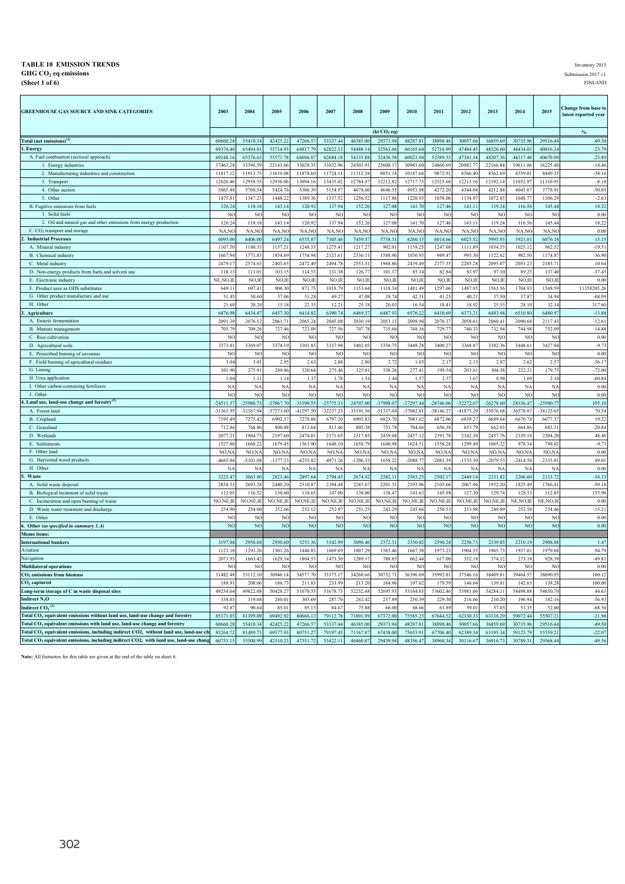**TABLE 10 EMISSION TRENDS**
**GHG $CO_2$ eq emissions**
**(Sheet 1 of 6)**

Inventory 2015
Submission 2017 v1
FINLAND

| GREENHOUSE GAS SOURCE AND SINK CATEGORIES | 2003 | 2004 | 2005 | 2006 | 2007 | 2008 | 2009 | 2010 | 2011 | 2012 | 2013 | 2014 | 2015 | Change from base to latest reported year |
|---|---|---|---|---|---|---|---|---|---|---|---|---|---|---|
| | (kt $CO_2$ eq) | | | | | | | | | | | | | % |
| Total (net emissions)[(2)] | 60660.28 | 55410.34 | 42425.22 | 47266.57 | 53337.44 | 46385.00 | 29373.94 | 48287.81 | 38898.46 | 30057.66 | 36859.69 | 30735.96 | 29516.44 | -49.50 |
| 1. Energy | 69374.40 | 65494.81 | 53714.93 | 64817.79 | 62822.13 | 54488.14 | 52563.66 | 60165.64 | 52716.99 | 47484.45 | 48326.60 | 44434.03 | 40816.34 | -23.79 |
| A. Fuel combustion (sectoral approach) | 69248.16 | 65376.63 | 53571.78 | 64696.87 | 62684.18 | 54335.88 | 52436.58 | 60023.94 | 52589.53 | 47341.34 | 48207.36 | 44317.48 | 40670.90 | -23.89 |
| 1. Energy industries | 37463.28 | 33396.59 | 22143.66 | 33028.35 | 31032.96 | 24503.91 | 25608.17 | 30943.60 | 24860.69 | 20882.77 | 22166.84 | 19611.06 | 16225.40 | -14.46 |
| 2. Manufacturing industries and construction | 11817.12 | 11913.73 | 11619.08 | 11878.60 | 11724.11 | 11112.38 | 8851.18 | 10187.68 | 9872.91 | 8566.40 | 8562.69 | 8559.01 | 8449.35 | -38.16 |
| 3. Transport | 12626.46 | 12958.55 | 12936.06 | 13094.16 | 13435.02 | 12784.47 | 12212.82 | 12717.75 | 12525.68 | 12213.16 | 12192.14 | 11052.97 | 11110.95 | -8.18 |
| 4. Other sectors | 5865.48 | 5760.54 | 5424.76 | 5306.39 | 5154.57 | 4678.60 | 4646.55 | 4953.98 | 4272.20 | 4544.04 | 4212.84 | 4045.67 | 3778.91 | -50.05 |
| 5. Other | 1475.81 | 1347.23 | 1448.22 | 1389.36 | 1337.52 | 1256.52 | 1117.86 | 1220.93 | 1058.06 | 1134.97 | 1072.85 | 1048.77 | 1106.29 | -2.63 |
| B. Fugitive emissions from fuels | 126.24 | 118.18 | 143.14 | 120.92 | 137.94 | 152.26 | 127.08 | 141.70 | 127.46 | 143.11 | 119.24 | 116.56 | 145.44 | 18.22 |
| 1. Solid fuels | NO | NO | NO | NO | NO | NO | NO | NO | NO | NO | NO | NO | NO | 0.00 |
| 2. Oil and natural gas and other emissions from energy production | 126.24 | 118.18 | 143.14 | 120.92 | 137.94 | 152.26 | 127.08 | 141.70 | 127.46 | 143.11 | 119.24 | 116.56 | 145.44 | 18.22 |
| C. $CO_2$ transport and storage | NA,NO | NA,NO | NA,NO | NA,NO | NA,NO | NA,NO | NA,NO | NA,NO | NA,NO | NA,NO | NA,NO | NA,NO | NA,NO | 0.00 |
| 2. Industrial Processes | 6095.00 | 6406.00 | 6497.24 | 6535.87 | 7105.46 | 7459.57 | 5738.31 | 6260.15 | 6014.66 | 6023.52 | 5995.93 | 5921.01 | 6076.18 | 13.15 |
| A. Mineral industry | 1107.50 | 1180.33 | 1157.21 | 1248.53 | 1275.41 | 1217.27 | 902.01 | 1158.25 | 1247.68 | 1111.89 | 1054.53 | 1025.12 | 962.52 | -19.51 |
| B. Chemical industry | 1667.94 | 1771.83 | 1854.69 | 1754.94 | 2123.61 | 2336.11 | 1588.96 | 1036.93 | 949.47 | 995.30 | 1122.62 | 982.50 | 1174.87 | -36.90 |
| C. Metal industry | 2479.17 | 2574.63 | 2403.65 | 2472.49 | 2494.78 | 2553.51 | 1968.86 | 2439.49 | 2377.35 | 2285.28 | 2095.07 | 2053.23 | 2185.71 | 10.64 |
| D. Non-energy products from fuels and solvent use | 118.13 | 111.01 | 103.15 | 114.53 | 131.38 | 126.77 | 101.37 | 85.14 | 82.84 | 83.97 | 97.10 | 89.25 | 137.40 | -37.45 |
| E. Electronic industry | NE,NO,IE | NO,IE | NO,IE | NO,IE | NO,IE | NO,IE | NO,IE | NO,IE | NO,IE | NO,IE | NO,IE | NO,IE | NO,IE | 0.00 |
| F. Product uses as ODS substitutes | 649.11 | 697.41 | 906.30 | 871.75 | 1018.79 | 1153.64 | 1118.34 | 1481.49 | 1297.66 | 1487.95 | 1563.56 | 1704.93 | 1548.59 | 11358205.26 |
| G. Other product manufacture and use | 51.45 | 50.60 | 57.06 | 51.28 | 49.27 | 47.08 | 38.74 | 42.31 | 41.25 | 40.21 | 37.50 | 37.87 | 34.94 | -68.09 |
| H. Other | 21.69 | 20.20 | 15.18 | 22.35 | 12.21 | 25.18 | 20.03 | 16.54 | 18.41 | 18.92 | 25.55 | 28.10 | 32.14 | 317.60 |
| 3. Agriculture | 6476.98 | 6434.47 | 6457.30 | 6414.82 | 6390.74 | 6469.37 | 6487.93 | 6576.22 | 6410.69 | 6373.21 | 6483.94 | 6510.80 | 6480.97 | -13.88 |
| A. Enteric fermentation | 2091.39 | 2076.12 | 2061.71 | 2065.24 | 2045.08 | 2030.19 | 2053.15 | 2098.94 | 2076.37 | 2058.61 | 2060.41 | 2090.68 | 2117.43 | -12.61 |
| B. Manure management | 705.79 | 709.26 | 727.46 | 723.09 | 727.56 | 707.78 | 735.60 | 748.16 | 729.77 | 740.33 | 732.94 | 744.98 | 752.09 | 14.88 |
| C. Rice cultivation | NO | NO | NO | NO | NO | NO | NO | NO | NO | NO | NO | NO | NO | 0.00 |
| D. Agricultural soils | 3373.81 | 3369.07 | 3374.19 | 3301.85 | 3337.98 | 3402.05 | 3356.75 | 3448.28 | 3400.27 | 3368.87 | 3382.36 | 3448.61 | 3427.04 | -9.73 |
| E. Prescribed burning of savannas | NO | NO | NO | NO | NO | NO | NO | NO | NO | NO | NO | NO | NO | 0.00 |
| F. Field burning of agricultural residues | 3.04 | 3.01 | 2.95 | 2.63 | 2.88 | 2.80 | 2.72 | 1.85 | 2.17 | 2.13 | 2.87 | 2.62 | 2.57 | -36.17 |
| G. Liming | 301.90 | 275.91 | 289.86 | 320.64 | 275.46 | 325.01 | 338.26 | 277.41 | 199.54 | 201.61 | 304.38 | 222.21 | 179.75 | -72.00 |
| H. Urea application | 1.04 | 1.11 | 1.14 | 1.37 | 1.78 | 1.54 | 1.44 | 1.57 | 2.57 | 1.67 | 0.98 | 1.69 | 2.10 | -60.84 |
| I. Other carbon-containing fertilizers | NA | NA | NA | NA | NA | NA | NA | NA | NA | NA | NA | NA | NA | 0.00 |
| J. Other | NO | NO | NO | NO | NO | NO | NO | NO | NO | NO | NO | NO | NO | 0.00 |
| 4. Land use, land-use change and forestry[(2)] | -24511.57 | -25988.75 | -27067.70 | -33399.55 | -25775.33 | -24707.00 | -37998.07 | -27297.44 | -28746.06 | -32272.67 | -26278.60 | -28336.47 | -25990.77 | 105.10 |
| A. Forest land | -31361.95 | -32567.94 | -37273.60 | -41297.50 | -32237.23 | -35191.56 | -51337.04 | -37082.01 | -38146.27 | -41875.29 | -35076.68 | -36578.07 | -34123.65 | 70.54 |
| B. Cropland | 7195.49 | 7275.42 | 6902.37 | 7278.88 | 6797.20 | 6905.83 | 6823.70 | 7083.62 | 6872.06 | 6839.27 | 6689.64 | 6670.74 | 6677.37 | 19.22 |
| C. Grassland | 712.04 | 768.86 | 800.88 | 813.64 | 813.46 | 805.38 | 753.78 | 704.66 | 656.38 | 653.79 | 662.03 | 664.86 | 683.31 | -20.84 |
| D. Wetlands | 2077.21 | 1964.73 | 2197.60 | 2474.01 | 2171.65 | 2317.85 | 2459.68 | 2457.12 | 2391.78 | 2342.30 | 2457.76 | 2339.18 | 2304.20 | 48.48 |
| E. Settlements | 1527.80 | 1668.22 | 1679.45 | 1563.90 | 1648.10 | 1658.79 | 1640.98 | 1624.51 | 1558.28 | 1299.49 | 1065.22 | 978.34 | 798.02 | -9.73 |
| F. Other land | NO,NA | NO,NA | NO,NA | NO,NA | NO,NA | NO,NA | NO,NA | NO,NA | NO,NA | NO,NA | NO,NA | NO,NA | NO,NA | 0.00 |
| G. Harvested wood products | -4665.04 | -5101.08 | -1377.23 | -4235.82 | -4971.26 | -1206.33 | 1658.22 | -2088.77 | -2081.39 | -1535.39 | -2079.55 | -2414.58 | -2333.01 | 49.01 |
| H. Other | NA | NA | NA | NA | NA | NA | NA | NA | NA | NA | NA | NA | NA | 0.00 |
| 5. Waste | 3225.47 | 3063.80 | 2823.46 | 2897.64 | 2794.45 | 2674.92 | 2582.11 | 2583.25 | 2502.17 | 2449.14 | 2331.82 | 2206.60 | 2133.72 | -54.33 |
| A. Solid waste disposal | 2858.53 | 2693.28 | 2440.20 | 2510.87 | 2394.48 | 2285.67 | 2201.35 | 2193.96 | 2105.66 | 2067.96 | 1952.20 | 1825.49 | 1766.41 | -59.18 |
| B. Biological treatment of solid waste | 112.05 | 116.52 | 130.60 | 134.65 | 147.00 | 138.00 | 138.47 | 143.63 | 145.98 | 127.30 | 129.74 | 128.53 | 112.85 | 155.90 |
| C. Incineration and open burning of waste | NO,NE,IE | NO,NE,IE | NO,NE,IE | NO,NE,IE | NO,NE,IE | NO,NE,IE | NO,NE,IE | NO,NE,IE | NO,NE,IE | NO,NE,IE | NO,NE,IE | NE,NO,IE | NE,NO,IE | 0.00 |
| D. Waste water treatment and discharge | 254.90 | 254.00 | 252.66 | 252.12 | 252.97 | 251.25 | 242.29 | 245.66 | 250.53 | 253.88 | 249.89 | 252.58 | 254.46 | -15.21 |
| E. Other | NO | NO | NO | NO | NO | NO | NO | NO | NO | NO | NO | NO | NO | 0.00 |
| 6. Other *(as specified in summary 1.A)* | NO | NO | NO | NO | NO | NO | NO | NO | NO | NO | NO | NO | NO | 0.00 |
| **Memo items:** | | | | | | | | | | | | | | |
| International bunkers | 3197.04 | 2956.68 | 2930.60 | 3251.36 | 3142.99 | 3096.46 | 2372.31 | 2330.02 | 2590.24 | 2256.73 | 2339.85 | 2210.19 | 2908.08 | 1.47 |
| Aviation | 1123.10 | 1293.26 | 1301.26 | 1446.83 | 1669.69 | 1807.29 | 1583.46 | 1667.58 | 1973.23 | 1904.55 | 1965.73 | 1937.01 | 1979.68 | 94.79 |
| Navigation | 2073.93 | 1663.42 | 1629.34 | 1804.53 | 1473.30 | 1289.17 | 788.85 | 662.44 | 617.00 | 352.18 | 374.12 | 273.18 | 928.39 | -49.81 |
| Multilateral operations | NO | NO | NO | NO | NO | NO | NO | NO | NO | NO | NO | NO | NO | 0.00 |
| $CO_2$ emissions from biomass | 31482.48 | 33112.10 | 30946.14 | 34577.70 | 33375.17 | 34268.66 | 30752.71 | 36396.69 | 35992.81 | 37546.16 | 38409.81 | 39464.57 | 38690.95 | 100.12 |
| $CO_2$ captured | 188.91 | 208.06 | 186.73 | 211.83 | 233.99 | 213.20 | 184.96 | 197.62 | 179.59 | 146.64 | 139.81 | 142.65 | 138.28 | 100.00 |
| Long-term storage of C in waste disposal sites | 49234.64 | 49822.08 | 50428.27 | 51070.55 | 51678.73 | 52232.48 | 52695.93 | 53164.85 | 53602.46 | 53981.06 | 54284.11 | 54498.88 | 54650.70 | 44.63 |
| Indirect $N_2O$ | 338.03 | 319.68 | 280.01 | 303.69 | 287.70 | 262.42 | 237.89 | 250.39 | 229.30 | 216.66 | 210.20 | 196.94 | 182.16 | -56.93 |
| Indirect $CO_2$[(3)] | 92.87 | 90.64 | 85.01 | 85.15 | 84.67 | 75.88 | 66.00 | 68.66 | 61.89 | 59.01 | 57.05 | 53.35 | 52.00 | -68.56 |
| Total $CO_2$ equivalent emissions without land use, land-use change and forestry | 85171.85 | 81399.09 | 69492.92 | 80666.12 | 79112.78 | 71091.99 | 67372.00 | 75585.25 | 67644.52 | 62330.33 | 63138.29 | 59072.44 | 55507.21 | -21.96 |
| Total $CO_2$ equivalent emissions with land use, land-use change and forestry | 60660.28 | 55410.34 | 42425.22 | 47266.57 | 53337.44 | 46385.00 | 29373.94 | 48287.81 | 38898.46 | 30057.66 | 36859.69 | 30735.96 | 29516.44 | -49.50 |
| Total $CO_2$ equivalent emissions, including indirect CO2, without land use, land-use ch | 85264.72 | 81489.73 | 69577.93 | 80751.27 | 79197.45 | 71167.87 | 67438.00 | 75653.91 | 67706.40 | 62389.34 | 63195.34 | 59125.79 | 55559.21 | -22.07 |
| Total $CO_2$ equivalent emissions, including indirect CO2, with land use, land-use chang | 60753.15 | 55500.99 | 42510.23 | 47351.72 | 53422.11 | 46460.87 | 29439.94 | 48356.47 | 38960.34 | 30116.67 | 36916.73 | 30789.31 | 29568.44 | -49.56 |

**Note:** All footnotes for this table are given at the end of the table on sheet 6.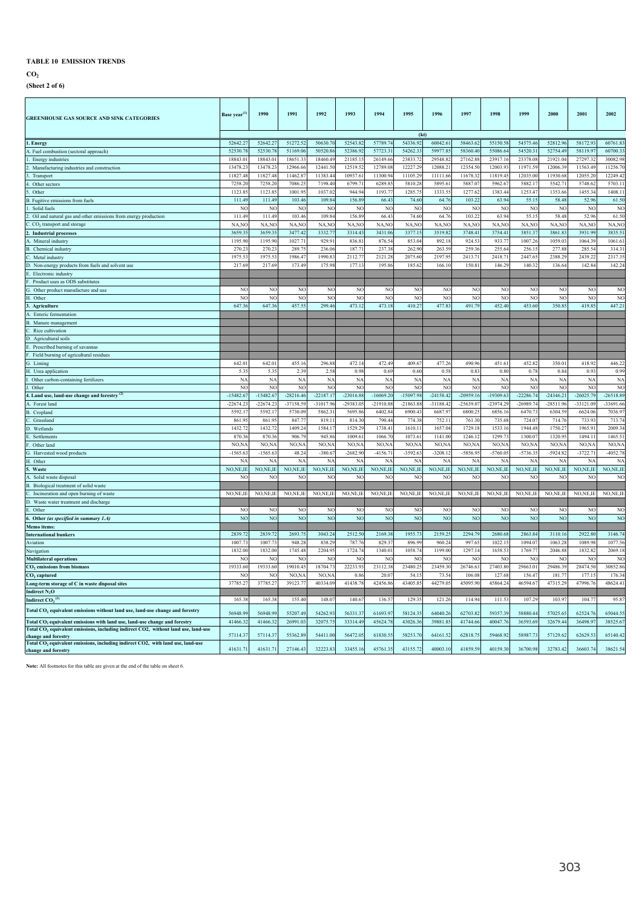**TABLE 10 EMISSION TRENDS**

**$CO_2$**

**(Sheet 2 of 6)**

| GREENHOUSE GAS SOURCE AND SINK CATEGORIES | Base year[(1)] | 1990 | 1991 | 1992 | 1993 | 1994 | 1995 | 1996 | 1997 | 1998 | 1999 | 2000 | 2001 | 2002 |
|---|---|---|---|---|---|---|---|---|---|---|---|---|---|---|
| | (kt) | | | | | | | | | | | | | |
| **1. Energy** | 52642.27 | 52642.27 | 51272.52 | 50630.70 | 52543.82 | 57789.74 | 54336.92 | 60042.61 | 58463.62 | 55150.58 | 54575.46 | 52812.96 | 58172.93 | 60761.83 |
| A. Fuel combustion (sectoral approach) | 52530.78 | 52530.78 | 51169.06 | 50520.86 | 52386.92 | 57723.31 | 54262.33 | 59977.85 | 58360.40 | 55086.64 | 54520.31 | 52754.49 | 58119.97 | 60700.33 |
| 1. Energy industries | 18843.01 | 18843.01 | 18651.33 | 18460.49 | 21185.15 | 26149.66 | 23833.72 | 29548.82 | 27162.88 | 23917.16 | 23378.08 | 21921.04 | 27297.32 | 30082.98 |
| 2. Manufacturing industries and construction | 13478.23 | 13478.23 | 12966.66 | 12441.50 | 12519.52 | 12789.08 | 12227.29 | 12088.21 | 12354.50 | 12003.93 | 11971.59 | 12006.39 | 11563.49 | 11256.70 |
| 3. Transport | 11827.48 | 11827.48 | 11462.87 | 11383.44 | 10937.61 | 11300.94 | 11105.29 | 11111.66 | 11678.32 | 11819.45 | 12035.00 | 11930.68 | 12055.20 | 12249.42 |
| 4. Other sectors | 7258.20 | 7258.20 | 7086.25 | 7198.40 | 6799.71 | 6289.85 | 5810.28 | 5895.61 | 5887.07 | 5962.67 | 5882.17 | 5542.71 | 5748.62 | 5703.11 |
| 5. Other | 1123.85 | 1123.85 | 1001.95 | 1037.02 | 944.94 | 1193.77 | 1285.75 | 1333.55 | 1277.62 | 1383.44 | 1253.47 | 1353.66 | 1455.34 | 1408.11 |
| B. Fugitive emissions from fuels | 111.49 | 111.49 | 103.46 | 109.84 | 156.89 | 66.43 | 74.60 | 64.76 | 103.22 | 63.94 | 55.15 | 58.48 | 52.96 | 61.50 |
| 1. Solid fuels | NO | NO | NO | NO | NO | NO | NO | NO | NO | NO | NO | NO | NO | NO |
| 2. Oil and natural gas and other emissions from energy production | 111.49 | 111.49 | 103.46 | 109.84 | 156.89 | 66.43 | 74.60 | 64.76 | 103.22 | 63.94 | 55.15 | 58.48 | 52.96 | 61.50 |
| C. $CO_2$ transport and storage | NA,NO | NA,NO | NA,NO | NA,NO | NA,NO | NA,NO | NA,NO | NA,NO | NA,NO | NA,NO | NA,NO | NA,NO | NA,NO | NA,NO |
| **2. Industrial processes** | 3659.35 | 3659.35 | 3477.42 | 3332.77 | 3314.43 | 3431.06 | 3377.15 | 3519.82 | 3748.41 | 3754.41 | 3851.37 | 3861.83 | 3931.99 | 3835.51 |
| A. Mineral industry | 1195.90 | 1195.90 | 1027.71 | 929.91 | 836.81 | 876.54 | 853.04 | 892.18 | 924.53 | 933.77 | 1007.26 | 1059.03 | 1064.39 | 1061.61 |
| B. Chemical industry | 270.23 | 270.23 | 289.75 | 236.06 | 187.71 | 237.38 | 262.90 | 263.59 | 259.36 | 255.64 | 256.15 | 277.88 | 285.54 | 314.31 |
| C. Metal industry | 1975.53 | 1975.53 | 1986.47 | 1990.83 | 2112.77 | 2121.28 | 2075.60 | 2197.95 | 2413.71 | 2418.71 | 2447.65 | 2388.29 | 2439.22 | 2317.35 |
| D. Non-energy products from fuels and solvent use | 217.69 | 217.69 | 173.49 | 175.98 | 177.13 | 195.86 | 185.62 | 166.10 | 150.81 | 146.29 | 140.32 | 136.64 | 142.84 | 142.24 |
| E. Electronic industry | | | | | | | | | | | | | | |
| F. Product uses as ODS substitutes | | | | | | | | | | | | | | |
| G. Other product manufacture and use | NO | NO | NO | NO | NO | NO | NO | NO | NO | NO | NO | NO | NO | NO |
| H. Other | NO | NO | NO | NO | NO | NO | NO | NO | NO | NO | NO | NO | NO | NO |
| **3. Agriculture** | 647.36 | 647.36 | 457.55 | 299.46 | 473.12 | 473.18 | 410.27 | 477.83 | 491.79 | 452.40 | 453.60 | 350.85 | 419.85 | 447.21 |
| A. Enteric fermentation | | | | | | | | | | | | | | |
| B. Manure management | | | | | | | | | | | | | | |
| C. Rice cultivation | | | | | | | | | | | | | | |
| D. Agricultural soils | | | | | | | | | | | | | | |
| E. Prescribed burning of savannas | | | | | | | | | | | | | | |
| F. Field burning of agricultural residues | | | | | | | | | | | | | | |
| G. Liming | 642.01 | 642.01 | 455.16 | 296.88 | 472.14 | 472.49 | 409.67 | 477.26 | 490.96 | 451.61 | 452.82 | 350.01 | 418.92 | 446.22 |
| H. Urea application | 5.35 | 5.35 | 2.39 | 2.58 | 0.98 | 0.69 | 0.60 | 0.58 | 0.83 | 0.80 | 0.78 | 0.84 | 0.93 | 0.99 |
| I. Other carbon-containing fertilizers | NA | NA | NA | NA | NA | NA | NA | NA | NA | NA | NA | NA | NA | NA |
| J. Other | NO | NO | NO | NO | NO | NO | NO | NO | NO | NO | NO | NO | NO | NO |
| **4. Land use, land-use change and forestry [(2)]** | -15482.67 | -15482.67 | -28216.46 | -22187.17 | -23016.88 | -16069.20 | -15097.98 | -24158.42 | -20959.16 | -19309.63 | -22286.74 | -24346.21 | -26025.79 | -26518.89 |
| A. Forest land | -22674.23 | -22674.23 | -37158.59 | -31017.96 | -29383.05 | -21910.88 | -21863.88 | -31188.42 | -25639.07 | -23974.29 | -26989.74 | -28511.96 | -33121.09 | -33691.66 |
| B. Cropland | 5592.17 | 5592.17 | 5730.09 | 5862.31 | 5695.86 | 6402.84 | 6900.43 | 6687.97 | 6800.25 | 6856.16 | 6470.73 | 6304.59 | 6624.06 | 7036.97 |
| C. Grassland | 861.95 | 861.95 | 847.77 | 819.11 | 814.30 | 790.44 | 774.38 | 752.11 | 761.30 | 735.68 | 724.07 | 714.76 | 733.93 | 713.74 |
| D. Wetlands | 1432.72 | 1432.72 | 1409.24 | 1584.17 | 1529.29 | 1738.41 | 1610.11 | 1657.04 | 1729.18 | 1533.16 | 1944.48 | 1750.27 | 1965.91 | 2009.34 |
| E. Settlements | 870.36 | 870.36 | 906.79 | 945.86 | 1009.61 | 1066.70 | 1073.61 | 1141.00 | 1246.12 | 1299.73 | 1300.07 | 1320.95 | 1494.11 | 1465.51 |
| F. Other land | NO,NA | NO,NA | NO,NA | NO,NA | NO,NA | NO,NA | NO,NA | NO,NA | NO,NA | NO,NA | NO,NA | NO,NA | NO,NA | NO,NA |
| G. Harvested wood products | -1565.63 | -1565.63 | 48.24 | -380.67 | -2682.90 | -4156.71 | -3592.63 | -3208.12 | -5856.95 | -5760.05 | -5736.35 | -5924.82 | -3722.71 | -4052.78 |
| H. Other | NA | NA | NA | NA | NA | NA | NA | NA | NA | NA | NA | NA | NA | NA |
| **5. Waste** | NO,NE,IE | NO,NE,IE | NO,NE,IE | NO,NE,IE | NO,NE,IE | NO,NE,IE | NO,NE,IE | NO,NE,IE | NO,NE,IE | NO,NE,IE | NO,NE,IE | NO,NE,IE | NO,NE,IE | NO,NE,IE |
| A. Solid waste disposal | NO | NO | NO | NO | NO | NO | NO | NO | NO | NO | NO | NO | NO | NO |
| B. Biological treatment of solid waste | | | | | | | | | | | | | | |
| C. Incineration and open burning of waste | NO,NE,IE | NO,NE,IE | NO,NE,IE | NO,NE,IE | NO,NE,IE | NO,NE,IE | NO,NE,IE | NO,NE,IE | NO,NE,IE | NO,NE,IE | NO,NE,IE | NO,NE,IE | NO,NE,IE | NO,NE,IE |
| D. Waste water treatment and discharge | | | | | | | | | | | | | | |
| E. Other | NO | NO | NO | NO | NO | NO | NO | NO | NO | NO | NO | NO | NO | NO |
| **6. Other *(as specified in summary 1.A)*** | NO | NO | NO | NO | NO | NO | NO | NO | NO | NO | NO | NO | NO | NO |
| **Memo items:** | | | | | | | | | | | | | | |
| **International bunkers** | 2839.72 | 2839.72 | 2693.75 | 3043.24 | 2512.50 | 2169.38 | 1955.73 | 2159.25 | 2294.79 | 2680.68 | 2863.84 | 3110.16 | 2922.80 | 3146.74 |
| Aviation | 1007.73 | 1007.73 | 948.28 | 838.29 | 787.76 | 829.37 | 896.99 | 960.24 | 997.65 | 1022.15 | 1094.07 | 1063.28 | 1089.98 | 1077.56 |
| Navigation | 1832.00 | 1832.00 | 1745.48 | 2204.95 | 1724.74 | 1340.01 | 1058.74 | 1199.00 | 1297.14 | 1658.53 | 1769.77 | 2046.88 | 1832.82 | 2069.18 |
| **Multilateral operations** | NO | NO | NO | NO | NO | NO | NO | NO | NO | NO | NO | NO | NO | NO |
| **$CO_2$ emissions from biomass** | 19333.60 | 19333.60 | 19010.45 | 18704.73 | 22233.93 | 23112.38 | 23480.25 | 23459.30 | 26746.63 | 27403.80 | 29663.01 | 29486.39 | 28474.50 | 30852.86 |
| **$CO_2$ captured** | NO | NO | NO,NA | NO,NA | 0.86 | 20.07 | 54.15 | 73.54 | 106.08 | 127.68 | 156.47 | 181.77 | 177.15 | 176.34 |
| **Long-term storage of C in waste disposal sites** | 37785.27 | 37785.27 | 39123.77 | 40334.09 | 41438.78 | 42456.86 | 43405.85 | 44279.05 | 45095.90 | 45864.24 | 46594.67 | 47315.29 | 47996.76 | 48624.41 |
| **Indirect $N_2O$** | | | | | | | | | | | | | | |
| **Indirect $CO_2$ [(3)]** | 165.38 | 165.38 | 155.40 | 148.07 | 140.67 | 136.57 | 129.35 | 121.26 | 114.94 | 111.53 | 107.29 | 103.97 | 104.77 | 95.87 |
| **Total $CO_2$ equivalent emissions without land use, land-use change and forestry** | 56948.99 | 56948.99 | 55207.49 | 54262.93 | 56331.37 | 61693.97 | 58124.35 | 64040.26 | 62703.82 | 59357.39 | 58880.44 | 57025.65 | 62524.76 | 65044.55 |
| **Total $CO_2$ equivalent emissions with land use, land-use change and forestry** | 41466.32 | 41466.32 | 26991.03 | 32075.75 | 33314.49 | 45624.78 | 43026.36 | 39881.85 | 41744.66 | 40047.76 | 36593.69 | 32679.44 | 36498.97 | 38525.67 |
| **Total $CO_2$ equivalent emissions, including indirect CO2, without land use, land-use change and forestry** | 57114.37 | 57114.37 | 55362.89 | 54411.00 | 56472.05 | 61830.55 | 58253.70 | 64161.52 | 62818.75 | 59468.92 | 58987.73 | 57129.62 | 62629.53 | 65140.42 |
| **Total $CO_2$ equivalent emissions, including indirect CO2, with land use, land-use change and forestry** | 41631.71 | 41631.71 | 27146.43 | 32223.83 | 33455.16 | 45761.35 | 43155.72 | 40003.10 | 41859.59 | 40159.30 | 36700.98 | 32783.42 | 36603.74 | 38621.54 |

**Note:** All footnotes for this table are given at the end of the table on sheet 6.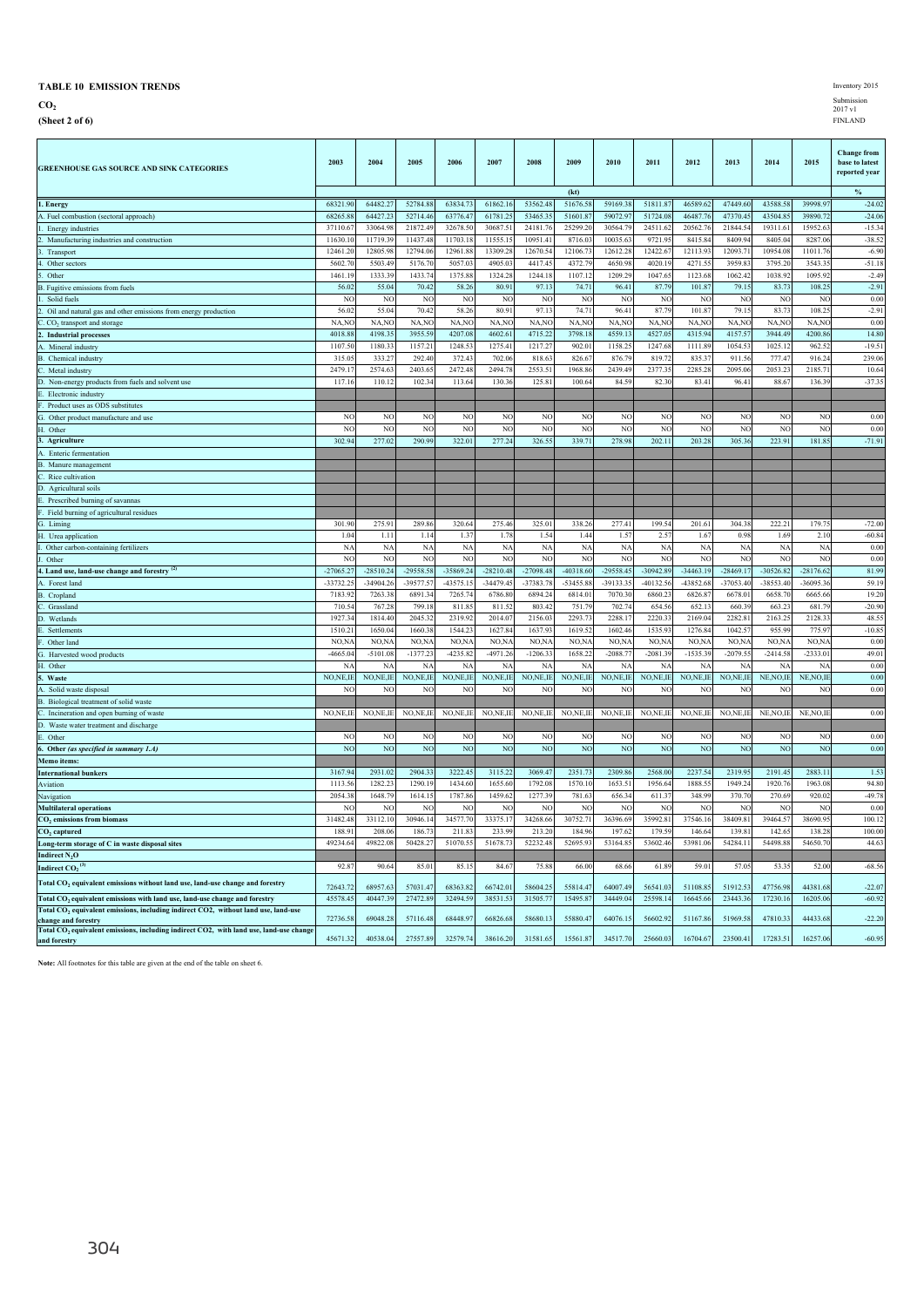**TABLE 10 EMISSION TRENDS**

**$CO_2$**

**(Sheet 2 of 6)**

Inventory 2015

Submission 2017 v1

FINLAND

| GREENHOUSE GAS SOURCE AND SINK CATEGORIES | 2003 | 2004 | 2005 | 2006 | 2007 | 2008 | 2009 | 2010 | 2011 | 2012 | 2013 | 2014 | 2015 | Change from base to latest reported year |
|---|---|---|---|---|---|---|---|---|---|---|---|---|---|---|
| | | | | | | | (kt) | | | | | | | % |
| **1. Energy** | 68321.90 | 64482.27 | 52784.88 | 63834.73 | 61862.16 | 53562.48 | 51676.58 | 59169.38 | 51811.87 | 46589.62 | 47449.60 | 43588.58 | 39998.97 | -24.02 |
| A. Fuel combustion (sectoral approach) | 68265.88 | 64427.23 | 52714.46 | 63776.47 | 61781.25 | 53465.35 | 51601.87 | 59072.97 | 51724.08 | 46487.76 | 47370.45 | 43504.85 | 39890.72 | -24.06 |
| 1. Energy industries | 37110.67 | 33064.98 | 21872.49 | 32678.50 | 30687.51 | 24181.76 | 25299.20 | 30564.79 | 24511.62 | 20562.76 | 21844.54 | 19311.61 | 15952.63 | -15.34 |
| 2. Manufacturing industries and construction | 11630.10 | 11719.39 | 11437.48 | 11703.18 | 11555.15 | 10951.41 | 8716.03 | 10035.63 | 9721.95 | 8415.84 | 8409.94 | 8405.04 | 8287.06 | -38.52 |
| 3. Transport | 12461.20 | 12805.98 | 12794.06 | 12961.88 | 13309.28 | 12670.54 | 12106.73 | 12612.28 | 12422.67 | 12113.93 | 12093.71 | 10954.08 | 11011.76 | -6.90 |
| 4. Other sectors | 5602.70 | 5503.49 | 5176.70 | 5057.03 | 4905.03 | 4417.45 | 4372.79 | 4650.98 | 4020.19 | 4271.55 | 3959.83 | 3795.20 | 3543.35 | -51.18 |
| 5. Other | 1461.19 | 1333.39 | 1433.74 | 1375.88 | 1324.28 | 1244.18 | 1107.12 | 1209.29 | 1047.65 | 1123.68 | 1062.42 | 1038.92 | 1095.92 | -2.49 |
| B. Fugitive emissions from fuels | 56.02 | 55.04 | 70.42 | 58.26 | 80.91 | 97.13 | 74.71 | 96.41 | 87.79 | 101.87 | 79.15 | 83.73 | 108.25 | -2.91 |
| 1. Solid fuels | NO | NO | NO | NO | NO | NO | NO | NO | NO | NO | NO | NO | NO | 0.00 |
| 2. Oil and natural gas and other emissions from energy production | 56.02 | 55.04 | 70.42 | 58.26 | 80.91 | 97.13 | 74.71 | 96.41 | 87.79 | 101.87 | 79.15 | 83.73 | 108.25 | -2.91 |
| C. $CO_2$ transport and storage | NA,NO | NA,NO | NA,NO | NA,NO | NA,NO | NA,NO | NA,NO | NA,NO | NA,NO | NA,NO | NA,NO | NA,NO | NA,NO | 0.00 |
| **2. Industrial processes** | 4018.88 | 4198.35 | 3955.59 | 4207.08 | 4602.61 | 4715.22 | 3798.18 | 4559.13 | 4527.05 | 4315.94 | 4157.57 | 3944.49 | 4200.86 | 14.80 |
| A. Mineral industry | 1107.50 | 1180.33 | 1157.21 | 1248.53 | 1275.41 | 1217.27 | 902.01 | 1158.25 | 1247.68 | 1111.89 | 1054.53 | 1025.12 | 962.52 | -19.51 |
| B. Chemical industry | 315.05 | 333.27 | 292.40 | 372.43 | 702.06 | 818.63 | 826.67 | 876.79 | 819.72 | 835.37 | 911.56 | 777.47 | 916.24 | 239.06 |
| C. Metal industry | 2479.17 | 2574.63 | 2403.65 | 2472.48 | 2494.78 | 2553.51 | 1968.86 | 2439.49 | 2377.35 | 2285.28 | 2095.06 | 2053.23 | 2185.71 | 10.64 |
| D. Non-energy products from fuels and solvent use | 117.16 | 110.12 | 102.34 | 113.64 | 130.36 | 125.81 | 100.64 | 84.59 | 82.30 | 83.41 | 96.41 | 88.67 | 136.39 | -37.35 |
| E. Electronic industry | | | | | | | | | | | | | | |
| F. Product uses as ODS substitutes | | | | | | | | | | | | | | |
| G. Other product manufacture and use | NO | NO | NO | NO | NO | NO | NO | NO | NO | NO | NO | NO | NO | 0.00 |
| H. Other | NO | NO | NO | NO | NO | NO | NO | NO | NO | NO | NO | NO | NO | 0.00 |
| **3. Agriculture** | 302.94 | 277.02 | 290.99 | 322.01 | 277.24 | 326.55 | 339.71 | 278.98 | 202.11 | 203.28 | 305.36 | 223.91 | 181.85 | -71.91 |
| A. Enteric fermentation | | | | | | | | | | | | | | |
| B. Manure management | | | | | | | | | | | | | | |
| C. Rice cultivation | | | | | | | | | | | | | | |
| D. Agricultural soils | | | | | | | | | | | | | | |
| E. Prescribed burning of savannas | | | | | | | | | | | | | | |
| F. Field burning of agricultural residues | | | | | | | | | | | | | | |
| G. Liming | 301.90 | 275.91 | 289.86 | 320.64 | 275.46 | 325.01 | 338.26 | 277.41 | 199.54 | 201.61 | 304.38 | 222.21 | 179.75 | -72.00 |
| H. Urea application | 1.04 | 1.11 | 1.14 | 1.37 | 1.78 | 1.54 | 1.44 | 1.57 | 2.57 | 1.67 | 0.98 | 1.69 | 2.10 | -60.84 |
| I. Other carbon-containing fertilizers | NA | NA | NA | NA | NA | NA | NA | NA | NA | NA | NA | NA | NA | 0.00 |
| J. Other | NO | NO | NO | NO | NO | NO | NO | NO | NO | NO | NO | NO | NO | 0.00 |
| **4. Land use, land-use change and forestry [(2)]** | -27065.27 | -28510.24 | -29558.58 | -35869.24 | -28210.48 | -27098.48 | -40318.60 | -29558.45 | -30942.89 | -34463.19 | -28469.17 | -30526.82 | -28176.62 | 81.99 |
| A. Forest land | -33732.25 | -34904.26 | -39577.57 | -43575.15 | -34479.45 | -37383.78 | -53455.88 | -39133.35 | -40132.56 | -43852.68 | -37053.40 | -38553.40 | -36095.36 | 59.19 |
| B. Cropland | 7183.92 | 7263.38 | 6891.34 | 7265.74 | 6786.80 | 6894.24 | 6814.01 | 7070.30 | 6860.23 | 6826.87 | 6678.01 | 6658.70 | 6665.66 | 19.20 |
| C. Grassland | 710.54 | 767.28 | 799.18 | 811.85 | 811.52 | 803.42 | 751.79 | 702.74 | 654.56 | 652.13 | 660.39 | 663.23 | 681.79 | -20.90 |
| D. Wetlands | 1927.34 | 1814.40 | 2045.32 | 2319.92 | 2014.07 | 2156.03 | 2293.73 | 2288.17 | 2220.33 | 2169.04 | 2282.81 | 2163.25 | 2128.33 | 48.55 |
| E. Settlements | 1510.21 | 1650.04 | 1660.38 | 1544.23 | 1627.84 | 1637.93 | 1619.52 | 1602.46 | 1535.93 | 1276.84 | 1042.57 | 955.99 | 775.97 | -10.85 |
| F. Other land | NO,NA | NO,NA | NO,NA | NO,NA | NO,NA | NO,NA | NO,NA | NO,NA | NO,NA | NO,NA | NO,NA | NO,NA | NO,NA | 0.00 |
| G. Harvested wood products | -4665.04 | -5101.08 | -1377.23 | -4235.82 | -4971.26 | -1206.33 | 1658.22 | -2088.77 | -2081.39 | -1535.39 | -2079.55 | -2414.58 | -2333.01 | 49.01 |
| H. Other | NA | NA | NA | NA | NA | NA | NA | NA | NA | NA | NA | NA | NA | 0.00 |
| **5. Waste** | NO,NE,IE | NO,NE,IE | NO,NE,IE | NO,NE,IE | NO,NE,IE | NO,NE,IE | NO,NE,IE | NO,NE,IE | NO,NE,IE | NO,NE,IE | NO,NE,IE | NE,NO,IE | NE,NO,IE | 0.00 |
| A. Solid waste disposal | NO | NO | NO | NO | NO | NO | NO | NO | NO | NO | NO | NO | NO | 0.00 |
| B. Biological treatment of solid waste | | | | | | | | | | | | | | |
| C. Incineration and open burning of waste | NO,NE,IE | NO,NE,IE | NO,NE,IE | NO,NE,IE | NO,NE,IE | NO,NE,IE | NO,NE,IE | NO,NE,IE | NO,NE,IE | NO,NE,IE | NO,NE,IE | NE,NO,IE | NE,NO,IE | 0.00 |
| D. Waste water treatment and discharge | | | | | | | | | | | | | | |
| E. Other | NO | NO | NO | NO | NO | NO | NO | NO | NO | NO | NO | NO | NO | 0.00 |
| **6. Other *(as specified in summary 1.A)*** | NO | NO | NO | NO | NO | NO | NO | NO | NO | NO | NO | NO | NO | 0.00 |
| **Memo items:** | | | | | | | | | | | | | | |
| **International bunkers** | 3167.94 | 2931.02 | 2904.33 | 3222.45 | 3115.22 | 3069.47 | 2351.73 | 2309.86 | 2568.00 | 2237.54 | 2319.95 | 2191.45 | 2883.11 | 1.53 |
| Aviation | 1113.56 | 1282.23 | 1290.19 | 1434.60 | 1655.60 | 1792.08 | 1570.10 | 1653.51 | 1956.64 | 1888.55 | 1949.24 | 1920.76 | 1963.08 | 94.80 |
| Navigation | 2054.38 | 1648.79 | 1614.15 | 1787.86 | 1459.62 | 1277.39 | 781.63 | 656.34 | 611.37 | 348.99 | 370.70 | 270.69 | 920.02 | -49.78 |
| **Multilateral operations** | NO | NO | NO | NO | NO | NO | NO | NO | NO | NO | NO | NO | NO | 0.00 |
| **$CO_2$ emissions from biomass** | 31482.48 | 33112.10 | 30946.14 | 34577.70 | 33375.17 | 34268.66 | 30752.71 | 36396.69 | 35992.81 | 37546.16 | 38409.81 | 39464.57 | 38690.95 | 100.12 |
| **$CO_2$ captured** | 188.91 | 208.06 | 186.73 | 211.83 | 233.99 | 213.20 | 184.96 | 197.62 | 179.59 | 146.64 | 139.81 | 142.65 | 138.28 | 100.00 |
| **Long-term storage of C in waste disposal sites** | 49234.64 | 49822.08 | 50428.27 | 51070.55 | 51678.73 | 52232.48 | 52695.93 | 53164.85 | 53602.46 | 53981.06 | 54284.11 | 54498.88 | 54650.70 | 44.63 |
| **Indirect $N_2O$** | | | | | | | | | | | | | | |
| **Indirect $CO_2$ [(3)]** | 92.87 | 90.64 | 85.01 | 85.15 | 84.67 | 75.88 | 66.00 | 68.66 | 61.89 | 59.01 | 57.05 | 53.35 | 52.00 | -68.56 |
| **Total $CO_2$ equivalent emissions without land use, land-use change and forestry** | 72643.72 | 68957.63 | 57031.47 | 68363.82 | 66742.01 | 58604.25 | 55814.47 | 64007.49 | 56541.03 | 51108.85 | 51912.53 | 47756.98 | 44381.68 | -22.07 |
| **Total $CO_2$ equivalent emissions with land use, land-use change and forestry** | 45578.45 | 40447.39 | 27472.89 | 32494.59 | 38531.53 | 31505.77 | 15495.87 | 34449.04 | 25598.14 | 16645.66 | 23443.36 | 17230.16 | 16205.06 | -60.92 |
| **Total $CO_2$ equivalent emissions, including indirect CO2, without land use, land-use change and forestry** | 72736.58 | 69048.28 | 57116.48 | 68448.97 | 66826.68 | 58680.13 | 55880.47 | 64076.15 | 56602.92 | 51167.86 | 51969.58 | 47810.33 | 44433.68 | -22.20 |
| **Total $CO_2$ equivalent emissions, including indirect CO2, with land use, land-use change and forestry** | 45671.32 | 40538.04 | 27557.89 | 32579.74 | 38616.20 | 31581.65 | 15561.87 | 34517.70 | 25660.03 | 16704.67 | 23500.41 | 17283.51 | 16257.06 | -60.95 |

**Note:** All footnotes for this table are given at the end of the table on sheet 6.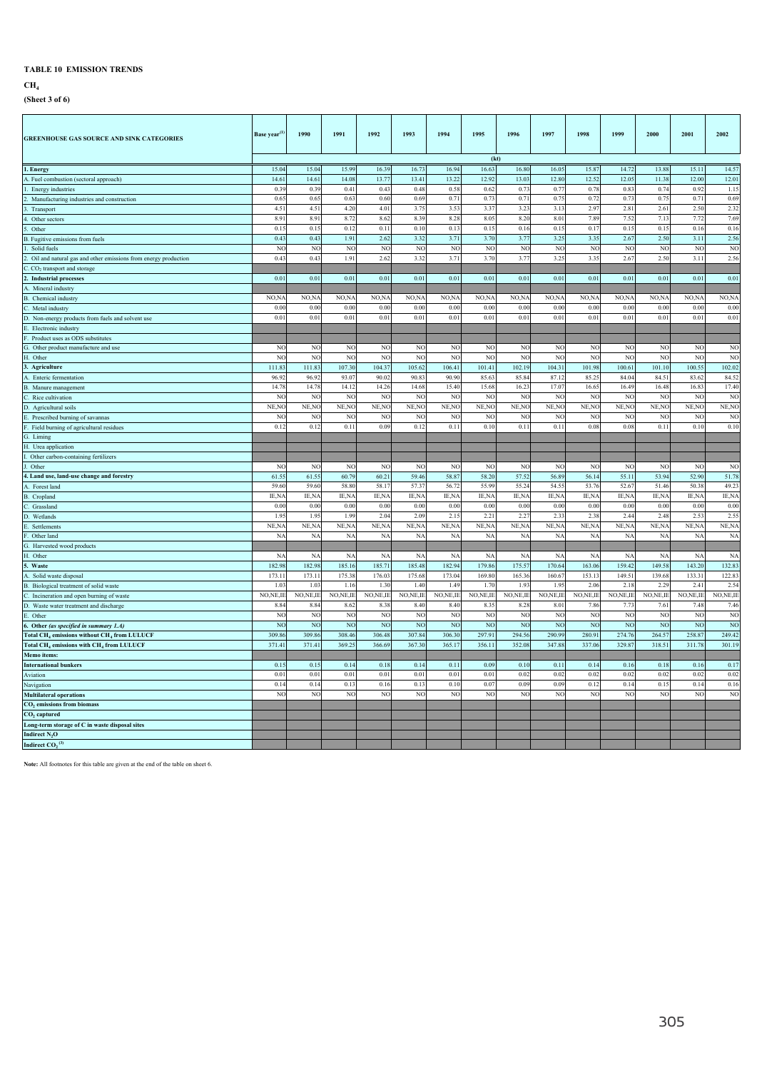**TABLE 10 EMISSION TRENDS**

**$CH_4$**

**(Sheet 3 of 6)**

| GREENHOUSE GAS SOURCE AND SINK CATEGORIES | Base year[(1)] | 1990 | 1991 | 1992 | 1993 | 1994 | 1995 | 1996 | 1997 | 1998 | 1999 | 2000 | 2001 | 2002 |
|---|---|---|---|---|---|---|---|---|---|---|---|---|---|---|
| | | | | | | | (kt) | | | | | | | |
| **1. Energy** | 15.04 | 15.04 | 15.99 | 16.39 | 16.73 | 16.94 | 16.63 | 16.80 | 16.05 | 15.87 | 14.72 | 13.88 | 15.11 | 14.57 |
| A. Fuel combustion (sectoral approach) | 14.61 | 14.61 | 14.08 | 13.77 | 13.41 | 13.22 | 12.92 | 13.03 | 12.80 | 12.52 | 12.05 | 11.38 | 12.00 | 12.01 |
| 1. Energy industries | 0.39 | 0.39 | 0.41 | 0.43 | 0.48 | 0.58 | 0.62 | 0.73 | 0.77 | 0.78 | 0.83 | 0.74 | 0.92 | 1.15 |
| 2. Manufacturing industries and construction | 0.65 | 0.65 | 0.63 | 0.60 | 0.69 | 0.71 | 0.73 | 0.71 | 0.75 | 0.72 | 0.73 | 0.75 | 0.71 | 0.69 |
| 3. Transport | 4.51 | 4.51 | 4.20 | 4.01 | 3.75 | 3.53 | 3.37 | 3.23 | 3.13 | 2.97 | 2.81 | 2.61 | 2.50 | 2.32 |
| 4. Other sectors | 8.91 | 8.91 | 8.72 | 8.62 | 8.39 | 8.28 | 8.05 | 8.20 | 8.01 | 7.89 | 7.52 | 7.13 | 7.72 | 7.69 |
| 5. Other | 0.15 | 0.15 | 0.12 | 0.11 | 0.10 | 0.13 | 0.15 | 0.16 | 0.15 | 0.17 | 0.15 | 0.15 | 0.16 | 0.16 |
| B. Fugitive emissions from fuels | 0.43 | 0.43 | 1.91 | 2.62 | 3.32 | 3.71 | 3.70 | 3.77 | 3.25 | 3.35 | 2.67 | 2.50 | 3.11 | 2.56 |
| 1. Solid fuels | NO | NO | NO | NO | NO | NO | NO | NO | NO | NO | NO | NO | NO | NO |
| 2. Oil and natural gas and other emissions from energy production | 0.43 | 0.43 | 1.91 | 2.62 | 3.32 | 3.71 | 3.70 | 3.77 | 3.25 | 3.35 | 2.67 | 2.50 | 3.11 | 2.56 |
| C. $CO_2$ transport and storage | | | | | | | | | | | | | | |
| **2. Industrial processes** | 0.01 | 0.01 | 0.01 | 0.01 | 0.01 | 0.01 | 0.01 | 0.01 | 0.01 | 0.01 | 0.01 | 0.01 | 0.01 | 0.01 |
| A. Mineral industry | | | | | | | | | | | | | | |
| B. Chemical industry | NO,NA | NO,NA | NO,NA | NO,NA | NO,NA | NO,NA | NO,NA | NO,NA | NO,NA | NO,NA | NO,NA | NO,NA | NO,NA | NO,NA |
| C. Metal industry | 0.00 | 0.00 | 0.00 | 0.00 | 0.00 | 0.00 | 0.00 | 0.00 | 0.00 | 0.00 | 0.00 | 0.00 | 0.00 | 0.00 |
| D. Non-energy products from fuels and solvent use | 0.01 | 0.01 | 0.01 | 0.01 | 0.01 | 0.01 | 0.01 | 0.01 | 0.01 | 0.01 | 0.01 | 0.01 | 0.01 | 0.01 |
| E. Electronic industry | | | | | | | | | | | | | | |
| F. Product uses as ODS substitutes | | | | | | | | | | | | | | |
| G. Other product manufacture and use | NO | NO | NO | NO | NO | NO | NO | NO | NO | NO | NO | NO | NO | NO |
| H. Other | NO | NO | NO | NO | NO | NO | NO | NO | NO | NO | NO | NO | NO | NO |
| **3. Agriculture** | 111.83 | 111.83 | 107.30 | 104.37 | 105.62 | 106.41 | 101.41 | 102.19 | 104.31 | 101.98 | 100.61 | 101.10 | 100.55 | 102.02 |
| A. Enteric fermentation | 96.92 | 96.92 | 93.07 | 90.02 | 90.83 | 90.90 | 85.63 | 85.84 | 87.12 | 85.25 | 84.04 | 84.51 | 83.62 | 84.52 |
| B. Manure management | 14.78 | 14.78 | 14.12 | 14.26 | 14.68 | 15.40 | 15.68 | 16.23 | 17.07 | 16.65 | 16.49 | 16.48 | 16.83 | 17.40 |
| C. Rice cultivation | NO | NO | NO | NO | NO | NO | NO | NO | NO | NO | NO | NO | NO | NO |
| D. Agricultural soils | NE,NO | NE,NO | NE,NO | NE,NO | NE,NO | NE,NO | NE,NO | NE,NO | NE,NO | NE,NO | NE,NO | NE,NO | NE,NO | NE,NO |
| E. Prescribed burning of savannas | NO | NO | NO | NO | NO | NO | NO | NO | NO | NO | NO | NO | NO | NO |
| F. Field burning of agricultural residues | 0.12 | 0.12 | 0.11 | 0.09 | 0.12 | 0.11 | 0.10 | 0.11 | 0.11 | 0.08 | 0.08 | 0.11 | 0.10 | 0.10 |
| G. Liming | | | | | | | | | | | | | | |
| H. Urea application | | | | | | | | | | | | | | |
| I. Other carbon-containing fertilizers | | | | | | | | | | | | | | |
| J. Other | NO | NO | NO | NO | NO | NO | NO | NO | NO | NO | NO | NO | NO | NO |
| **4. Land use, land-use change and forestry** | 61.55 | 61.55 | 60.79 | 60.21 | 59.46 | 58.87 | 58.20 | 57.52 | 56.89 | 56.14 | 55.11 | 53.94 | 52.90 | 51.78 |
| A. Forest land | 59.60 | 59.60 | 58.80 | 58.17 | 57.37 | 56.72 | 55.99 | 55.24 | 54.55 | 53.76 | 52.67 | 51.46 | 50.38 | 49.23 |
| B. Cropland | IE,NA | IE,NA | IE,NA | IE,NA | IE,NA | IE,NA | IE,NA | IE,NA | IE,NA | IE,NA | IE,NA | IE,NA | IE,NA | IE,NA |
| C. Grassland | 0.00 | 0.00 | 0.00 | 0.00 | 0.00 | 0.00 | 0.00 | 0.00 | 0.00 | 0.00 | 0.00 | 0.00 | 0.00 | 0.00 |
| D. Wetlands | 1.95 | 1.95 | 1.99 | 2.04 | 2.09 | 2.15 | 2.21 | 2.27 | 2.33 | 2.38 | 2.44 | 2.48 | 2.53 | 2.55 |
| E. Settlements | NE,NA | NE,NA | NE,NA | NE,NA | NE,NA | NE,NA | NE,NA | NE,NA | NE,NA | NE,NA | NE,NA | NE,NA | NE,NA | NE,NA |
| F. Other land | NA | NA | NA | NA | NA | NA | NA | NA | NA | NA | NA | NA | NA | NA |
| G. Harvested wood products | | | | | | | | | | | | | | |
| H. Other | NA | NA | NA | NA | NA | NA | NA | NA | NA | NA | NA | NA | NA | NA |
| **5. Waste** | 182.98 | 182.98 | 185.16 | 185.71 | 185.48 | 182.94 | 179.86 | 175.57 | 170.64 | 163.06 | 159.42 | 149.58 | 143.20 | 132.83 |
| A. Solid waste disposal | 173.11 | 173.11 | 175.38 | 176.03 | 175.68 | 173.04 | 169.80 | 165.36 | 160.67 | 153.13 | 149.51 | 139.68 | 133.31 | 122.83 |
| B. Biological treatment of solid waste | 1.03 | 1.03 | 1.16 | 1.30 | 1.40 | 1.49 | 1.70 | 1.93 | 1.95 | 2.06 | 2.18 | 2.29 | 2.41 | 2.54 |
| C. Incineration and open burning of waste | NO,NE,IE | NO,NE,IE | NO,NE,IE | NO,NE,IE | NO,NE,IE | NO,NE,IE | NO,NE,IE | NO,NE,IE | NO,NE,IE | NO,NE,IE | NO,NE,IE | NO,NE,IE | NO,NE,IE | NO,NE,IE |
| D. Waste water treatment and discharge | 8.84 | 8.84 | 8.62 | 8.38 | 8.40 | 8.40 | 8.35 | 8.28 | 8.01 | 7.86 | 7.73 | 7.61 | 7.48 | 7.46 |
| E. Other | NO | NO | NO | NO | NO | NO | NO | NO | NO | NO | NO | NO | NO | NO |
| **6. Other** *(as specified in summary 1.A)* | NO | NO | NO | NO | NO | NO | NO | NO | NO | NO | NO | NO | NO | NO |
| **Total $CH_4$ emissions without $CH_4$ from LULUCF** | 309.86 | 309.86 | 308.46 | 306.48 | 307.84 | 306.30 | 297.91 | 294.56 | 290.99 | 280.91 | 274.76 | 264.57 | 258.87 | 249.42 |
| **Total $CH_4$ emissions with $CH_4$ from LULUCF** | 371.41 | 371.41 | 369.25 | 366.69 | 367.30 | 365.17 | 356.11 | 352.08 | 347.88 | 337.06 | 329.87 | 318.51 | 311.78 | 301.19 |
| **Memo items:** | | | | | | | | | | | | | | |
| **International bunkers** | 0.15 | 0.15 | 0.14 | 0.18 | 0.14 | 0.11 | 0.09 | 0.10 | 0.11 | 0.14 | 0.16 | 0.18 | 0.16 | 0.17 |
| Aviation | 0.01 | 0.01 | 0.01 | 0.01 | 0.01 | 0.01 | 0.01 | 0.02 | 0.02 | 0.02 | 0.02 | 0.02 | 0.02 | 0.02 |
| Navigation | 0.14 | 0.14 | 0.13 | 0.16 | 0.13 | 0.10 | 0.07 | 0.09 | 0.09 | 0.12 | 0.14 | 0.15 | 0.14 | 0.16 |
| **Multilateral operations** | NO | NO | NO | NO | NO | NO | NO | NO | NO | NO | NO | NO | NO | NO |
| **$CO_2$ emissions from biomass** | | | | | | | | | | | | | | |
| **$CO_2$ captured** | | | | | | | | | | | | | | |
| **Long-term storage of C in waste disposal sites** | | | | | | | | | | | | | | |
| **Indirect $N_2O$** | | | | | | | | | | | | | | |
| **Indirect $CO_2$[(3)]** | | | | | | | | | | | | | | |

**Note:** All footnotes for this table are given at the end of the table on sheet 6.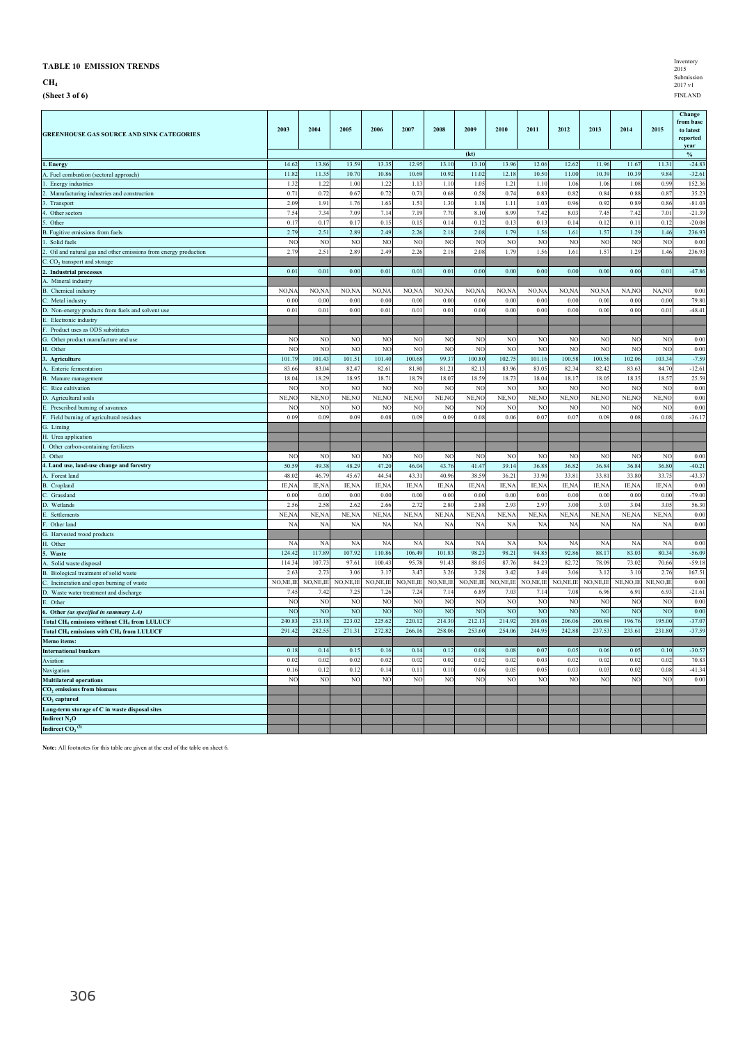**TABLE 10 EMISSION TRENDS**

**$CH_4$**

**(Sheet 3 of 6)**

Inventory 2015
Submission 2017 v1
FINLAND

| GREENHOUSE GAS SOURCE AND SINK CATEGORIES | 2003 | 2004 | 2005 | 2006 | 2007 | 2008 | 2009 | 2010 | 2011 | 2012 | 2013 | 2014 | 2015 | Change from base to latest reported year |
|---|---|---|---|---|---|---|---|---|---|---|---|---|---|---|
| | (kt) | | | | | | | | | | | | | % |
| **1. Energy** | 14.62 | 13.86 | 13.59 | 13.35 | 12.95 | 13.10 | 13.10 | 13.96 | 12.06 | 12.62 | 11.96 | 11.67 | 11.31 | -24.83 |
| A. Fuel combustion (sectoral approach) | 11.82 | 11.35 | 10.70 | 10.86 | 10.69 | 10.92 | 11.02 | 12.18 | 10.50 | 11.00 | 10.39 | 10.39 | 9.84 | -32.61 |
| 1. Energy industries | 1.32 | 1.22 | 1.00 | 1.22 | 1.13 | 1.10 | 1.05 | 1.21 | 1.10 | 1.06 | 1.06 | 1.08 | 0.99 | 152.36 |
| 2. Manufacturing industries and construction | 0.71 | 0.72 | 0.67 | 0.72 | 0.71 | 0.68 | 0.58 | 0.74 | 0.83 | 0.82 | 0.84 | 0.88 | 0.87 | 35.23 |
| 3. Transport | 2.09 | 1.91 | 1.76 | 1.63 | 1.51 | 1.30 | 1.18 | 1.11 | 1.03 | 0.96 | 0.92 | 0.89 | 0.86 | -81.03 |
| 4. Other sectors | 7.54 | 7.34 | 7.09 | 7.14 | 7.19 | 7.70 | 8.10 | 8.99 | 7.42 | 8.03 | 7.45 | 7.42 | 7.01 | -21.39 |
| 5. Other | 0.17 | 0.17 | 0.17 | 0.15 | 0.15 | 0.14 | 0.12 | 0.13 | 0.13 | 0.14 | 0.12 | 0.11 | 0.12 | -20.08 |
| B. Fugitive emissions from fuels | 2.79 | 2.51 | 2.89 | 2.49 | 2.26 | 2.18 | 2.08 | 1.79 | 1.56 | 1.61 | 1.57 | 1.29 | 1.46 | 236.93 |
| 1. Solid fuels | NO | NO | NO | NO | NO | NO | NO | NO | NO | NO | NO | NO | NO | 0.00 |
| 2. Oil and natural gas and other emissions from energy production | 2.79 | 2.51 | 2.89 | 2.49 | 2.26 | 2.18 | 2.08 | 1.79 | 1.56 | 1.61 | 1.57 | 1.29 | 1.46 | 236.93 |
| C. $CO_2$ transport and storage | | | | | | | | | | | | | | |
| **2. Industrial processes** | 0.01 | 0.01 | 0.00 | 0.01 | 0.01 | 0.01 | 0.00 | 0.00 | 0.00 | 0.00 | 0.00 | 0.00 | 0.01 | -47.86 |
| A. Mineral industry | | | | | | | | | | | | | | |
| B. Chemical industry | NO,NA | NO,NA | NO,NA | NO,NA | NO,NA | NO,NA | NO,NA | NO,NA | NO,NA | NO,NA | NO,NA | NA,NO | NA,NO | 0.00 |
| C. Metal industry | 0.00 | 0.00 | 0.00 | 0.00 | 0.00 | 0.00 | 0.00 | 0.00 | 0.00 | 0.00 | 0.00 | 0.00 | 0.00 | 79.80 |
| D. Non-energy products from fuels and solvent use | 0.01 | 0.01 | 0.00 | 0.01 | 0.01 | 0.01 | 0.00 | 0.00 | 0.00 | 0.00 | 0.00 | 0.00 | 0.01 | -48.41 |
| E. Electronic industry | | | | | | | | | | | | | | |
| F. Product uses as ODS substitutes | | | | | | | | | | | | | | |
| G. Other product manufacture and use | NO | NO | NO | NO | NO | NO | NO | NO | NO | NO | NO | NO | NO | 0.00 |
| H. Other | NO | NO | NO | NO | NO | NO | NO | NO | NO | NO | NO | NO | NO | 0.00 |
| **3. Agriculture** | 101.79 | 101.43 | 101.51 | 101.40 | 100.68 | 99.37 | 100.80 | 102.75 | 101.16 | 100.58 | 100.56 | 102.06 | 103.34 | -7.59 |
| A. Enteric fermentation | 83.66 | 83.04 | 82.47 | 82.61 | 81.80 | 81.21 | 82.13 | 83.96 | 83.05 | 82.34 | 82.42 | 83.63 | 84.70 | -12.61 |
| B. Manure management | 18.04 | 18.29 | 18.95 | 18.71 | 18.79 | 18.07 | 18.59 | 18.73 | 18.04 | 18.17 | 18.05 | 18.35 | 18.57 | 25.59 |
| C. Rice cultivation | NO | NO | NO | NO | NO | NO | NO | NO | NO | NO | NO | NO | NO | 0.00 |
| D. Agricultural soils | NE,NO | NE,NO | NE,NO | NE,NO | NE,NO | NE,NO | NE,NO | NE,NO | NE,NO | NE,NO | NE,NO | NE,NO | NE,NO | 0.00 |
| E. Prescribed burning of savannas | NO | NO | NO | NO | NO | NO | NO | NO | NO | NO | NO | NO | NO | 0.00 |
| F. Field burning of agricultural residues | 0.09 | 0.09 | 0.09 | 0.08 | 0.09 | 0.09 | 0.08 | 0.06 | 0.07 | 0.07 | 0.09 | 0.08 | 0.08 | -36.17 |
| G. Liming | | | | | | | | | | | | | | |
| H. Urea application | | | | | | | | | | | | | | |
| I. Other carbon-containing fertilizers | | | | | | | | | | | | | | |
| J. Other | NO | NO | NO | NO | NO | NO | NO | NO | NO | NO | NO | NO | NO | 0.00 |
| **4. Land use, land-use change and forestry** | 50.59 | 49.38 | 48.29 | 47.20 | 46.04 | 43.76 | 41.47 | 39.14 | 36.88 | 36.82 | 36.84 | 36.84 | 36.80 | -40.21 |
| A. Forest land | 48.02 | 46.79 | 45.67 | 44.54 | 43.31 | 40.96 | 38.59 | 36.21 | 33.90 | 33.81 | 33.81 | 33.80 | 33.75 | -43.37 |
| B. Cropland | IE,NA | IE,NA | IE,NA | IE,NA | IE,NA | IE,NA | IE,NA | IE,NA | IE,NA | IE,NA | IE,NA | IE,NA | IE,NA | 0.00 |
| C. Grassland | 0.00 | 0.00 | 0.00 | 0.00 | 0.00 | 0.00 | 0.00 | 0.00 | 0.00 | 0.00 | 0.00 | 0.00 | 0.00 | -79.00 |
| D. Wetlands | 2.56 | 2.58 | 2.62 | 2.66 | 2.72 | 2.80 | 2.88 | 2.93 | 2.97 | 3.00 | 3.03 | 3.04 | 3.05 | 56.30 |
| E. Settlements | NE,NA | NE,NA | NE,NA | NE,NA | NE,NA | NE,NA | NE,NA | NE,NA | NE,NA | NE,NA | NE,NA | NE,NA | NE,NA | 0.00 |
| F. Other land | NA | NA | NA | NA | NA | NA | NA | NA | NA | NA | NA | NA | NA | 0.00 |
| G. Harvested wood products | | | | | | | | | | | | | | |
| H. Other | NA | NA | NA | NA | NA | NA | NA | NA | NA | NA | NA | NA | NA | 0.00 |
| **5. Waste** | 124.42 | 117.89 | 107.92 | 110.86 | 106.49 | 101.83 | 98.23 | 98.21 | 94.85 | 92.86 | 88.17 | 83.03 | 80.34 | -56.09 |
| A. Solid waste disposal | 114.34 | 107.73 | 97.61 | 100.43 | 95.78 | 91.43 | 88.05 | 87.76 | 84.23 | 82.72 | 78.09 | 73.02 | 70.66 | -59.18 |
| B. Biological treatment of solid waste | 2.63 | 2.73 | 3.06 | 3.17 | 3.47 | 3.26 | 3.28 | 3.42 | 3.49 | 3.06 | 3.12 | 3.10 | 2.76 | 167.51 |
| C. Incineration and open burning of waste | NO,NE,IE | NO,NE,IE | NO,NE,IE | NO,NE,IE | NO,NE,IE | NO,NE,IE | NO,NE,IE | NO,NE,IE | NO,NE,IE | NO,NE,IE | NO,NE,IE | NE,NO,IE | NE,NO,IE | 0.00 |
| D. Waste water treatment and discharge | 7.45 | 7.42 | 7.25 | 7.26 | 7.24 | 7.14 | 6.89 | 7.03 | 7.14 | 7.08 | 6.96 | 6.91 | 6.93 | -21.61 |
| E. Other | NO | NO | NO | NO | NO | NO | NO | NO | NO | NO | NO | NO | NO | 0.00 |
| **6. Other** *(as specified in summary 1.A)* | NO | NO | NO | NO | NO | NO | NO | NO | NO | NO | NO | NO | NO | 0.00 |
| **Total $CH_4$ emissions without $CH_4$ from LULUCF** | 240.83 | 233.18 | 223.02 | 225.62 | 220.12 | 214.30 | 212.13 | 214.92 | 208.08 | 206.06 | 200.69 | 196.76 | 195.00 | -37.07 |
| **Total $CH_4$ emissions with $CH_4$ from LULUCF** | 291.42 | 282.55 | 271.31 | 272.82 | 266.16 | 258.06 | 253.60 | 254.06 | 244.95 | 242.88 | 237.53 | 233.61 | 231.80 | -37.59 |
| **Memo items:** | | | | | | | | | | | | | | |
| **International bunkers** | 0.18 | 0.14 | 0.15 | 0.16 | 0.14 | 0.12 | 0.08 | 0.08 | 0.07 | 0.05 | 0.06 | 0.05 | 0.10 | -30.57 |
| Aviation | 0.02 | 0.02 | 0.02 | 0.02 | 0.02 | 0.02 | 0.02 | 0.02 | 0.03 | 0.02 | 0.02 | 0.02 | 0.02 | 70.83 |
| Navigation | 0.16 | 0.12 | 0.12 | 0.14 | 0.11 | 0.10 | 0.06 | 0.05 | 0.05 | 0.03 | 0.03 | 0.02 | 0.08 | -41.34 |
| **Multilateral operations** | NO | NO | NO | NO | NO | NO | NO | NO | NO | NO | NO | NO | NO | 0.00 |
| **$CO_2$ emissions from biomass** | | | | | | | | | | | | | | |
| **$CO_2$ captured** | | | | | | | | | | | | | | |
| **Long-term storage of C in waste disposal sites** | | | | | | | | | | | | | | |
| **Indirect $N_2O$** | | | | | | | | | | | | | | |
| **Indirect $CO_2$** [(3)] | | | | | | | | | | | | | | |

**Note:** All footnotes for this table are given at the end of the table on sheet 6.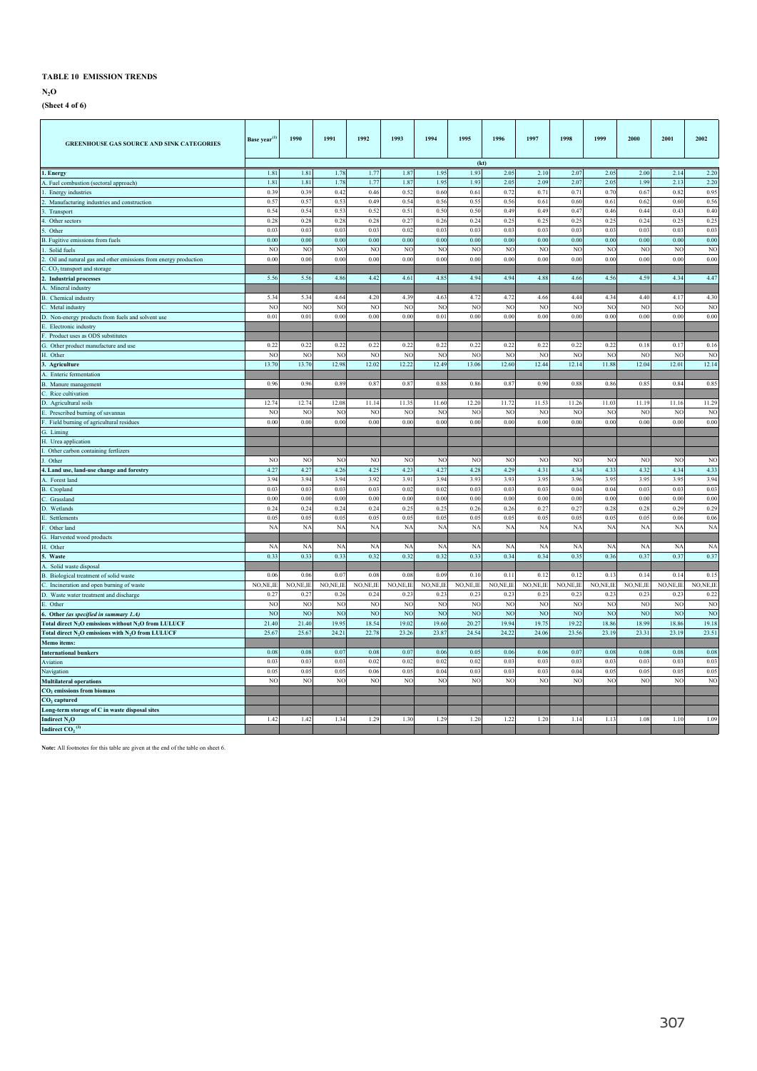**TABLE 10 EMISSION TRENDS**

**$N_2O$**

**(Sheet 4 of 6)**

| GREENHOUSE GAS SOURCE AND SINK CATEGORIES | Base year[(1)] | 1990 | 1991 | 1992 | 1993 | 1994 | 1995 | 1996 | 1997 | 1998 | 1999 | 2000 | 2001 | 2002 |
|---|---|---|---|---|---|---|---|---|---|---|---|---|---|---|
| | (kt) | | | | | | | | | | | | | |
| **1. Energy** | 1.81 | 1.81 | 1.78 | 1.77 | 1.87 | 1.95 | 1.93 | 2.05 | 2.10 | 2.07 | 2.05 | 2.00 | 2.14 | 2.20 |
| A. Fuel combustion (sectoral approach) | 1.81 | 1.81 | 1.78 | 1.77 | 1.87 | 1.95 | 1.93 | 2.05 | 2.09 | 2.07 | 2.05 | 1.99 | 2.13 | 2.20 |
| 1. Energy industries | 0.39 | 0.39 | 0.42 | 0.46 | 0.52 | 0.60 | 0.61 | 0.72 | 0.71 | 0.71 | 0.70 | 0.67 | 0.82 | 0.95 |
| 2. Manufacturing industries and construction | 0.57 | 0.57 | 0.53 | 0.49 | 0.54 | 0.56 | 0.55 | 0.56 | 0.61 | 0.60 | 0.61 | 0.62 | 0.60 | 0.56 |
| 3. Transport | 0.54 | 0.54 | 0.53 | 0.52 | 0.51 | 0.50 | 0.50 | 0.49 | 0.49 | 0.47 | 0.46 | 0.44 | 0.43 | 0.40 |
| 4. Other sectors | 0.28 | 0.28 | 0.28 | 0.28 | 0.27 | 0.26 | 0.24 | 0.25 | 0.25 | 0.25 | 0.25 | 0.24 | 0.25 | 0.25 |
| 5. Other | 0.03 | 0.03 | 0.03 | 0.03 | 0.02 | 0.03 | 0.03 | 0.03 | 0.03 | 0.03 | 0.03 | 0.03 | 0.03 | 0.03 |
| B. Fugitive emissions from fuels | 0.00 | 0.00 | 0.00 | 0.00 | 0.00 | 0.00 | 0.00 | 0.00 | 0.00 | 0.00 | 0.00 | 0.00 | 0.00 | 0.00 |
| 1. Solid fuels | NO | NO | NO | NO | NO | NO | NO | NO | NO | NO | NO | NO | NO | NO |
| 2. Oil and natural gas and other emissions from energy production | 0.00 | 0.00 | 0.00 | 0.00 | 0.00 | 0.00 | 0.00 | 0.00 | 0.00 | 0.00 | 0.00 | 0.00 | 0.00 | 0.00 |
| C. $CO_2$ transport and storage | | | | | | | | | | | | | | |
| **2. Industrial processes** | 5.56 | 5.56 | 4.86 | 4.42 | 4.61 | 4.85 | 4.94 | 4.94 | 4.88 | 4.66 | 4.56 | 4.59 | 4.34 | 4.47 |
| A. Mineral industry | | | | | | | | | | | | | | |
| B. Chemical industry | 5.34 | 5.34 | 4.64 | 4.20 | 4.39 | 4.63 | 4.72 | 4.72 | 4.66 | 4.44 | 4.34 | 4.40 | 4.17 | 4.30 |
| C. Metal industry | NO | NO | NO | NO | NO | NO | NO | NO | NO | NO | NO | NO | NO | NO |
| D. Non-energy products from fuels and solvent use | 0.01 | 0.01 | 0.00 | 0.00 | 0.00 | 0.01 | 0.00 | 0.00 | 0.00 | 0.00 | 0.00 | 0.00 | 0.00 | 0.00 |
| E. Electronic industry | | | | | | | | | | | | | | |
| F. Product uses as ODS substitutes | | | | | | | | | | | | | | |
| G. Other product manufacture and use | 0.22 | 0.22 | 0.22 | 0.22 | 0.22 | 0.22 | 0.22 | 0.22 | 0.22 | 0.22 | 0.22 | 0.18 | 0.17 | 0.16 |
| H. Other | NO | NO | NO | NO | NO | NO | NO | NO | NO | NO | NO | NO | NO | NO |
| **3. Agriculture** | 13.70 | 13.70 | 12.98 | 12.02 | 12.22 | 12.49 | 13.06 | 12.60 | 12.44 | 12.14 | 11.88 | 12.04 | 12.01 | 12.14 |
| A. Enteric fermentation | | | | | | | | | | | | | | |
| B. Manure management | 0.96 | 0.96 | 0.89 | 0.87 | 0.87 | 0.88 | 0.86 | 0.87 | 0.90 | 0.88 | 0.86 | 0.85 | 0.84 | 0.85 |
| C. Rice cultivation | | | | | | | | | | | | | | |
| D. Agricultural soils | 12.74 | 12.74 | 12.08 | 11.14 | 11.35 | 11.60 | 12.20 | 11.72 | 11.53 | 11.26 | 11.03 | 11.19 | 11.16 | 11.29 |
| E. Prescribed burning of savannas | NO | NO | NO | NO | NO | NO | NO | NO | NO | NO | NO | NO | NO | NO |
| F. Field burning of agricultural residues | 0.00 | 0.00 | 0.00 | 0.00 | 0.00 | 0.00 | 0.00 | 0.00 | 0.00 | 0.00 | 0.00 | 0.00 | 0.00 | 0.00 |
| G. Liming | | | | | | | | | | | | | | |
| H. Urea application | | | | | | | | | | | | | | |
| I. Other carbon containing fertlizers | | | | | | | | | | | | | | |
| J. Other | NO | NO | NO | NO | NO | NO | NO | NO | NO | NO | NO | NO | NO | NO |
| **4. Land use, land-use change and forestry** | 4.27 | 4.27 | 4.26 | 4.25 | 4.23 | 4.27 | 4.28 | 4.29 | 4.31 | 4.34 | 4.33 | 4.32 | 4.34 | 4.33 |
| A. Forest land | 3.94 | 3.94 | 3.94 | 3.92 | 3.91 | 3.94 | 3.93 | 3.93 | 3.95 | 3.96 | 3.95 | 3.95 | 3.95 | 3.94 |
| B. Cropland | 0.03 | 0.03 | 0.03 | 0.03 | 0.02 | 0.02 | 0.03 | 0.03 | 0.03 | 0.04 | 0.04 | 0.03 | 0.03 | 0.03 |
| C. Grassland | 0.00 | 0.00 | 0.00 | 0.00 | 0.00 | 0.00 | 0.00 | 0.00 | 0.00 | 0.00 | 0.00 | 0.00 | 0.00 | 0.00 |
| D. Wetlands | 0.24 | 0.24 | 0.24 | 0.24 | 0.25 | 0.25 | 0.26 | 0.26 | 0.27 | 0.27 | 0.28 | 0.28 | 0.29 | 0.29 |
| E. Settlements | 0.05 | 0.05 | 0.05 | 0.05 | 0.05 | 0.05 | 0.05 | 0.05 | 0.05 | 0.05 | 0.05 | 0.05 | 0.06 | 0.06 |
| F. Other land | NA | NA | NA | NA | NA | NA | NA | NA | NA | NA | NA | NA | NA | NA |
| G. Harvested wood products | | | | | | | | | | | | | | |
| H. Other | NA | NA | NA | NA | NA | NA | NA | NA | NA | NA | NA | NA | NA | NA |
| **5. Waste** | 0.33 | 0.33 | 0.33 | 0.32 | 0.32 | 0.32 | 0.33 | 0.34 | 0.34 | 0.35 | 0.36 | 0.37 | 0.37 | 0.37 |
| A. Solid waste disposal | | | | | | | | | | | | | | |
| B. Biological treatment of solid waste | 0.06 | 0.06 | 0.07 | 0.08 | 0.08 | 0.09 | 0.10 | 0.11 | 0.12 | 0.12 | 0.13 | 0.14 | 0.14 | 0.15 |
| C. Incineration and open burning of waste | NO,NE,IE | NO,NE,IE | NO,NE,IE | NO,NE,IE | NO,NE,IE | NO,NE,IE | NO,NE,IE | NO,NE,IE | NO,NE,IE | NO,NE,IE | NO,NE,IE | NO,NE,IE | NO,NE,IE | NO,NE,IE |
| D. Waste water treatment and discharge | 0.27 | 0.27 | 0.26 | 0.24 | 0.23 | 0.23 | 0.23 | 0.23 | 0.23 | 0.23 | 0.23 | 0.23 | 0.23 | 0.22 |
| E. Other | NO | NO | NO | NO | NO | NO | NO | NO | NO | NO | NO | NO | NO | NO |
| **6. Other *(as specified in summary 1.A)*** | NO | NO | NO | NO | NO | NO | NO | NO | NO | NO | NO | NO | NO | NO |
| **Total direct $N_2O$ emissions without $N_2O$ from LULUCF** | 21.40 | 21.40 | 19.95 | 18.54 | 19.02 | 19.60 | 20.27 | 19.94 | 19.75 | 19.22 | 18.86 | 18.99 | 18.86 | 19.18 |
| **Total direct $N_2O$ emissions with $N_2O$ from LULUCF** | 25.67 | 25.67 | 24.21 | 22.78 | 23.26 | 23.87 | 24.54 | 24.22 | 24.06 | 23.56 | 23.19 | 23.31 | 23.19 | 23.51 |
| **Memo items:** | | | | | | | | | | | | | | |
| **International bunkers** | 0.08 | 0.08 | 0.07 | 0.08 | 0.07 | 0.06 | 0.05 | 0.06 | 0.06 | 0.07 | 0.08 | 0.08 | 0.08 | 0.08 |
| Aviation | 0.03 | 0.03 | 0.03 | 0.02 | 0.02 | 0.02 | 0.02 | 0.03 | 0.03 | 0.03 | 0.03 | 0.03 | 0.03 | 0.03 |
| Navigation | 0.05 | 0.05 | 0.05 | 0.06 | 0.05 | 0.04 | 0.03 | 0.03 | 0.03 | 0.04 | 0.05 | 0.05 | 0.05 | 0.05 |
| **Multilateral operations** | NO | NO | NO | NO | NO | NO | NO | NO | NO | NO | NO | NO | NO | NO |
| **$CO_2$ emissions from biomass** | | | | | | | | | | | | | | |
| **$CO_2$ captured** | | | | | | | | | | | | | | |
| **Long-term storage of C in waste disposal sites** | | | | | | | | | | | | | | |
| **Indirect $N_2O$** | 1.42 | 1.42 | 1.34 | 1.29 | 1.30 | 1.29 | 1.20 | 1.22 | 1.20 | 1.14 | 1.13 | 1.08 | 1.10 | 1.09 |
| **Indirect $CO_2$ [(3)]** | | | | | | | | | | | | | | |

**Note:** All footnotes for this table are given at the end of the table on sheet 6.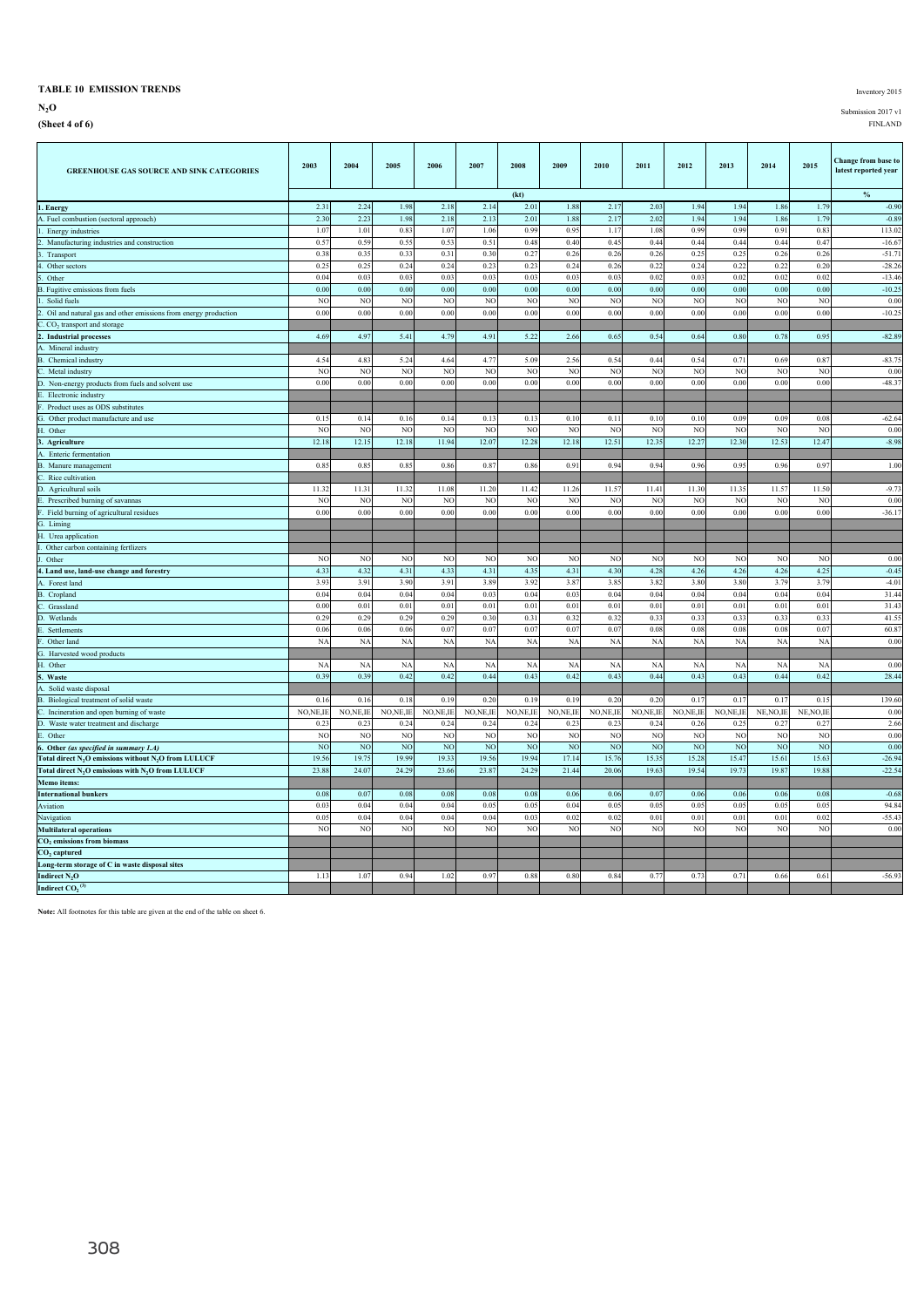**TABLE 10 EMISSION TRENDS**

**$N_2O$**

**(Sheet 4 of 6)**

Inventory 2015

Submission 2017 v1

FINLAND

| GREENHOUSE GAS SOURCE AND SINK CATEGORIES | 2003 | 2004 | 2005 | 2006 | 2007 | 2008 | 2009 | 2010 | 2011 | 2012 | 2013 | 2014 | 2015 | Change from base to latest reported year |
|---|---|---|---|---|---|---|---|---|---|---|---|---|---|---|
| | | | | | | (kt) | | | | | | | | % |
| **1. Energy** | 2.31 | 2.24 | 1.98 | 2.18 | 2.14 | 2.01 | 1.88 | 2.17 | 2.03 | 1.94 | 1.94 | 1.86 | 1.79 | -0.90 |
| A. Fuel combustion (sectoral approach) | 2.30 | 2.23 | 1.98 | 2.18 | 2.13 | 2.01 | 1.88 | 2.17 | 2.02 | 1.94 | 1.94 | 1.86 | 1.79 | -0.89 |
| 1. Energy industries | 1.07 | 1.01 | 0.83 | 1.07 | 1.06 | 0.99 | 0.95 | 1.17 | 1.08 | 0.99 | 0.99 | 0.91 | 0.83 | 113.02 |
| 2. Manufacturing industries and construction | 0.57 | 0.59 | 0.55 | 0.53 | 0.51 | 0.48 | 0.40 | 0.45 | 0.44 | 0.44 | 0.44 | 0.44 | 0.47 | -16.67 |
| 3. Transport | 0.38 | 0.35 | 0.33 | 0.31 | 0.30 | 0.27 | 0.26 | 0.26 | 0.26 | 0.25 | 0.25 | 0.26 | 0.26 | -51.71 |
| 4. Other sectors | 0.25 | 0.25 | 0.24 | 0.24 | 0.23 | 0.23 | 0.24 | 0.26 | 0.22 | 0.24 | 0.22 | 0.22 | 0.20 | -28.26 |
| 5. Other | 0.04 | 0.03 | 0.03 | 0.03 | 0.03 | 0.03 | 0.03 | 0.03 | 0.02 | 0.03 | 0.02 | 0.02 | 0.02 | -13.46 |
| B. Fugitive emissions from fuels | 0.00 | 0.00 | 0.00 | 0.00 | 0.00 | 0.00 | 0.00 | 0.00 | 0.00 | 0.00 | 0.00 | 0.00 | 0.00 | -10.25 |
| 1. Solid fuels | NO | NO | NO | NO | NO | NO | NO | NO | NO | NO | NO | NO | NO | 0.00 |
| 2. Oil and natural gas and other emissions from energy production | 0.00 | 0.00 | 0.00 | 0.00 | 0.00 | 0.00 | 0.00 | 0.00 | 0.00 | 0.00 | 0.00 | 0.00 | 0.00 | -10.25 |
| C. $CO_2$ transport and storage | | | | | | | | | | | | | | |
| **2. Industrial processes** | 4.69 | 4.97 | 5.41 | 4.79 | 4.91 | 5.22 | 2.66 | 0.65 | 0.54 | 0.64 | 0.80 | 0.78 | 0.95 | -82.89 |
| A. Mineral industry | | | | | | | | | | | | | | |
| B. Chemical industry | 4.54 | 4.83 | 5.24 | 4.64 | 4.77 | 5.09 | 2.56 | 0.54 | 0.44 | 0.54 | 0.71 | 0.69 | 0.87 | -83.75 |
| C. Metal industry | NO | NO | NO | NO | NO | NO | NO | NO | NO | NO | NO | NO | NO | 0.00 |
| D. Non-energy products from fuels and solvent use | 0.00 | 0.00 | 0.00 | 0.00 | 0.00 | 0.00 | 0.00 | 0.00 | 0.00 | 0.00 | 0.00 | 0.00 | 0.00 | -48.37 |
| E. Electronic industry | | | | | | | | | | | | | | |
| F. Product uses as ODS substitutes | | | | | | | | | | | | | | |
| G. Other product manufacture and use | 0.15 | 0.14 | 0.16 | 0.14 | 0.13 | 0.13 | 0.10 | 0.11 | 0.10 | 0.10 | 0.09 | 0.09 | 0.08 | -62.64 |
| H. Other | NO | NO | NO | NO | NO | NO | NO | NO | NO | NO | NO | NO | NO | 0.00 |
| **3. Agriculture** | 12.18 | 12.15 | 12.18 | 11.94 | 12.07 | 12.28 | 12.18 | 12.51 | 12.35 | 12.27 | 12.30 | 12.53 | 12.47 | -8.98 |
| A. Enteric fermentation | | | | | | | | | | | | | | |
| B. Manure management | 0.85 | 0.85 | 0.85 | 0.86 | 0.87 | 0.86 | 0.91 | 0.94 | 0.94 | 0.96 | 0.95 | 0.96 | 0.97 | 1.00 |
| C. Rice cultivation | | | | | | | | | | | | | | |
| D. Agricultural soils | 11.32 | 11.31 | 11.32 | 11.08 | 11.20 | 11.42 | 11.26 | 11.57 | 11.41 | 11.30 | 11.35 | 11.57 | 11.50 | -9.73 |
| E. Prescribed burning of savannas | NO | NO | NO | NO | NO | NO | NO | NO | NO | NO | NO | NO | NO | 0.00 |
| F. Field burning of agricultural residues | 0.00 | 0.00 | 0.00 | 0.00 | 0.00 | 0.00 | 0.00 | 0.00 | 0.00 | 0.00 | 0.00 | 0.00 | 0.00 | -36.17 |
| G. Liming | | | | | | | | | | | | | | |
| H. Urea application | | | | | | | | | | | | | | |
| I. Other carbon containing fertlizers | | | | | | | | | | | | | | |
| J. Other | NO | NO | NO | NO | NO | NO | NO | NO | NO | NO | NO | NO | NO | 0.00 |
| **4. Land use, land-use change and forestry** | 4.33 | 4.32 | 4.31 | 4.33 | 4.31 | 4.35 | 4.31 | 4.30 | 4.28 | 4.26 | 4.26 | 4.26 | 4.25 | -0.45 |
| A. Forest land | 3.93 | 3.91 | 3.90 | 3.91 | 3.89 | 3.92 | 3.87 | 3.85 | 3.82 | 3.80 | 3.80 | 3.79 | 3.79 | -4.01 |
| B. Cropland | 0.04 | 0.04 | 0.04 | 0.04 | 0.03 | 0.04 | 0.03 | 0.04 | 0.04 | 0.04 | 0.04 | 0.04 | 0.04 | 31.44 |
| C. Grassland | 0.00 | 0.01 | 0.01 | 0.01 | 0.01 | 0.01 | 0.01 | 0.01 | 0.01 | 0.01 | 0.01 | 0.01 | 0.01 | 31.43 |
| D. Wetlands | 0.29 | 0.29 | 0.29 | 0.29 | 0.30 | 0.31 | 0.32 | 0.32 | 0.33 | 0.33 | 0.33 | 0.33 | 0.33 | 41.55 |
| E. Settlements | 0.06 | 0.06 | 0.06 | 0.07 | 0.07 | 0.07 | 0.07 | 0.07 | 0.08 | 0.08 | 0.08 | 0.08 | 0.07 | 60.87 |
| F. Other land | NA | NA | NA | NA | NA | NA | NA | NA | NA | NA | NA | NA | NA | 0.00 |
| G. Harvested wood products | | | | | | | | | | | | | | |
| H. Other | NA | NA | NA | NA | NA | NA | NA | NA | NA | NA | NA | NA | NA | 0.00 |
| **5. Waste** | 0.39 | 0.39 | 0.42 | 0.42 | 0.44 | 0.43 | 0.42 | 0.43 | 0.44 | 0.43 | 0.43 | 0.44 | 0.42 | 28.44 |
| A. Solid waste disposal | | | | | | | | | | | | | | |
| B. Biological treatment of solid waste | 0.16 | 0.16 | 0.18 | 0.19 | 0.20 | 0.19 | 0.19 | 0.20 | 0.20 | 0.17 | 0.17 | 0.17 | 0.15 | 139.60 |
| C. Incineration and open burning of waste | NO,NE,IE | NO,NE,IE | NO,NE,IE | NO,NE,IE | NO,NE,IE | NO,NE,IE | NO,NE,IE | NO,NE,IE | NO,NE,IE | NO,NE,IE | NO,NE,IE | NE,NO,IE | NE,NO,IE | 0.00 |
| D. Waste water treatment and discharge | 0.23 | 0.23 | 0.24 | 0.24 | 0.24 | 0.24 | 0.23 | 0.23 | 0.24 | 0.26 | 0.25 | 0.27 | 0.27 | 2.66 |
| E. Other | NO | NO | NO | NO | NO | NO | NO | NO | NO | NO | NO | NO | NO | 0.00 |
| **6. Other *(as specified in summary 1.A)*** | NO | NO | NO | NO | NO | NO | NO | NO | NO | NO | NO | NO | NO | 0.00 |
| **Total direct $N_2O$ emissions without $N_2O$ from LULUCF** | 19.56 | 19.75 | 19.99 | 19.33 | 19.56 | 19.94 | 17.14 | 15.76 | 15.35 | 15.28 | 15.47 | 15.61 | 15.63 | -26.94 |
| **Total direct $N_2O$ emissions with $N_2O$ from LULUCF** | 23.88 | 24.07 | 24.29 | 23.66 | 23.87 | 24.29 | 21.44 | 20.06 | 19.63 | 19.54 | 19.73 | 19.87 | 19.88 | -22.54 |
| **Memo items:** | | | | | | | | | | | | | | |
| **International bunkers** | 0.08 | 0.07 | 0.08 | 0.08 | 0.08 | 0.08 | 0.06 | 0.06 | 0.07 | 0.06 | 0.06 | 0.06 | 0.08 | -0.68 |
| Aviation | 0.03 | 0.04 | 0.04 | 0.04 | 0.05 | 0.05 | 0.04 | 0.05 | 0.05 | 0.05 | 0.05 | 0.05 | 0.05 | 94.84 |
| Navigation | 0.05 | 0.04 | 0.04 | 0.04 | 0.04 | 0.03 | 0.02 | 0.02 | 0.01 | 0.01 | 0.01 | 0.01 | 0.02 | -55.43 |
| **Multilateral operations** | NO | NO | NO | NO | NO | NO | NO | NO | NO | NO | NO | NO | NO | 0.00 |
| **$CO_2$ emissions from biomass** | | | | | | | | | | | | | | |
| **$CO_2$ captured** | | | | | | | | | | | | | | |
| **Long-term storage of C in waste disposal sites** | | | | | | | | | | | | | | |
| **Indirect $N_2O$** | 1.13 | 1.07 | 0.94 | 1.02 | 0.97 | 0.88 | 0.80 | 0.84 | 0.77 | 0.73 | 0.71 | 0.66 | 0.61 | -56.93 |
| **Indirect $CO_2$ [(3)]** | | | | | | | | | | | | | | |

**Note:** All footnotes for this table are given at the end of the table on sheet 6.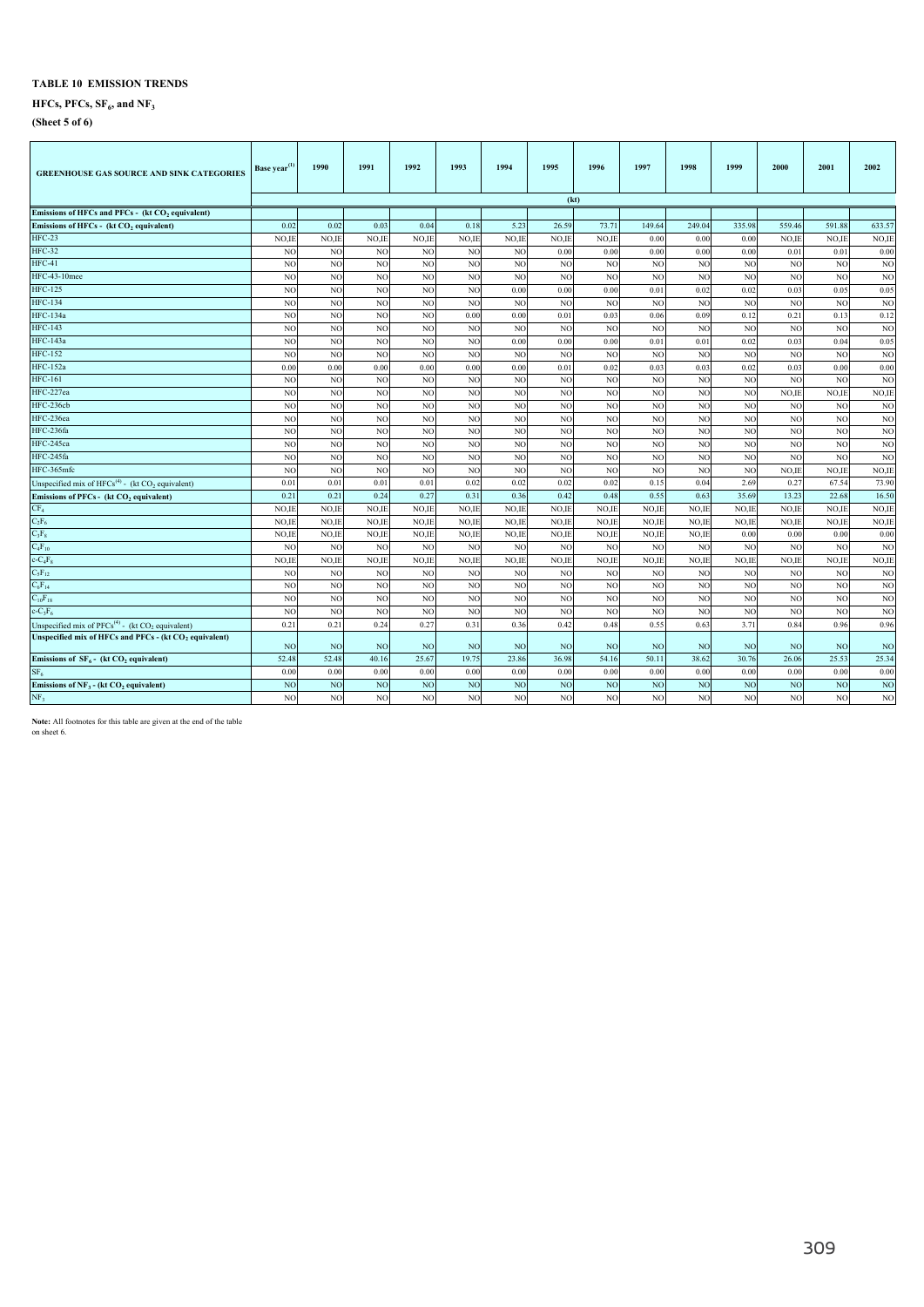**TABLE 10 EMISSION TRENDS**

**HFCs, PFCs, $SF_6$, and $NF_3$**

**(Sheet 5 of 6)**

| GREENHOUSE GAS SOURCE AND SINK CATEGORIES | Base year[(1)] | 1990 | 1991 | 1992 | 1993 | 1994 | 1995 | 1996 | 1997 | 1998 | 1999 | 2000 | 2001 | 2002 |
|---|---|---|---|---|---|---|---|---|---|---|---|---|---|---|
| | (kt) | | | | | | | | | | | | | |
| **Emissions of HFCs and PFCs - (kt $CO_2$ equivalent)** | | | | | | | | | | | | | | |
| **Emissions of HFCs - (kt $CO_2$ equivalent)** | 0.02 | 0.02 | 0.03 | 0.04 | 0.18 | 5.23 | 26.59 | 73.71 | 149.64 | 249.04 | 335.98 | 559.46 | 591.88 | 633.57 |
| HFC-23 | NO,IE | NO,IE | NO,IE | NO,IE | NO,IE | NO,IE | NO,IE | NO,IE | 0.00 | 0.00 | 0.00 | NO,IE | NO,IE | NO,IE |
| HFC-32 | NO | NO | NO | NO | NO | NO | 0.00 | 0.00 | 0.00 | 0.00 | 0.00 | 0.01 | 0.01 | 0.00 |
| HFC-41 | NO | NO | NO | NO | NO | NO | NO | NO | NO | NO | NO | NO | NO | NO |
| HFC-43-10mee | NO | NO | NO | NO | NO | NO | NO | NO | NO | NO | NO | NO | NO | NO |
| HFC-125 | NO | NO | NO | NO | NO | 0.00 | 0.00 | 0.00 | 0.01 | 0.02 | 0.02 | 0.03 | 0.05 | 0.05 |
| HFC-134 | NO | NO | NO | NO | NO | NO | NO | NO | NO | NO | NO | NO | NO | NO |
| HFC-134a | NO | NO | NO | NO | 0.00 | 0.00 | 0.01 | 0.03 | 0.06 | 0.09 | 0.12 | 0.21 | 0.13 | 0.12 |
| HFC-143 | NO | NO | NO | NO | NO | NO | NO | NO | NO | NO | NO | NO | NO | NO |
| HFC-143a | NO | NO | NO | NO | NO | 0.00 | 0.00 | 0.00 | 0.01 | 0.01 | 0.02 | 0.03 | 0.04 | 0.05 |
| HFC-152 | NO | NO | NO | NO | NO | NO | NO | NO | NO | NO | NO | NO | NO | NO |
| HFC-152a | 0.00 | 0.00 | 0.00 | 0.00 | 0.00 | 0.00 | 0.01 | 0.02 | 0.03 | 0.03 | 0.02 | 0.03 | 0.00 | 0.00 |
| HFC-161 | NO | NO | NO | NO | NO | NO | NO | NO | NO | NO | NO | NO | NO | NO |
| HFC-227ea | NO | NO | NO | NO | NO | NO | NO | NO | NO | NO | NO | NO,IE | NO,IE | NO,IE |
| HFC-236cb | NO | NO | NO | NO | NO | NO | NO | NO | NO | NO | NO | NO | NO | NO |
| HFC-236ea | NO | NO | NO | NO | NO | NO | NO | NO | NO | NO | NO | NO | NO | NO |
| HFC-236fa | NO | NO | NO | NO | NO | NO | NO | NO | NO | NO | NO | NO | NO | NO |
| HFC-245ca | NO | NO | NO | NO | NO | NO | NO | NO | NO | NO | NO | NO | NO | NO |
| HFC-245fa | NO | NO | NO | NO | NO | NO | NO | NO | NO | NO | NO | NO | NO | NO |
| HFC-365mfc | NO | NO | NO | NO | NO | NO | NO | NO | NO | NO | NO | NO,IE | NO,IE | NO,IE |
| Unspecified mix of HFCs[(4)] - (kt $CO_2$ equivalent) | 0.01 | 0.01 | 0.01 | 0.01 | 0.02 | 0.02 | 0.02 | 0.02 | 0.15 | 0.04 | 2.69 | 0.27 | 67.54 | 73.90 |
| **Emissions of PFCs - (kt $CO_2$ equivalent)** | 0.21 | 0.21 | 0.24 | 0.27 | 0.31 | 0.36 | 0.42 | 0.48 | 0.55 | 0.63 | 35.69 | 13.23 | 22.68 | 16.50 |
| $CF_4$ | NO,IE | NO,IE | NO,IE | NO,IE | NO,IE | NO,IE | NO,IE | NO,IE | NO,IE | NO,IE | NO,IE | NO,IE | NO,IE | NO,IE |
| $C_2F_6$ | NO,IE | NO,IE | NO,IE | NO,IE | NO,IE | NO,IE | NO,IE | NO,IE | NO,IE | NO,IE | NO,IE | NO,IE | NO,IE | NO,IE |
| $C_3F_8$ | NO,IE | NO,IE | NO,IE | NO,IE | NO,IE | NO,IE | NO,IE | NO,IE | NO,IE | NO,IE | 0.00 | 0.00 | 0.00 | 0.00 |
| $C_4F_{10}$ | NO | NO | NO | NO | NO | NO | NO | NO | NO | NO | NO | NO | NO | NO |
| $c\text{-}C_4F_8$ | NO,IE | NO,IE | NO,IE | NO,IE | NO,IE | NO,IE | NO,IE | NO,IE | NO,IE | NO,IE | NO,IE | NO,IE | NO,IE | NO,IE |
| $C_5F_{12}$ | NO | NO | NO | NO | NO | NO | NO | NO | NO | NO | NO | NO | NO | NO |
| $C_6F_{14}$ | NO | NO | NO | NO | NO | NO | NO | NO | NO | NO | NO | NO | NO | NO |
| $C_{10}F_{18}$ | NO | NO | NO | NO | NO | NO | NO | NO | NO | NO | NO | NO | NO | NO |
| $c\text{-}C_3F_6$ | NO | NO | NO | NO | NO | NO | NO | NO | NO | NO | NO | NO | NO | NO |
| Unspecified mix of PFCs[(4)] - (kt $CO_2$ equivalent) | 0.21 | 0.21 | 0.24 | 0.27 | 0.31 | 0.36 | 0.42 | 0.48 | 0.55 | 0.63 | 3.71 | 0.84 | 0.96 | 0.96 |
| **Unspecified mix of HFCs and PFCs - (kt $CO_2$ equivalent)** | NO | NO | NO | NO | NO | NO | NO | NO | NO | NO | NO | NO | NO | NO |
| **Emissions of $SF_6$ - (kt $CO_2$ equivalent)** | 52.48 | 52.48 | 40.16 | 25.67 | 19.75 | 23.86 | 36.98 | 54.16 | 50.11 | 38.62 | 30.76 | 26.06 | 25.53 | 25.34 |
| $SF_6$ | 0.00 | 0.00 | 0.00 | 0.00 | 0.00 | 0.00 | 0.00 | 0.00 | 0.00 | 0.00 | 0.00 | 0.00 | 0.00 | 0.00 |
| **Emissions of $NF_3$ - (kt $CO_2$ equivalent)** | NO | NO | NO | NO | NO | NO | NO | NO | NO | NO | NO | NO | NO | NO |
| $NF_3$ | NO | NO | NO | NO | NO | NO | NO | NO | NO | NO | NO | NO | NO | NO |

**Note:** All footnotes for this table are given at the end of the table on sheet 6.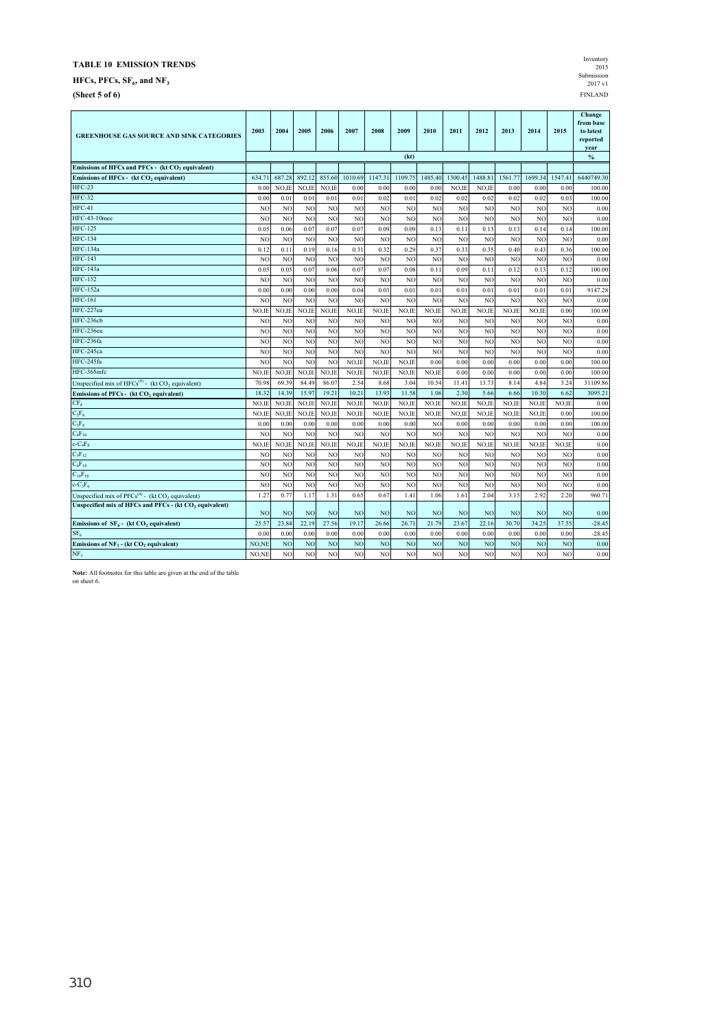**TABLE 10 EMISSION TRENDS**

**HFCs, PFCs, $SF_6$, and $NF_3$**

**(Sheet 5 of 6)**

Inventory 2015
Submission 2017 v1
FINLAND

| GREENHOUSE GAS SOURCE AND SINK CATEGORIES | 2003 | 2004 | 2005 | 2006 | 2007 | 2008 | 2009 | 2010 | 2011 | 2012 | 2013 | 2014 | 2015 | Change from base to latest reported year |
|---|---|---|---|---|---|---|---|---|---|---|---|---|---|---|
| | (kt) | | | | | | | | | | | | | % |
| **Emissions of HFCs and PFCs - (kt $CO_2$ equivalent)** | | | | | | | | | | | | | | |
| **Emissions of HFCs - (kt $CO_2$ equivalent)** | 634.71 | 687.28 | 892.12 | 855.60 | 1010.69 | 1147.31 | 1109.75 | 1485.40 | 1300.45 | 1488.81 | 1561.77 | 1699.34 | 1547.41 | 6440749.30 |
| HFC-23 | 0.00 | NO,IE | NO,IE | NO,IE | 0.00 | 0.00 | 0.00 | 0.00 | NO,IE | NO,IE | 0.00 | 0.00 | 0.00 | 100.00 |
| HFC-32 | 0.00 | 0.01 | 0.01 | 0.01 | 0.01 | 0.02 | 0.01 | 0.02 | 0.02 | 0.02 | 0.02 | 0.02 | 0.03 | 100.00 |
| HFC-41 | NO | NO | NO | NO | NO | NO | NO | NO | NO | NO | NO | NO | NO | 0.00 |
| HFC-43-10mee | NO | NO | NO | NO | NO | NO | NO | NO | NO | NO | NO | NO | NO | 0.00 |
| HFC-125 | 0.05 | 0.06 | 0.07 | 0.07 | 0.07 | 0.09 | 0.09 | 0.13 | 0.11 | 0.13 | 0.13 | 0.14 | 0.14 | 100.00 |
| HFC-134 | NO | NO | NO | NO | NO | NO | NO | NO | NO | NO | NO | NO | NO | 0.00 |
| HFC-134a | 0.12 | 0.11 | 0.19 | 0.16 | 0.31 | 0.32 | 0.29 | 0.37 | 0.33 | 0.35 | 0.40 | 0.43 | 0.36 | 100.00 |
| HFC-143 | NO | NO | NO | NO | NO | NO | NO | NO | NO | NO | NO | NO | NO | 0.00 |
| HFC-143a | 0.05 | 0.05 | 0.07 | 0.06 | 0.07 | 0.07 | 0.08 | 0.11 | 0.09 | 0.11 | 0.12 | 0.13 | 0.12 | 100.00 |
| HFC-152 | NO | NO | NO | NO | NO | NO | NO | NO | NO | NO | NO | NO | NO | 0.00 |
| HFC-152a | 0.00 | 0.00 | 0.00 | 0.00 | 0.04 | 0.03 | 0.01 | 0.01 | 0.01 | 0.01 | 0.01 | 0.01 | 0.01 | 9147.28 |
| HFC-161 | NO | NO | NO | NO | NO | NO | NO | NO | NO | NO | NO | NO | NO | 0.00 |
| HFC-227ea | NO,IE | NO,IE | NO,IE | NO,IE | NO,IE | NO,IE | NO,IE | NO,IE | NO,IE | NO,IE | NO,IE | NO,IE | 0.00 | 100.00 |
| HFC-236cb | NO | NO | NO | NO | NO | NO | NO | NO | NO | NO | NO | NO | NO | 0.00 |
| HFC-236ea | NO | NO | NO | NO | NO | NO | NO | NO | NO | NO | NO | NO | NO | 0.00 |
| HFC-236fa | NO | NO | NO | NO | NO | NO | NO | NO | NO | NO | NO | NO | NO | 0.00 |
| HFC-245ca | NO | NO | NO | NO | NO | NO | NO | NO | NO | NO | NO | NO | NO | 0.00 |
| HFC-245fa | NO | NO | NO | NO | NO,IE | NO,IE | NO,IE | 0.00 | 0.00 | 0.00 | 0.00 | 0.00 | 0.00 | 100.00 |
| HFC-365mfc | NO,IE | NO,IE | NO,IE | NO,IE | NO,IE | NO,IE | NO,IE | NO,IE | 0.00 | 0.00 | 0.00 | 0.00 | 0.00 | 100.00 |
| Unspecified mix of HFCs[4] - (kt $CO_2$ equivalent) | 70.98 | 69.39 | 84.49 | 86.07 | 2.54 | 8.68 | 3.04 | 10.54 | 11.41 | 13.73 | 8.14 | 4.84 | 3.24 | 31109.86 |
| **Emissions of PFCs - (kt $CO_2$ equivalent)** | 18.32 | 14.39 | 15.97 | 19.21 | 10.21 | 13.93 | 11.58 | 1.06 | 2.30 | 5.66 | 6.66 | 10.30 | 6.62 | 3095.21 |
| $CF_4$ | NO,IE | NO,IE | NO,IE | NO,IE | NO,IE | NO,IE | NO,IE | NO,IE | NO,IE | NO,IE | NO,IE | NO,IE | NO,IE | 0.00 |
| $C_2F_6$ | NO,IE | NO,IE | NO,IE | NO,IE | NO,IE | NO,IE | NO,IE | NO,IE | NO,IE | NO,IE | NO,IE | NO,IE | 0.00 | 100.00 |
| $C_3F_8$ | 0.00 | 0.00 | 0.00 | 0.00 | 0.00 | 0.00 | 0.00 | NO | 0.00 | 0.00 | 0.00 | 0.00 | 0.00 | 100.00 |
| $C_4F_{10}$ | NO | NO | NO | NO | NO | NO | NO | NO | NO | NO | NO | NO | NO | 0.00 |
| $c\text{-}C_4F_8$ | NO,IE | NO,IE | NO,IE | NO,IE | NO,IE | NO,IE | NO,IE | NO,IE | NO,IE | NO,IE | NO,IE | NO,IE | NO,IE | 0.00 |
| $C_5F_{12}$ | NO | NO | NO | NO | NO | NO | NO | NO | NO | NO | NO | NO | NO | 0.00 |
| $C_6F_{14}$ | NO | NO | NO | NO | NO | NO | NO | NO | NO | NO | NO | NO | NO | 0.00 |
| $C_{10}F_{18}$ | NO | NO | NO | NO | NO | NO | NO | NO | NO | NO | NO | NO | NO | 0.00 |
| $c\text{-}C_3F_6$ | NO | NO | NO | NO | NO | NO | NO | NO | NO | NO | NO | NO | NO | 0.00 |
| Unspecified mix of PFCs[4] - (kt $CO_2$ equivalent) | 1.27 | 0.77 | 1.17 | 1.31 | 0.65 | 0.67 | 1.41 | 1.06 | 1.61 | 2.04 | 3.15 | 2.92 | 2.20 | 960.71 |
| **Unspecified mix of HFCs and PFCs - (kt $CO_2$ equivalent)** | NO | NO | NO | NO | NO | NO | NO | NO | NO | NO | NO | NO | NO | 0.00 |
| **Emissions of $SF_6$ - (kt $CO_2$ equivalent)** | 25.57 | 23.84 | 22.19 | 27.56 | 19.17 | 26.66 | 26.71 | 21.79 | 23.67 | 22.16 | 30.70 | 34.25 | 37.55 | -28.45 |
| $SF_6$ | 0.00 | 0.00 | 0.00 | 0.00 | 0.00 | 0.00 | 0.00 | 0.00 | 0.00 | 0.00 | 0.00 | 0.00 | 0.00 | -28.45 |
| **Emissions of $NF_3$ - (kt $CO_2$ equivalent)** | NO,NE | NO | NO | NO | NO | NO | NO | NO | NO | NO | NO | NO | NO | 0.00 |
| $NF_3$ | NO,NE | NO | NO | NO | NO | NO | NO | NO | NO | NO | NO | NO | NO | 0.00 |

**Note:** All footnotes for this table are given at the end of the table on sheet 6.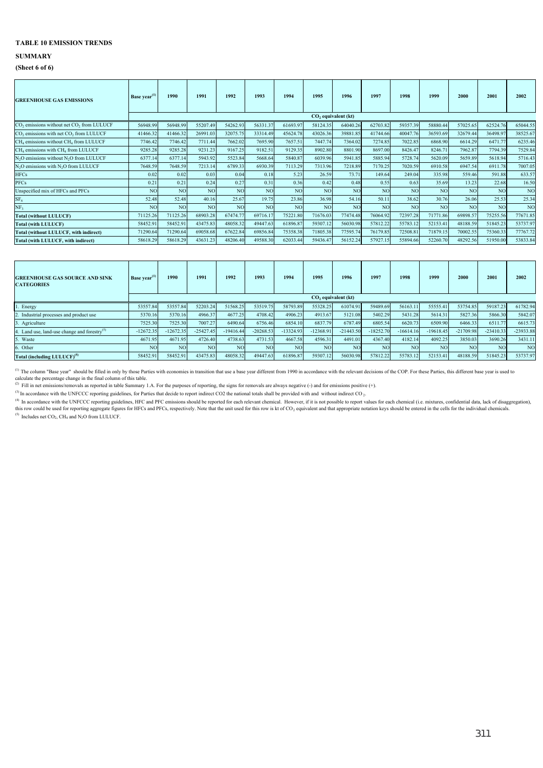**TABLE 10 EMISSION TRENDS**

**SUMMARY**

**(Sheet 6 of 6)**

| GREENHOUSE GAS EMISSIONS | Base year[(1)] | 1990 | 1991 | 1992 | 1993 | 1994 | 1995 | 1996 | 1997 | 1998 | 1999 | 2000 | 2001 | 2002 |
|---|---|---|---|---|---|---|---|---|---|---|---|---|---|---|
| | $CO_2$ equivalent (kt) | | | | | | | | | | | | | |
| $CO_2$ emissions without net $CO_2$ from LULUCF | 56948.99 | 56948.99 | 55207.49 | 54262.93 | 56331.37 | 61693.97 | 58124.35 | 64040.26 | 62703.82 | 59357.39 | 58880.44 | 57025.65 | 62524.76 | 65044.55 |
| $CO_2$ emissions with net $CO_2$ from LULUCF | 41466.32 | 41466.32 | 26991.03 | 32075.75 | 33314.49 | 45624.78 | 43026.36 | 39881.85 | 41744.66 | 40047.76 | 36593.69 | 32679.44 | 36498.97 | 38525.67 |
| $CH_4$ emissions without $CH_4$ from LULUCF | 7746.42 | 7746.42 | 7711.44 | 7662.02 | 7695.90 | 7657.51 | 7447.74 | 7364.02 | 7274.85 | 7022.85 | 6868.90 | 6614.29 | 6471.77 | 6235.46 |
| $CH_4$ emissions with $CH_4$ from LULUCF | 9285.28 | 9285.28 | 9231.23 | 9167.25 | 9182.51 | 9129.35 | 8902.80 | 8801.90 | 8697.00 | 8426.47 | 8246.71 | 7962.87 | 7794.39 | 7529.84 |
| $N_2O$ emissions without $N_2O$ from LULUCF | 6377.14 | 6377.14 | 5943.92 | 5523.84 | 5668.64 | 5840.87 | 6039.96 | 5941.85 | 5885.94 | 5728.74 | 5620.09 | 5659.89 | 5618.94 | 5716.43 |
| $N_2O$ emissions with $N_2O$ from LULUCF | 7648.59 | 7648.59 | 7213.14 | 6789.33 | 6930.39 | 7113.29 | 7313.96 | 7218.89 | 7170.25 | 7020.59 | 6910.58 | 6947.54 | 6911.78 | 7007.05 |
| HFCs | 0.02 | 0.02 | 0.03 | 0.04 | 0.18 | 5.23 | 26.59 | 73.71 | 149.64 | 249.04 | 335.98 | 559.46 | 591.88 | 633.57 |
| PFCs | 0.21 | 0.21 | 0.24 | 0.27 | 0.31 | 0.36 | 0.42 | 0.48 | 0.55 | 0.63 | 35.69 | 13.23 | 22.68 | 16.50 |
| Unspecified mix of HFCs and PFCs | NO | NO | NO | NO | NO | NO | NO | NO | NO | NO | NO | NO | NO | NO |
| $SF_6$ | 52.48 | 52.48 | 40.16 | 25.67 | 19.75 | 23.86 | 36.98 | 54.16 | 50.11 | 38.62 | 30.76 | 26.06 | 25.53 | 25.34 |
| $NF_3$ | NO | NO | NO | NO | NO | NO | NO | NO | NO | NO | NO | NO | NO | NO |
| **Total (without LULUCF)** | 71125.26 | 71125.26 | 68903.28 | 67474.77 | 69716.17 | 75221.80 | 71676.03 | 77474.48 | 76064.92 | 72397.28 | 71771.86 | 69898.57 | 75255.56 | 77671.85 |
| **Total (with LULUCF)** | 58452.91 | 58452.91 | 43475.83 | 48058.32 | 49447.63 | 61896.87 | 59307.12 | 56030.98 | 57812.22 | 55783.12 | 52153.41 | 48188.59 | 51845.23 | 53737.97 |
| **Total (without LULUCF, with indirect)** | 71290.64 | 71290.64 | 69058.68 | 67622.84 | 69856.84 | 75358.38 | 71805.38 | 77595.74 | 76179.85 | 72508.81 | 71879.15 | 70002.55 | 75360.33 | 77767.72 |
| **Total (with LULUCF, with indirect)** | 58618.29 | 58618.29 | 43631.23 | 48206.40 | 49588.30 | 62033.44 | 59436.47 | 56152.24 | 57927.15 | 55894.66 | 52260.70 | 48292.56 | 51950.00 | 53833.84 |

| GREENHOUSE GAS SOURCE AND SINK CATEGORIES | Base year[(1)] | 1990 | 1991 | 1992 | 1993 | 1994 | 1995 | 1996 | 1997 | 1998 | 1999 | 2000 | 2001 | 2002 |
|---|---|---|---|---|---|---|---|---|---|---|---|---|---|---|
| | $CO_2$ equivalent (kt) | | | | | | | | | | | | | |
| 1. Energy | 53557.84 | 53557.84 | 52203.24 | 51568.25 | 53519.75 | 58793.89 | 55328.25 | 61074.91 | 59489.69 | 56163.11 | 55555.41 | 53754.85 | 59187.23 | 61782.94 |
| 2. Industrial processes and product use | 5370.16 | 5370.16 | 4966.37 | 4677.25 | 4708.42 | 4906.23 | 4913.67 | 5121.08 | 5402.29 | 5431.28 | 5614.31 | 5827.36 | 5866.30 | 5842.07 |
| 3. Agriculture | 7525.30 | 7525.30 | 7007.27 | 6490.64 | 6756.46 | 6854.10 | 6837.79 | 6787.49 | 6805.54 | 6620.73 | 6509.90 | 6466.33 | 6511.77 | 6615.73 |
| 4. Land use, land-use change and forestry[(5)] | -12672.35 | -12672.35 | -25427.45 | -19416.44 | -20268.53 | -13324.93 | -12368.91 | -21443.50 | -18252.70 | -16614.16 | -19618.45 | -21709.98 | -23410.33 | -23933.88 |
| 5. Waste | 4671.95 | 4671.95 | 4726.40 | 4738.63 | 4731.53 | 4667.58 | 4596.31 | 4491.01 | 4367.40 | 4182.14 | 4092.25 | 3850.03 | 3690.26 | 3431.11 |
| 6. Other | NO | NO | NO | NO | NO | NO | NO | NO | NO | NO | NO | NO | NO | NO |
| **Total (including LULUCF)[(5)]** | 58452.91 | 58452.91 | 43475.83 | 48058.32 | 49447.63 | 61896.87 | 59307.12 | 56030.98 | 57812.22 | 55783.12 | 52153.41 | 48188.59 | 51845.23 | 53737.97 |

[(1)] The column "Base year" should be filled in only by those Parties with economies in transition that use a base year different from 1990 in accordance with the relevant decisions of the COP. For these Parties, this different base year is used to calculate the percentage change in the final column of this table.

[(2)] Fill in net emissions/removals as reported in table Summary 1.A. For the purposes of reporting, the signs for removals are always negative (-) and for emissions positive (+).

[(3)] In accordance with the UNFCCC reporting guidelines, for Parties that decide to report indirect CO2 the national totals shall be provided with and without indirect $CO_2$.

[(4)] In accordance with the UNFCCC reporting guidelines, HFC and PFC emissions should be reported for each relevant chemical. However, if it is not possible to report values for each chemical (i.e. mixtures, confidential data, lack of disaggregation), this row could be used for reporting aggregate figures for HFCs and PFCs, respectively. Note that the unit used for this row is kt of $CO_2$ equivalent and that appropriate notation keys should be entered in the cells for the individual chemicals.

[(5)] Includes net $CO_2$, $CH_4$ and $N_2O$ from LULUCF.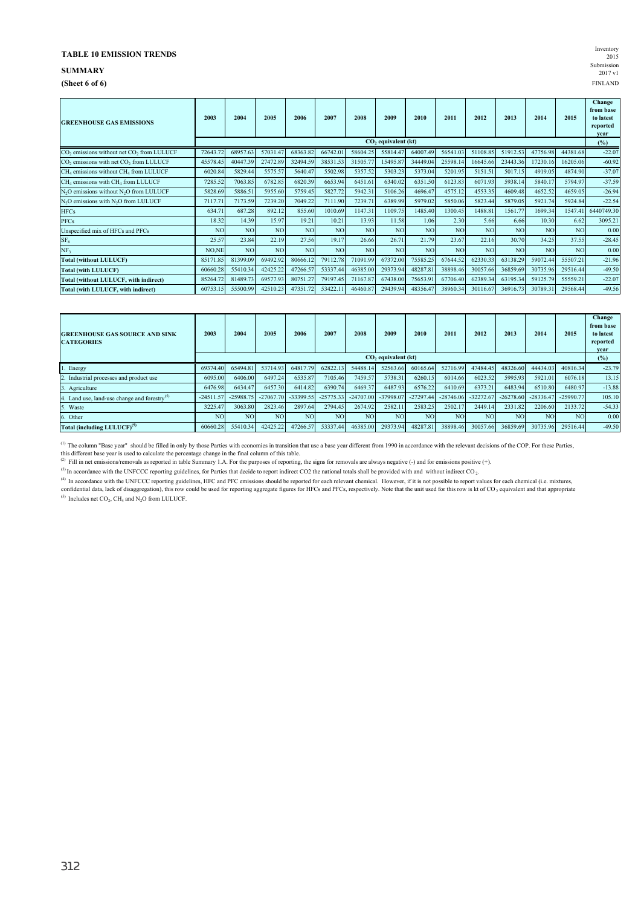**TABLE 10 EMISSION TRENDS**

**SUMMARY**

**(Sheet 6 of 6)**

Inventory 2015
Submission 2017 v1
FINLAND

| GREENHOUSE GAS EMISSIONS | 2003 | 2004 | 2005 | 2006 | 2007 | 2008 | 2009 | 2010 | 2011 | 2012 | 2013 | 2014 | 2015 | Change from base to latest reported year |
|---|---|---|---|---|---|---|---|---|---|---|---|---|---|---|
| | $CO_2$ equivalent (kt) | | | | | | | | | | | | | (%) |
| $CO_2$ emissions without net $CO_2$ from LULUCF | 72643.72 | 68957.63 | 57031.47 | 68363.82 | 66742.01 | 58604.25 | 55814.47 | 64007.49 | 56541.03 | 51108.85 | 51912.53 | 47756.98 | 44381.68 | -22.07 |
| $CO_2$ emissions with net $CO_2$ from LULUCF | 45578.45 | 40447.39 | 27472.89 | 32494.59 | 38531.53 | 31505.77 | 15495.87 | 34449.04 | 25598.14 | 16645.66 | 23443.36 | 17230.16 | 16205.06 | -60.92 |
| $CH_4$ emissions without $CH_4$ from LULUCF | 6020.84 | 5829.44 | 5575.57 | 5640.47 | 5502.98 | 5357.52 | 5303.23 | 5373.04 | 5201.95 | 5151.51 | 5017.15 | 4919.05 | 4874.90 | -37.07 |
| $CH_4$ emissions with $CH_4$ from LULUCF | 7285.52 | 7063.85 | 6782.85 | 6820.39 | 6653.94 | 6451.61 | 6340.02 | 6351.50 | 6123.83 | 6071.93 | 5938.14 | 5840.17 | 5794.97 | -37.59 |
| $N_2O$ emissions without $N_2O$ from LULUCF | 5828.69 | 5886.51 | 5955.60 | 5759.45 | 5827.72 | 5942.31 | 5106.26 | 4696.47 | 4575.12 | 4553.35 | 4609.48 | 4652.52 | 4659.05 | -26.94 |
| $N_2O$ emissions with $N_2O$ from LULUCF | 7117.71 | 7173.59 | 7239.20 | 7049.22 | 7111.90 | 7239.71 | 6389.99 | 5979.02 | 5850.06 | 5823.44 | 5879.05 | 5921.74 | 5924.84 | -22.54 |
| HFCs | 634.71 | 687.28 | 892.12 | 855.60 | 1010.69 | 1147.31 | 1109.75 | 1485.40 | 1300.45 | 1488.81 | 1561.77 | 1699.34 | 1547.41 | 6440749.30 |
| PFCs | 18.32 | 14.39 | 15.97 | 19.21 | 10.21 | 13.93 | 11.58 | 1.06 | 2.30 | 5.66 | 6.66 | 10.30 | 6.62 | 3095.21 |
| Unspecified mix of HFCs and PFCs | NO | NO | NO | NO | NO | NO | NO | NO | NO | NO | NO | NO | NO | 0.00 |
| $SF_6$ | 25.57 | 23.84 | 22.19 | 27.56 | 19.17 | 26.66 | 26.71 | 21.79 | 23.67 | 22.16 | 30.70 | 34.25 | 37.55 | -28.45 |
| $NF_3$ | NO,NE | NO | NO | NO | NO | NO | NO | NO | NO | NO | NO | NO | NO | 0.00 |
| **Total (without LULUCF)** | 85171.85 | 81399.09 | 69492.92 | 80666.12 | 79112.78 | 71091.99 | 67372.00 | 75585.25 | 67644.52 | 62330.33 | 63138.29 | 59072.44 | 55507.21 | -21.96 |
| **Total (with LULUCF)** | 60660.28 | 55410.34 | 42425.22 | 47266.57 | 53337.44 | 46385.00 | 29373.94 | 48287.81 | 38898.46 | 30057.66 | 36859.69 | 30735.96 | 29516.44 | -49.50 |
| **Total (without LULUCF, with indirect)** | 85264.72 | 81489.73 | 69577.93 | 80751.27 | 79197.45 | 71167.87 | 67438.00 | 75653.91 | 67706.40 | 62389.34 | 63195.34 | 59125.79 | 55559.21 | -22.07 |
| **Total (with LULUCF, with indirect)** | 60753.15 | 55500.99 | 42510.23 | 47351.72 | 53422.11 | 46460.87 | 29439.94 | 48356.47 | 38960.34 | 30116.67 | 36916.73 | 30789.31 | 29568.44 | -49.56 |

| GREENHOUSE GAS SOURCE AND SINK CATEGORIES | 2003 | 2004 | 2005 | 2006 | 2007 | 2008 | 2009 | 2010 | 2011 | 2012 | 2013 | 2014 | 2015 | Change from base to latest reported year |
|---|---|---|---|---|---|---|---|---|---|---|---|---|---|---|
| | $CO_2$ equivalent (kt) | | | | | | | | | | | | | (%) |
| 1. Energy | 69374.40 | 65494.81 | 53714.93 | 64817.79 | 62822.13 | 54488.14 | 52563.66 | 60165.64 | 52716.99 | 47484.45 | 48326.60 | 44434.03 | 40816.34 | -23.79 |
| 2. Industrial processes and product use | 6095.00 | 6406.00 | 6497.24 | 6535.87 | 7105.46 | 7459.57 | 5738.31 | 6260.15 | 6014.66 | 6023.52 | 5995.93 | 5921.01 | 6076.18 | 13.15 |
| 3. Agriculture | 6476.98 | 6434.47 | 6457.30 | 6414.82 | 6390.74 | 6469.37 | 6487.93 | 6576.22 | 6410.69 | 6373.21 | 6483.94 | 6510.80 | 6480.97 | -13.88 |
| 4. Land use, land-use change and forestry[5] | -24511.57 | -25988.75 | -27067.70 | -33399.55 | -25775.33 | -24707.00 | -37998.07 | -27297.44 | -28746.06 | -32272.67 | -26278.60 | -28336.47 | -25990.77 | 105.10 |
| 5. Waste | 3225.47 | 3063.80 | 2823.46 | 2897.64 | 2794.45 | 2674.92 | 2582.11 | 2583.25 | 2502.17 | 2449.14 | 2331.82 | 2206.60 | 2133.72 | -54.33 |
| 6. Other | NO | NO | NO | NO | NO | NO | NO | NO | NO | NO | NO | NO | NO | 0.00 |
| **Total (including LULUCF)[5]** | 60660.28 | 55410.34 | 42425.22 | 47266.57 | 53337.44 | 46385.00 | 29373.94 | 48287.81 | 38898.46 | 30057.66 | 36859.69 | 30735.96 | 29516.44 | -49.50 |

[1] The column "Base year" should be filled in only by those Parties with economies in transition that use a base year different from 1990 in accordance with the relevant decisions of the COP. For these Parties, this different base year is used to calculate the percentage change in the final column of this table.

[2] Fill in net emissions/removals as reported in table Summary 1.A. For the purposes of reporting, the signs for removals are always negative (-) and for emissions positive (+).

[3] In accordance with the UNFCCC reporting guidelines, for Parties that decide to report indirect CO2 the national totals shall be provided with and without indirect $CO_2$.

[4] In accordance with the UNFCCC reporting guidelines, HFC and PFC emissions should be reported for each relevant chemical. However, if it is not possible to report values for each chemical (i.e. mixtures, confidential data, lack of disaggregation), this row could be used for reporting aggregate figures for HFCs and PFCs, respectively. Note that the unit used for this row is kt of $CO_2$ equivalent and that appropriate

[5] Includes net $CO_2$, $CH_4$ and $N_2O$ from LULUCF.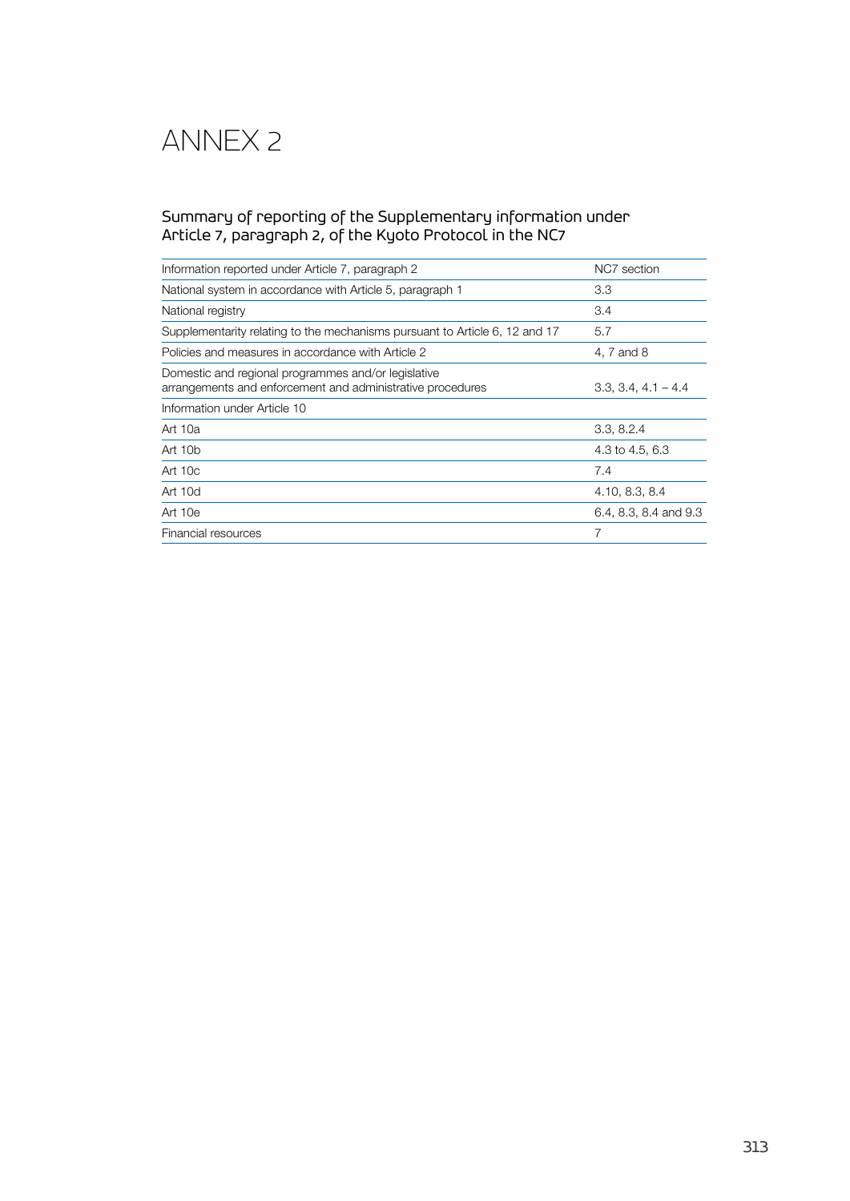# ANNEX 2

## Summary of reporting of the Supplementary information under Article 7, paragraph 2, of the Kyoto Protocol in the NC7

| Information reported under Article 7, paragraph 2 | NC7 section |
|---|---|
| National system in accordance with Article 5, paragraph 1 | 3.3 |
| National registry | 3.4 |
| Supplementarity relating to the mechanisms pursuant to Article 6, 12 and 17 | 5.7 |
| Policies and measures in accordance with Article 2 | 4, 7 and 8 |
| Domestic and regional programmes and/or legislative arrangements and enforcement and administrative procedures | 3.3, 3.4, 4.1 – 4.4 |
| Information under Article 10 | |
| Art 10a | 3.3, 8.2.4 |
| Art 10b | 4.3 to 4.5, 6.3 |
| Art 10c | 7.4 |
| Art 10d | 4.10, 8.3, 8.4 |
| Art 10e | 6.4, 8.3, 8.4 and 9.3 |
| Financial resources | 7 |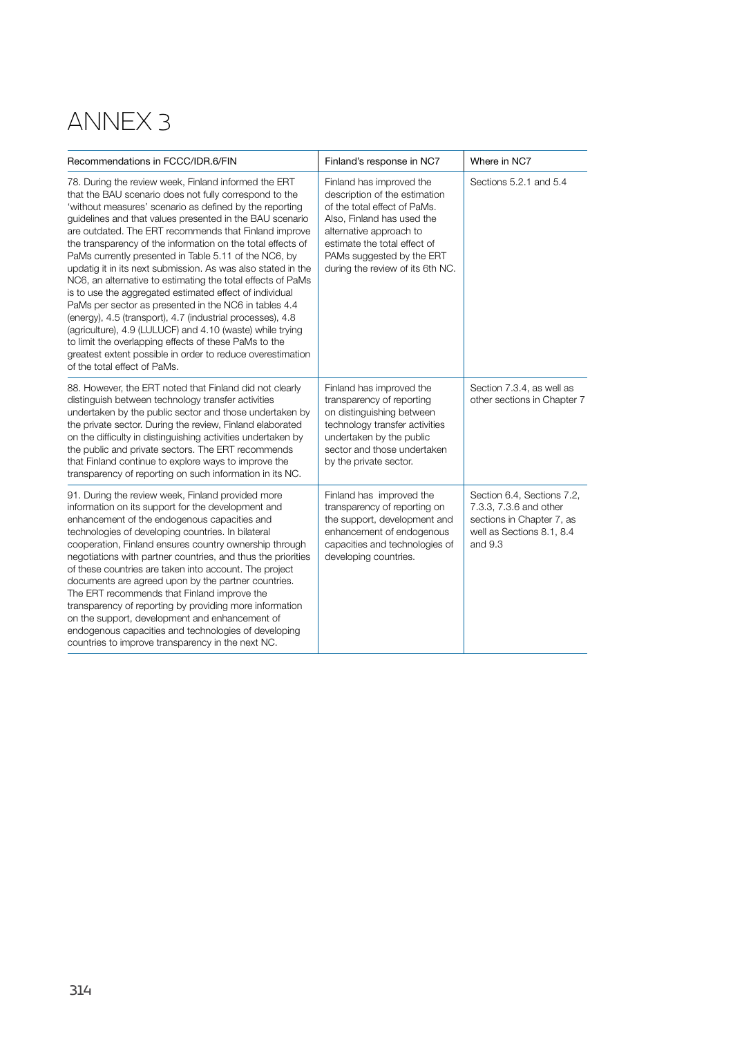# ANNEX 3

| Recommendations in FCCC/IDR.6/FIN | Finland's response in NC7 | Where in NC7 |
| --- | --- | --- |
| 78. During the review week, Finland informed the ERT that the BAU scenario does not fully correspond to the 'without measures' scenario as defined by the reporting guidelines and that values presented in the BAU scenario are outdated. The ERT recommends that Finland improve the transparency of the information on the total effects of PaMs currently presented in Table 5.11 of the NC6, by updatig it in its next submission. As was also stated in the NC6, an alternative to estimating the total effects of PaMs is to use the aggregated estimated effect of individual PaMs per sector as presented in the NC6 in tables 4.4 (energy), 4.5 (transport), 4.7 (industrial processes), 4.8 (agriculture), 4.9 (LULUCF) and 4.10 (waste) while trying to limit the overlapping effects of these PaMs to the greatest extent possible in order to reduce overestimation of the total effect of PaMs. | Finland has improved the description of the estimation of the total effect of PaMs. Also, Finland has used the alternative approach to estimate the total effect of PAMs suggested by the ERT during the review of its 6th NC. | Sections 5.2.1 and 5.4 |
| 88. However, the ERT noted that Finland did not clearly distinguish between technology transfer activities undertaken by the public sector and those undertaken by the private sector. During the review, Finland elaborated on the difficulty in distinguishing activities undertaken by the public and private sectors. The ERT recommends that Finland continue to explore ways to improve the transparency of reporting on such information in its NC. | Finland has improved the transparency of reporting on distinguishing between technology transfer activities undertaken by the public sector and those undertaken by the private sector. | Section 7.3.4, as well as other sections in Chapter 7 |
| 91. During the review week, Finland provided more information on its support for the development and enhancement of the endogenous capacities and technologies of developing countries. In bilateral cooperation, Finland ensures country ownership through negotiations with partner countries, and thus the priorities of these countries are taken into account. The project documents are agreed upon by the partner countries. The ERT recommends that Finland improve the transparency of reporting by providing more information on the support, development and enhancement of endogenous capacities and technologies of developing countries to improve transparency in the next NC. | Finland has improved the transparency of reporting on the support, development and enhancement of endogenous capacities and technologies of developing countries. | Section 6.4, Sections 7.2, 7.3.3, 7.3.6 and other sections in Chapter 7, as well as Sections 8.1, 8.4 and 9.3 |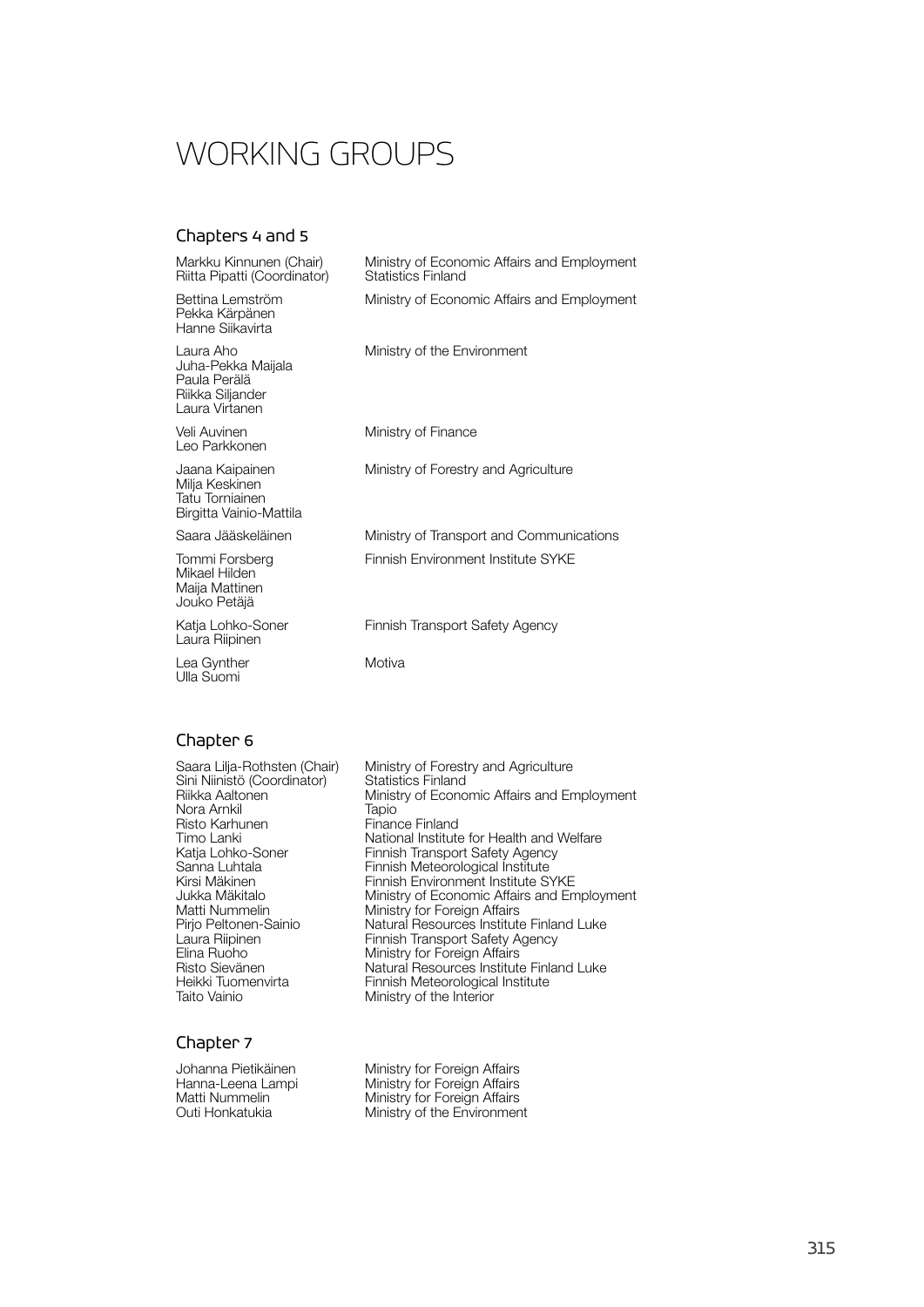# WORKING GROUPS

## Chapters 4 and 5

| | |
|---|---|
| Markku Kinnunen (Chair)<br>Riitta Pipatti (Coordinator) | Ministry of Economic Affairs and Employment<br>Statistics Finland |
| Bettina Lemström<br>Pekka Kärpänen<br>Hanne Siikavirta | Ministry of Economic Affairs and Employment |
| Laura Aho<br>Juha-Pekka Maijala<br>Paula Perälä<br>Riikka Siljander<br>Laura Virtanen | Ministry of the Environment |
| Veli Auvinen<br>Leo Parkkonen | Ministry of Finance |
| Jaana Kaipainen<br>Milja Keskinen<br>Tatu Torniainen<br>Birgitta Vainio-Mattila | Ministry of Forestry and Agriculture |
| Saara Jääskeläinen | Ministry of Transport and Communications |
| Tommi Forsberg<br>Mikael Hilden<br>Maija Mattinen<br>Jouko Petäjä | Finnish Environment Institute SYKE |
| Katja Lohko-Soner<br>Laura Riipinen | Finnish Transport Safety Agency |
| Lea Gynther<br>Ulla Suomi | Motiva |

## Chapter 6

| | |
|---|---|
| Saara Lilja-Rothsten (Chair) | Ministry of Forestry and Agriculture |
| Sini Niinistö (Coordinator) | Statistics Finland |
| Riikka Aaltonen | Ministry of Economic Affairs and Employment |
| Nora Arnkil | Tapio |
| Risto Karhunen | Finance Finland |
| Timo Lanki | National Institute for Health and Welfare |
| Katja Lohko-Soner | Finnish Transport Safety Agency |
| Sanna Luhtala | Finnish Meteorological Institute |
| Kirsi Mäkinen | Finnish Environment Institute SYKE |
| Jukka Mäkitalo | Ministry of Economic Affairs and Employment |
| Matti Nummelin | Ministry for Foreign Affairs |
| Pirjo Peltonen-Sainio | Natural Resources Institute Finland Luke |
| Laura Riipinen | Finnish Transport Safety Agency |
| Elina Ruoho | Ministry for Foreign Affairs |
| Risto Sievänen | Natural Resources Institute Finland Luke |
| Heikki Tuomenvirta | Finnish Meteorological Institute |
| Taito Vainio | Ministry of the Interior |

## Chapter 7

| | |
|---|---|
| Johanna Pietikäinen | Ministry for Foreign Affairs |
| Hanna-Leena Lampi | Ministry for Foreign Affairs |
| Matti Nummelin | Ministry for Foreign Affairs |
| Outi Honkatukia | Ministry of the Environment |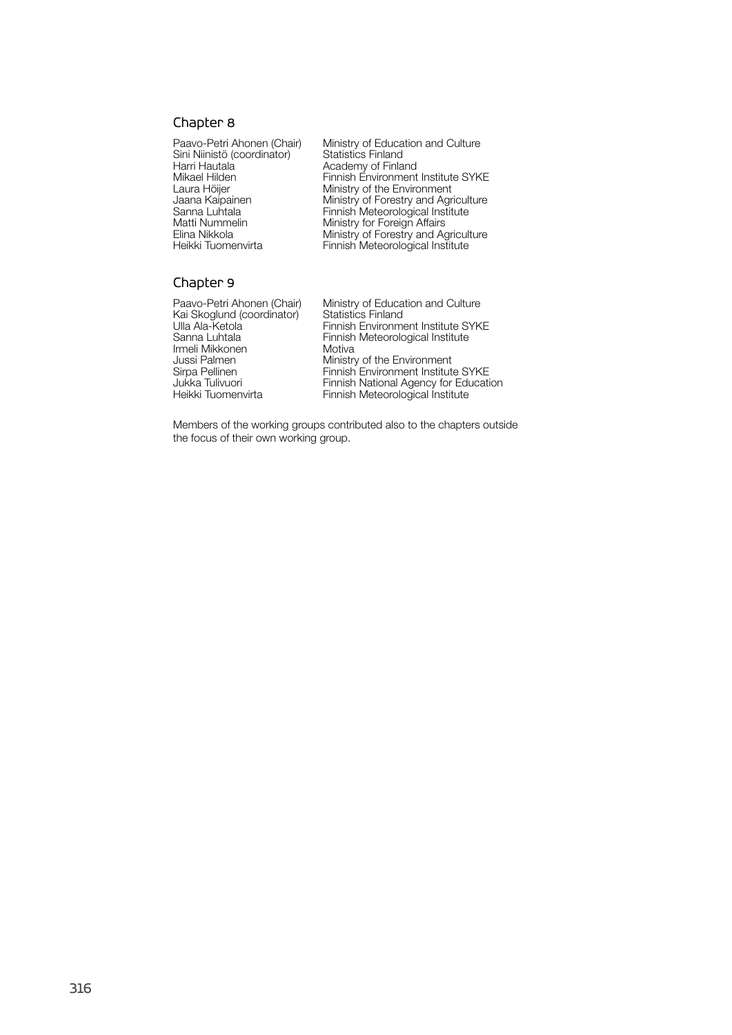## Chapter 8

| | |
|---|---|
| Paavo-Petri Ahonen (Chair) | Ministry of Education and Culture |
| Sini Niinistö (coordinator) | Statistics Finland |
| Harri Hautala | Academy of Finland |
| Mikael Hilden | Finnish Environment Institute SYKE |
| Laura Höijer | Ministry of the Environment |
| Jaana Kaipainen | Ministry of Forestry and Agriculture |
| Sanna Luhtala | Finnish Meteorological Institute |
| Matti Nummelin | Ministry for Foreign Affairs |
| Elina Nikkola | Ministry of Forestry and Agriculture |
| Heikki Tuomenvirta | Finnish Meteorological Institute |

## Chapter 9

| | |
|---|---|
| Paavo-Petri Ahonen (Chair) | Ministry of Education and Culture |
| Kai Skoglund (coordinator) | Statistics Finland |
| Ulla Ala-Ketola | Finnish Environment Institute SYKE |
| Sanna Luhtala | Finnish Meteorological Institute |
| Irmeli Mikkonen | Motiva |
| Jussi Palmen | Ministry of the Environment |
| Sirpa Pellinen | Finnish Environment Institute SYKE |
| Jukka Tulivuori | Finnish National Agency for Education |
| Heikki Tuomenvirta | Finnish Meteorological Institute |

Members of the working groups contributed also to the chapters outside the focus of their own working group.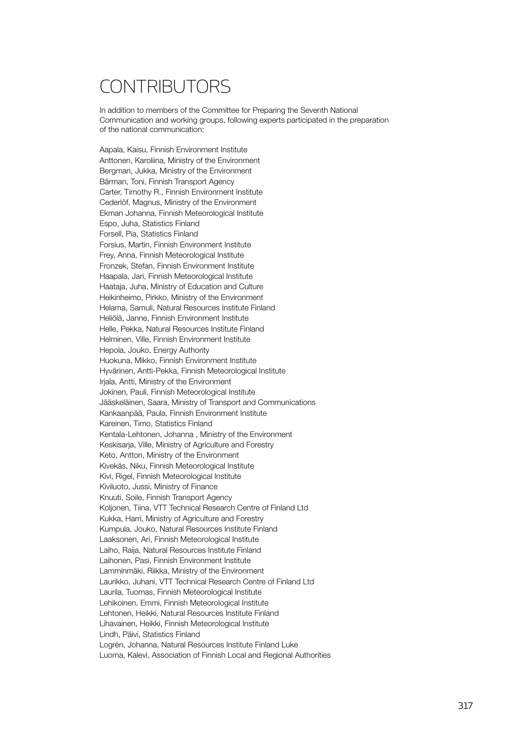# CONTRIBUTORS

In addition to members of the Committee for Preparing the Seventh National Communication and working groups, following experts participated in the preparation of the national communication:

Aapala, Kaisu, Finnish Environment Institute
Anttonen, Karoliina, Ministry of the Environment
Bergman, Jukka, Ministry of the Environment
Bärman, Toni, Finnish Transport Agency
Carter, Timothy R., Finnish Environment Institute
Cederlöf, Magnus, Ministry of the Environment
Ekman Johanna, Finnish Meteorological Institute
Espo, Juha, Statistics Finland
Forsell, Pia, Statistics Finland
Forsius, Martin, Finnish Environment Institute
Frey, Anna, Finnish Meteorological Institute
Fronzek, Stefan, Finnish Environment Institute
Haapala, Jari, Finnish Meteorological Institute
Haataja, Juha, Ministry of Education and Culture
Heikinheimo, Pirkko, Ministry of the Environment
Helama, Samuli, Natural Resources Institute Finland
Heliölä, Janne, Finnish Environment Institute
Helle, Pekka, Natural Resources Institute Finland
Helminen, Ville, Finnish Environment Institute
Hepola, Jouko, Energy Authority
Huokuna, Mikko, Finnish Environment Institute
Hyvärinen, Antti-Pekka, Finnish Meteorological Institute
Irjala, Antti, Ministry of the Environment
Jokinen, Pauli, Finnish Meteorological Institute
Jääskeläinen, Saara, Ministry of Transport and Communications
Kankaanpää, Paula, Finnish Environment Institute
Kareinen, Timo, Statistics Finland
Kentala-Lehtonen, Johanna , Ministry of the Environment
Keskisarja, Ville, Ministry of Agriculture and Forestry
Keto, Antton, Ministry of the Environment
Kivekäs, Niku, Finnish Meteorological Institute
Kivi, Rigel, Finnish Meteorological Institute
Kiviluoto, Jussi, Ministry of Finance
Knuuti, Soile, Finnish Transport Agency
Koljonen, Tiina, VTT Technical Research Centre of Finland Ltd
Kukka, Harri, Ministry of Agriculture and Forestry
Kumpula, Jouko, Natural Resources Institute Finland
Laaksonen, Ari, Finnish Meteorological Institute
Laiho, Raija, Natural Resources Institute Finland
Laihonen, Pasi, Finnish Environment Institute
Lamminmäki, Riikka, Ministry of the Environment
Laurikko, Juhani, VTT Technical Research Centre of Finland Ltd
Laurila, Tuomas, Finnish Meteorological Institute
Lehikoinen, Emmi, Finnish Meteorological Institute
Lehtonen, Heikki, Natural Resources Institute Finland
Lihavainen, Heikki, Finnish Meteorological Institute
Lindh, Päivi, Statistics Finland
Logrén, Johanna, Natural Resources Institute Finland Luke
Luoma, Kalevi, Association of Finnish Local and Regional Authorities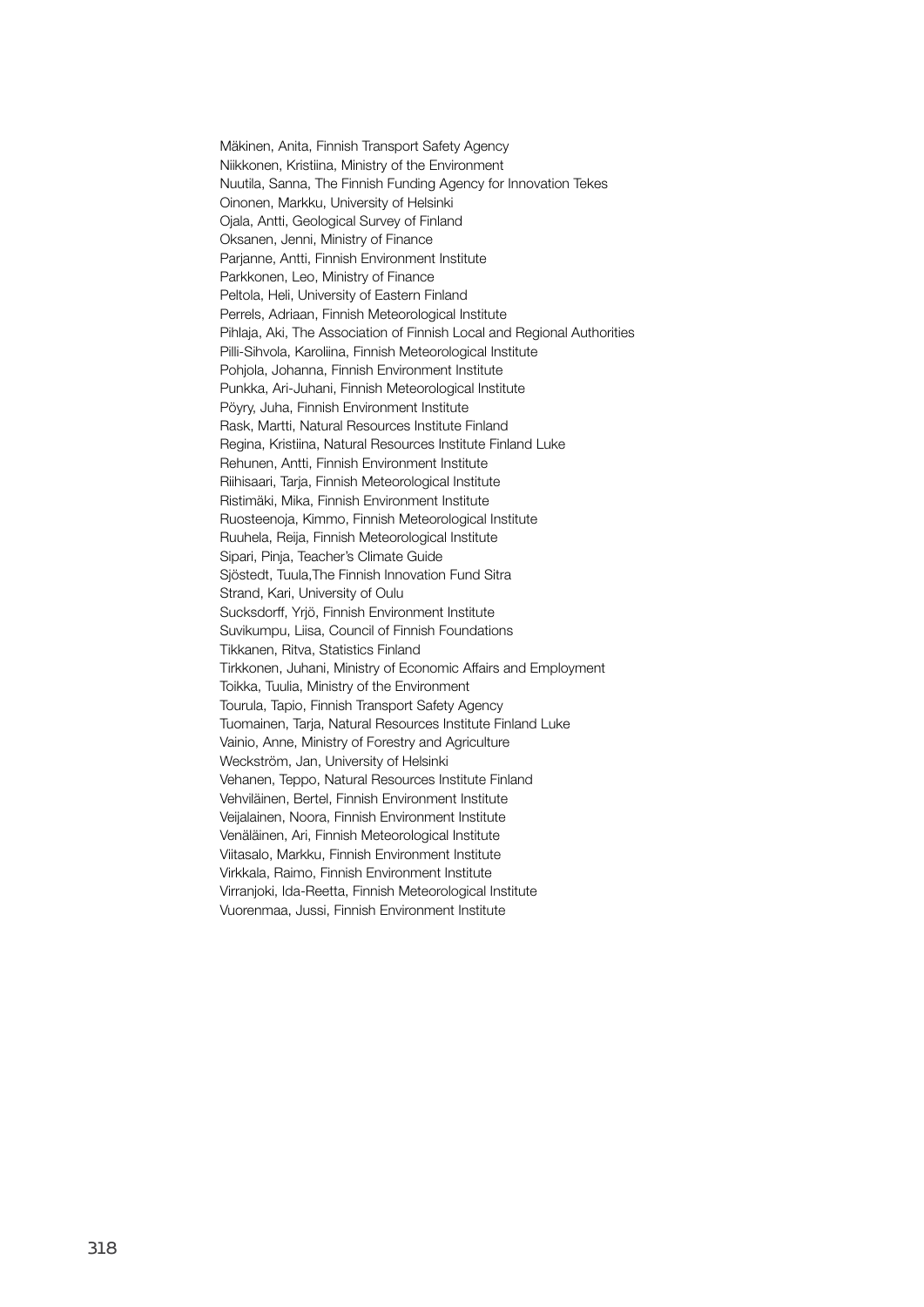Mäkinen, Anita, Finnish Transport Safety Agency
Niikkonen, Kristiina, Ministry of the Environment
Nuutila, Sanna, The Finnish Funding Agency for Innovation Tekes
Oinonen, Markku, University of Helsinki
Ojala, Antti, Geological Survey of Finland
Oksanen, Jenni, Ministry of Finance
Parjanne, Antti, Finnish Environment Institute
Parkkonen, Leo, Ministry of Finance
Peltola, Heli, University of Eastern Finland
Perrels, Adriaan, Finnish Meteorological Institute
Pihlaja, Aki, The Association of Finnish Local and Regional Authorities
Pilli-Sihvola, Karoliina, Finnish Meteorological Institute
Pohjola, Johanna, Finnish Environment Institute
Punkka, Ari-Juhani, Finnish Meteorological Institute
Pöyry, Juha, Finnish Environment Institute
Rask, Martti, Natural Resources Institute Finland
Regina, Kristiina, Natural Resources Institute Finland Luke
Rehunen, Antti, Finnish Environment Institute
Riihisaari, Tarja, Finnish Meteorological Institute
Ristimäki, Mika, Finnish Environment Institute
Ruosteenoja, Kimmo, Finnish Meteorological Institute
Ruuhela, Reija, Finnish Meteorological Institute
Sipari, Pinja, Teacher's Climate Guide
Sjöstedt, Tuula,The Finnish Innovation Fund Sitra
Strand, Kari, University of Oulu
Sucksdorff, Yrjö, Finnish Environment Institute
Suvikumpu, Liisa, Council of Finnish Foundations
Tikkanen, Ritva, Statistics Finland
Tirkkonen, Juhani, Ministry of Economic Affairs and Employment
Toikka, Tuulia, Ministry of the Environment
Tourula, Tapio, Finnish Transport Safety Agency
Tuomainen, Tarja, Natural Resources Institute Finland Luke
Vainio, Anne, Ministry of Forestry and Agriculture
Weckström, Jan, University of Helsinki
Vehanen, Teppo, Natural Resources Institute Finland
Vehviläinen, Bertel, Finnish Environment Institute
Veijalainen, Noora, Finnish Environment Institute
Venäläinen, Ari, Finnish Meteorological Institute
Viitasalo, Markku, Finnish Environment Institute
Virkkala, Raimo, Finnish Environment Institute
Virranjoki, Ida-Reetta, Finnish Meteorological Institute
Vuorenmaa, Jussi, Finnish Environment Institute